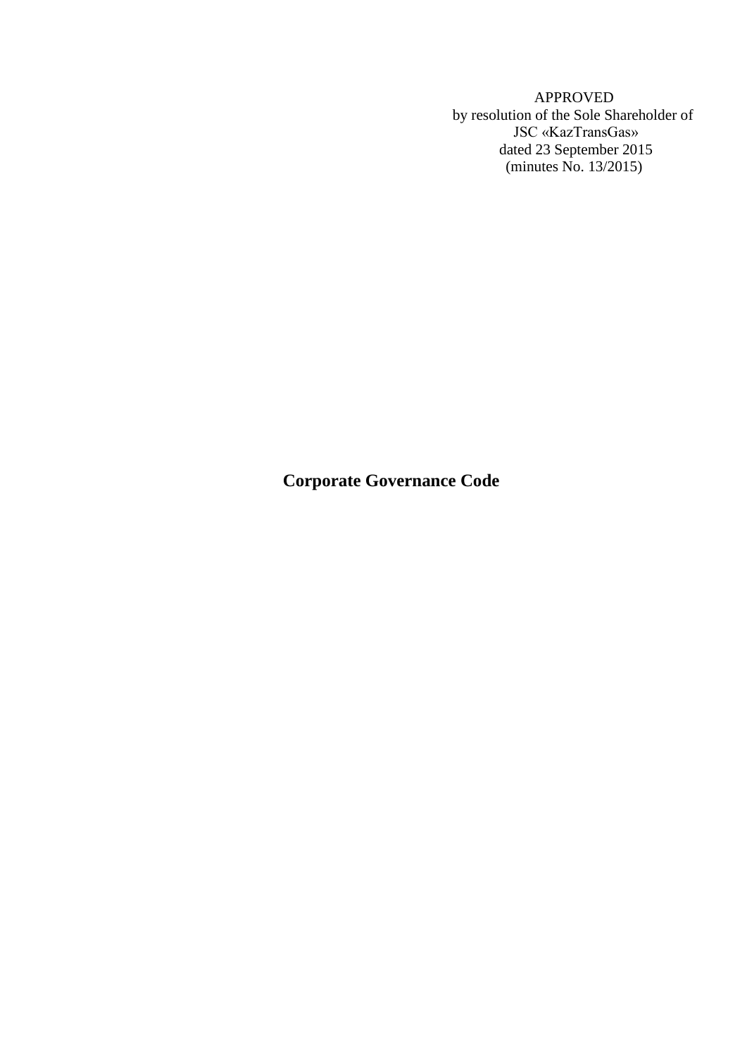APPROVED
by resolution of the Sole Shareholder of
JSC «KazTransGas»
dated 23 September 2015
(minutes No. 13/2015)

# Corporate Governance Code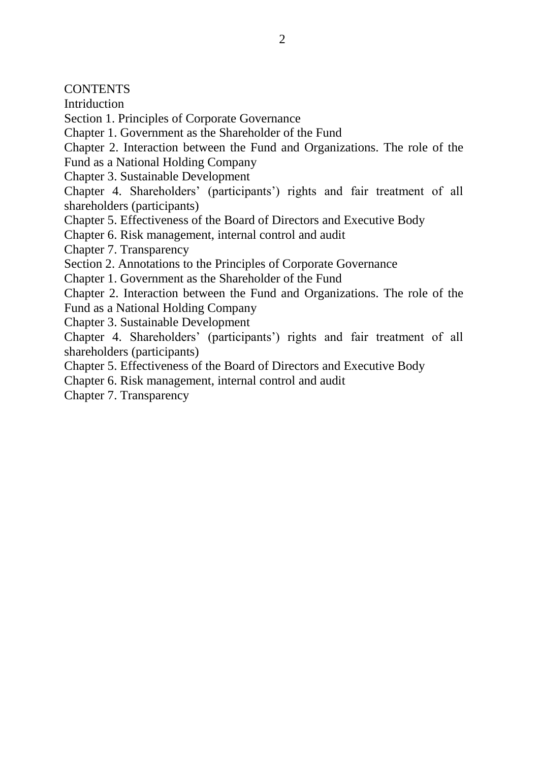CONTENTS

Intriduction

Section 1. Principles of Corporate Governance

Chapter 1. Government as the Shareholder of the Fund

Chapter 2. Interaction between the Fund and Organizations. The role of the Fund as a National Holding Company

Chapter 3. Sustainable Development

Chapter 4. Shareholders' (participants') rights and fair treatment of all shareholders (participants)

Chapter 5. Effectiveness of the Board of Directors and Executive Body

Chapter 6. Risk management, internal control and audit

Chapter 7. Transparency

Section 2. Annotations to the Principles of Corporate Governance

Chapter 1. Government as the Shareholder of the Fund

Chapter 2. Interaction between the Fund and Organizations. The role of the Fund as a National Holding Company

Chapter 3. Sustainable Development

Chapter 4. Shareholders' (participants') rights and fair treatment of all shareholders (participants)

Chapter 5. Effectiveness of the Board of Directors and Executive Body

Chapter 6. Risk management, internal control and audit

Chapter 7. Transparency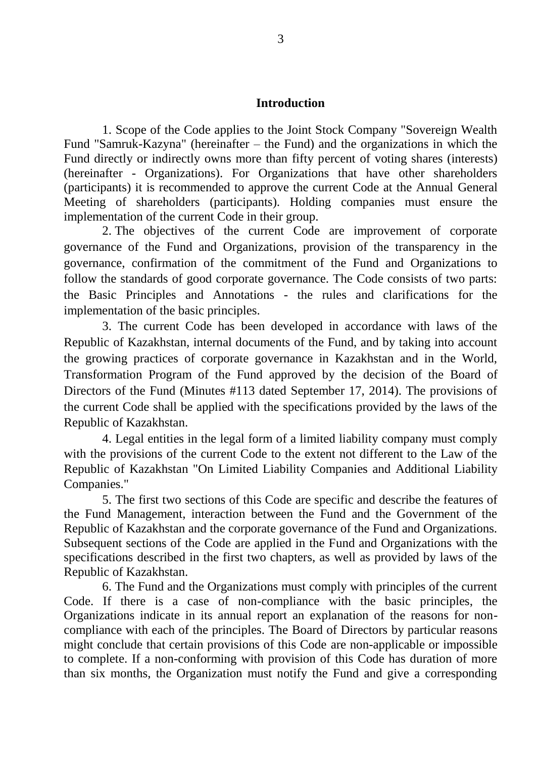## Introduction

1. Scope of the Code applies to the Joint Stock Company "Sovereign Wealth Fund "Samruk-Kazyna" (hereinafter – the Fund) and the organizations in which the Fund directly or indirectly owns more than fifty percent of voting shares (interests) (hereinafter - Organizations). For Organizations that have other shareholders (participants) it is recommended to approve the current Code at the Annual General Meeting of shareholders (participants). Holding companies must ensure the implementation of the current Code in their group.

2. The objectives of the current Code are improvement of corporate governance of the Fund and Organizations, provision of the transparency in the governance, confirmation of the commitment of the Fund and Organizations to follow the standards of good corporate governance. The Code consists of two parts: the Basic Principles and Annotations - the rules and clarifications for the implementation of the basic principles.

3. The current Code has been developed in accordance with laws of the Republic of Kazakhstan, internal documents of the Fund, and by taking into account the growing practices of corporate governance in Kazakhstan and in the World, Transformation Program of the Fund approved by the decision of the Board of Directors of the Fund (Minutes #113 dated September 17, 2014). The provisions of the current Code shall be applied with the specifications provided by the laws of the Republic of Kazakhstan.

4. Legal entities in the legal form of a limited liability company must comply with the provisions of the current Code to the extent not different to the Law of the Republic of Kazakhstan "On Limited Liability Companies and Additional Liability Companies."

5. The first two sections of this Code are specific and describe the features of the Fund Management, interaction between the Fund and the Government of the Republic of Kazakhstan and the corporate governance of the Fund and Organizations. Subsequent sections of the Code are applied in the Fund and Organizations with the specifications described in the first two chapters, as well as provided by laws of the Republic of Kazakhstan.

6. The Fund and the Organizations must comply with principles of the current Code. If there is a case of non-compliance with the basic principles, the Organizations indicate in its annual report an explanation of the reasons for non-compliance with each of the principles. The Board of Directors by particular reasons might conclude that certain provisions of this Code are non-applicable or impossible to complete. If a non-conforming with provision of this Code has duration of more than six months, the Organization must notify the Fund and give a corresponding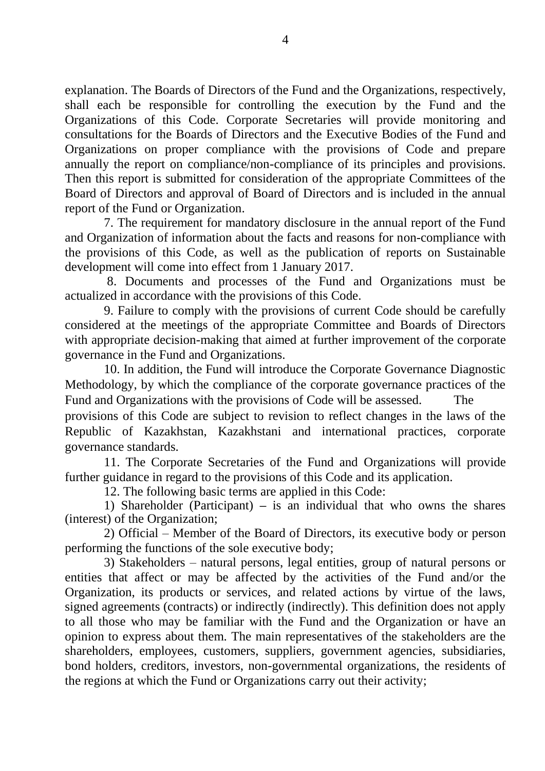explanation. The Boards of Directors of the Fund and the Organizations, respectively, shall each be responsible for controlling the execution by the Fund and the Organizations of this Code. Corporate Secretaries will provide monitoring and consultations for the Boards of Directors and the Executive Bodies of the Fund and Organizations on proper compliance with the provisions of Code and prepare annually the report on compliance/non-compliance of its principles and provisions. Then this report is submitted for consideration of the appropriate Committees of the Board of Directors and approval of Board of Directors and is included in the annual report of the Fund or Organization.

7. The requirement for mandatory disclosure in the annual report of the Fund and Organization of information about the facts and reasons for non-compliance with the provisions of this Code, as well as the publication of reports on Sustainable development will come into effect from 1 January 2017.

8. Documents and processes of the Fund and Organizations must be actualized in accordance with the provisions of this Code.

9. Failure to comply with the provisions of current Code should be carefully considered at the meetings of the appropriate Committee and Boards of Directors with appropriate decision-making that aimed at further improvement of the corporate governance in the Fund and Organizations.

10. In addition, the Fund will introduce the Corporate Governance Diagnostic Methodology, by which the compliance of the corporate governance practices of the Fund and Organizations with the provisions of Code will be assessed. The provisions of this Code are subject to revision to reflect changes in the laws of the Republic of Kazakhstan, Kazakhstani and international practices, corporate governance standards.

11. The Corporate Secretaries of the Fund and Organizations will provide further guidance in regard to the provisions of this Code and its application.

12. The following basic terms are applied in this Code:

1) Shareholder (Participant) – is an individual that who owns the shares (interest) of the Organization;

2) Official – Member of the Board of Directors, its executive body or person performing the functions of the sole executive body;

3) Stakeholders – natural persons, legal entities, group of natural persons or entities that affect or may be affected by the activities of the Fund and/or the Organization, its products or services, and related actions by virtue of the laws, signed agreements (contracts) or indirectly (indirectly). This definition does not apply to all those who may be familiar with the Fund and the Organization or have an opinion to express about them. The main representatives of the stakeholders are the shareholders, employees, customers, suppliers, government agencies, subsidiaries, bond holders, creditors, investors, non-governmental organizations, the residents of the regions at which the Fund or Organizations carry out their activity;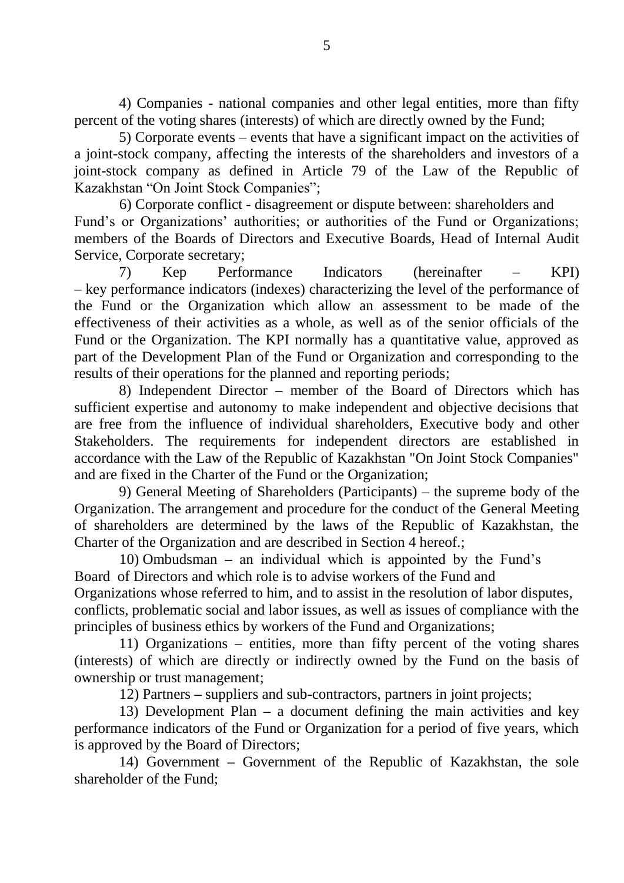4) Companies - national companies and other legal entities, more than fifty percent of the voting shares (interests) of which are directly owned by the Fund;

5) Corporate events – events that have a significant impact on the activities of a joint-stock company, affecting the interests of the shareholders and investors of a joint-stock company as defined in Article 79 of the Law of the Republic of Kazakhstan “On Joint Stock Companies”;

6) Corporate conflict - disagreement or dispute between: shareholders and Fund’s or Organizations’ authorities; or authorities of the Fund or Organizations; members of the Boards of Directors and Executive Boards, Head of Internal Audit Service, Corporate secretary;

7) Kep Performance Indicators (hereinafter – KPI) – key performance indicators (indexes) characterizing the level of the performance of the Fund or the Organization which allow an assessment to be made of the effectiveness of their activities as a whole, as well as of the senior officials of the Fund or the Organization. The KPI normally has a quantitative value, approved as part of the Development Plan of the Fund or Organization and corresponding to the results of their operations for the planned and reporting periods;

8) Independent Director – member of the Board of Directors which has sufficient expertise and autonomy to make independent and objective decisions that are free from the influence of individual shareholders, Executive body and other Stakeholders. The requirements for independent directors are established in accordance with the Law of the Republic of Kazakhstan "On Joint Stock Companies" and are fixed in the Charter of the Fund or the Organization;

9) General Meeting of Shareholders (Participants) – the supreme body of the Organization. The arrangement and procedure for the conduct of the General Meeting of shareholders are determined by the laws of the Republic of Kazakhstan, the Charter of the Organization and are described in Section 4 hereof.;

10) Ombudsman – an individual which is appointed by the Fund’s Board of Directors and which role is to advise workers of the Fund and Organizations whose referred to him, and to assist in the resolution of labor disputes, conflicts, problematic social and labor issues, as well as issues of compliance with the principles of business ethics by workers of the Fund and Organizations;

11) Organizations – entities, more than fifty percent of the voting shares (interests) of which are directly or indirectly owned by the Fund on the basis of ownership or trust management;

12) Partners – suppliers and sub-contractors, partners in joint projects;

13) Development Plan – a document defining the main activities and key performance indicators of the Fund or Organization for a period of five years, which is approved by the Board of Directors;

14) Government – Government of the Republic of Kazakhstan, the sole shareholder of the Fund;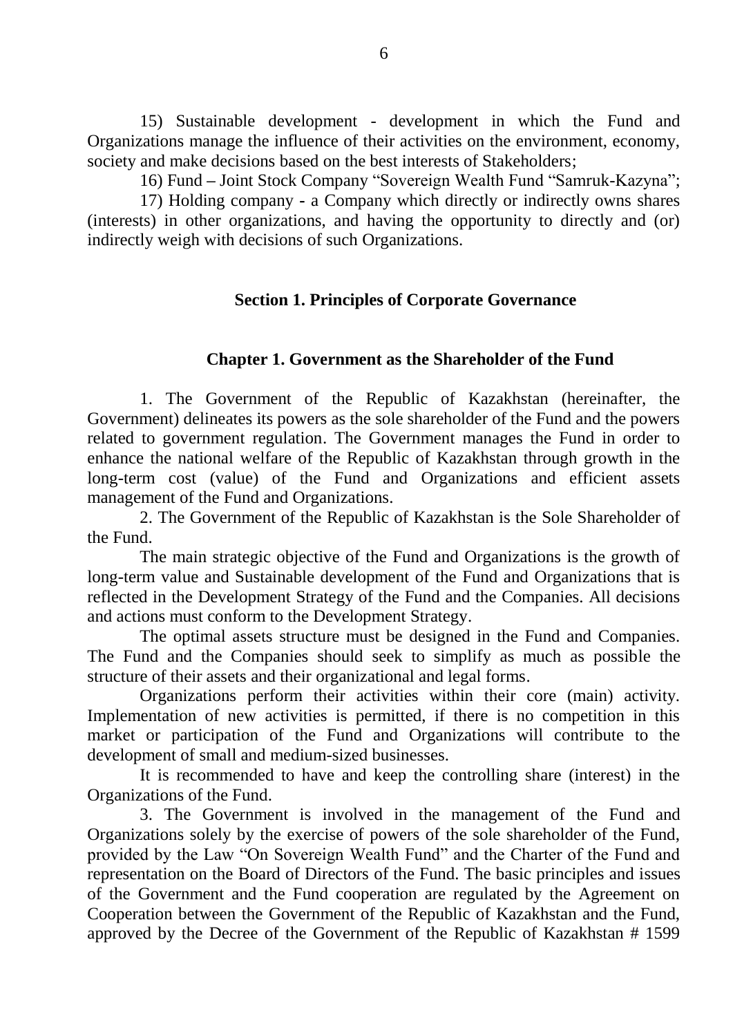15) Sustainable development - development in which the Fund and Organizations manage the influence of their activities on the environment, economy, society and make decisions based on the best interests of Stakeholders;

16) Fund – Joint Stock Company "Sovereign Wealth Fund "Samruk-Kazyna";

17) Holding company - a Company which directly or indirectly owns shares (interests) in other organizations, and having the opportunity to directly and (or) indirectly weigh with decisions of such Organizations.

## Section 1. Principles of Corporate Governance

### Chapter 1. Government as the Shareholder of the Fund

1. The Government of the Republic of Kazakhstan (hereinafter, the Government) delineates its powers as the sole shareholder of the Fund and the powers related to government regulation. The Government manages the Fund in order to enhance the national welfare of the Republic of Kazakhstan through growth in the long-term cost (value) of the Fund and Organizations and efficient assets management of the Fund and Organizations.

2. The Government of the Republic of Kazakhstan is the Sole Shareholder of the Fund.

The main strategic objective of the Fund and Organizations is the growth of long-term value and Sustainable development of the Fund and Organizations that is reflected in the Development Strategy of the Fund and the Companies. All decisions and actions must conform to the Development Strategy.

The optimal assets structure must be designed in the Fund and Companies. The Fund and the Companies should seek to simplify as much as possible the structure of their assets and their organizational and legal forms.

Organizations perform their activities within their core (main) activity. Implementation of new activities is permitted, if there is no competition in this market or participation of the Fund and Organizations will contribute to the development of small and medium-sized businesses.

It is recommended to have and keep the controlling share (interest) in the Organizations of the Fund.

3. The Government is involved in the management of the Fund and Organizations solely by the exercise of powers of the sole shareholder of the Fund, provided by the Law "On Sovereign Wealth Fund" and the Charter of the Fund and representation on the Board of Directors of the Fund. The basic principles and issues of the Government and the Fund cooperation are regulated by the Agreement on Cooperation between the Government of the Republic of Kazakhstan and the Fund, approved by the Decree of the Government of the Republic of Kazakhstan # 1599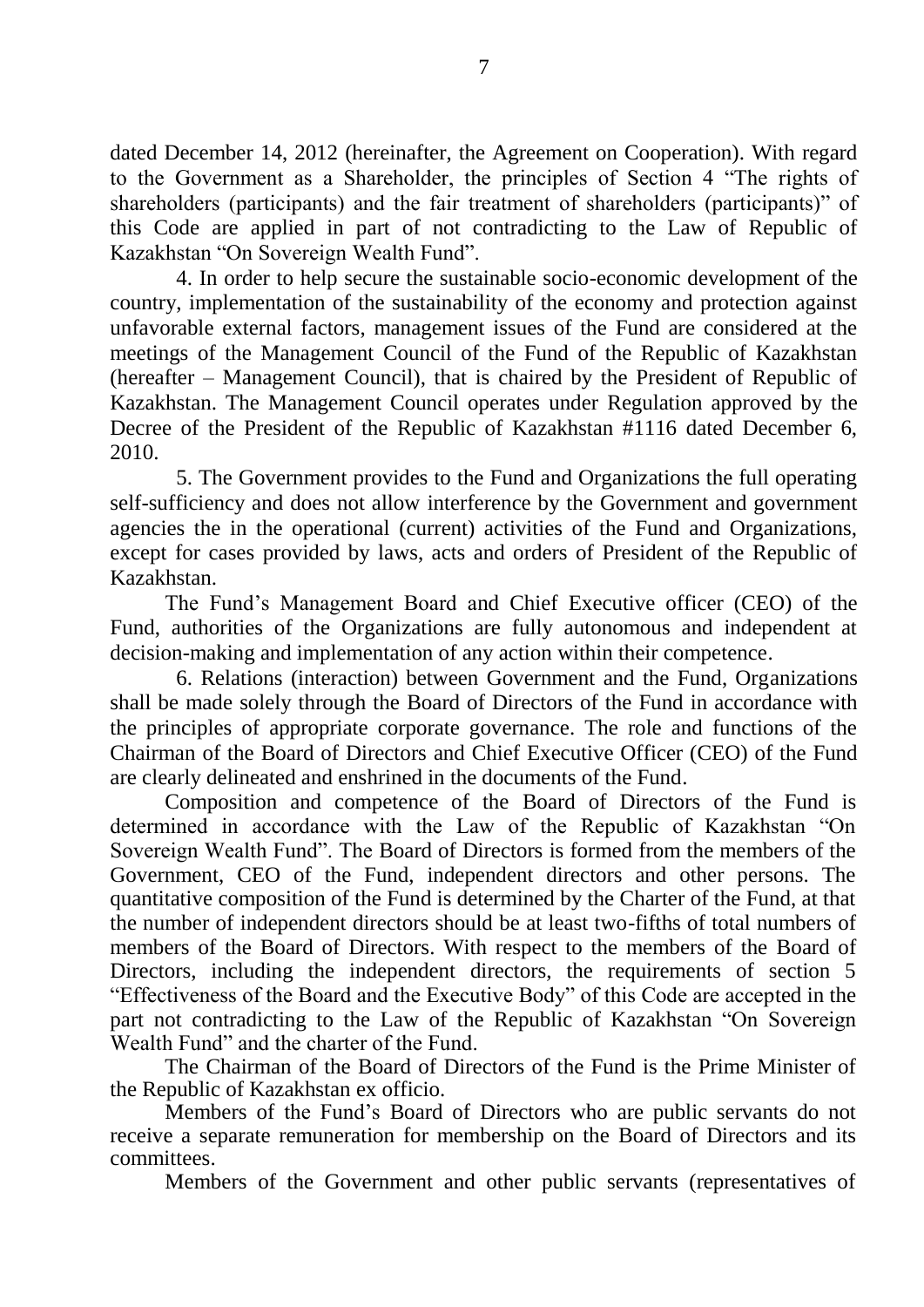dated December 14, 2012 (hereinafter, the Agreement on Cooperation). With regard to the Government as a Shareholder, the principles of Section 4 "The rights of shareholders (participants) and the fair treatment of shareholders (participants)" of this Code are applied in part of not contradicting to the Law of Republic of Kazakhstan "On Sovereign Wealth Fund".

4. In order to help secure the sustainable socio-economic development of the country, implementation of the sustainability of the economy and protection against unfavorable external factors, management issues of the Fund are considered at the meetings of the Management Council of the Fund of the Republic of Kazakhstan (hereafter – Management Council), that is chaired by the President of Republic of Kazakhstan. The Management Council operates under Regulation approved by the Decree of the President of the Republic of Kazakhstan #1116 dated December 6, 2010.

5. The Government provides to the Fund and Organizations the full operating self-sufficiency and does not allow interference by the Government and government agencies the in the operational (current) activities of the Fund and Organizations, except for cases provided by laws, acts and orders of President of the Republic of Kazakhstan.

The Fund's Management Board and Chief Executive officer (CEO) of the Fund, authorities of the Organizations are fully autonomous and independent at decision-making and implementation of any action within their competence.

6. Relations (interaction) between Government and the Fund, Organizations shall be made solely through the Board of Directors of the Fund in accordance with the principles of appropriate corporate governance. The role and functions of the Chairman of the Board of Directors and Chief Executive Officer (CEO) of the Fund are clearly delineated and enshrined in the documents of the Fund.

Composition and competence of the Board of Directors of the Fund is determined in accordance with the Law of the Republic of Kazakhstan "On Sovereign Wealth Fund". The Board of Directors is formed from the members of the Government, CEO of the Fund, independent directors and other persons. The quantitative composition of the Fund is determined by the Charter of the Fund, at that the number of independent directors should be at least two-fifths of total numbers of members of the Board of Directors. With respect to the members of the Board of Directors, including the independent directors, the requirements of section 5 "Effectiveness of the Board and the Executive Body" of this Code are accepted in the part not contradicting to the Law of the Republic of Kazakhstan "On Sovereign Wealth Fund" and the charter of the Fund.

The Chairman of the Board of Directors of the Fund is the Prime Minister of the Republic of Kazakhstan ex officio.

Members of the Fund's Board of Directors who are public servants do not receive a separate remuneration for membership on the Board of Directors and its committees.

Members of the Government and other public servants (representatives of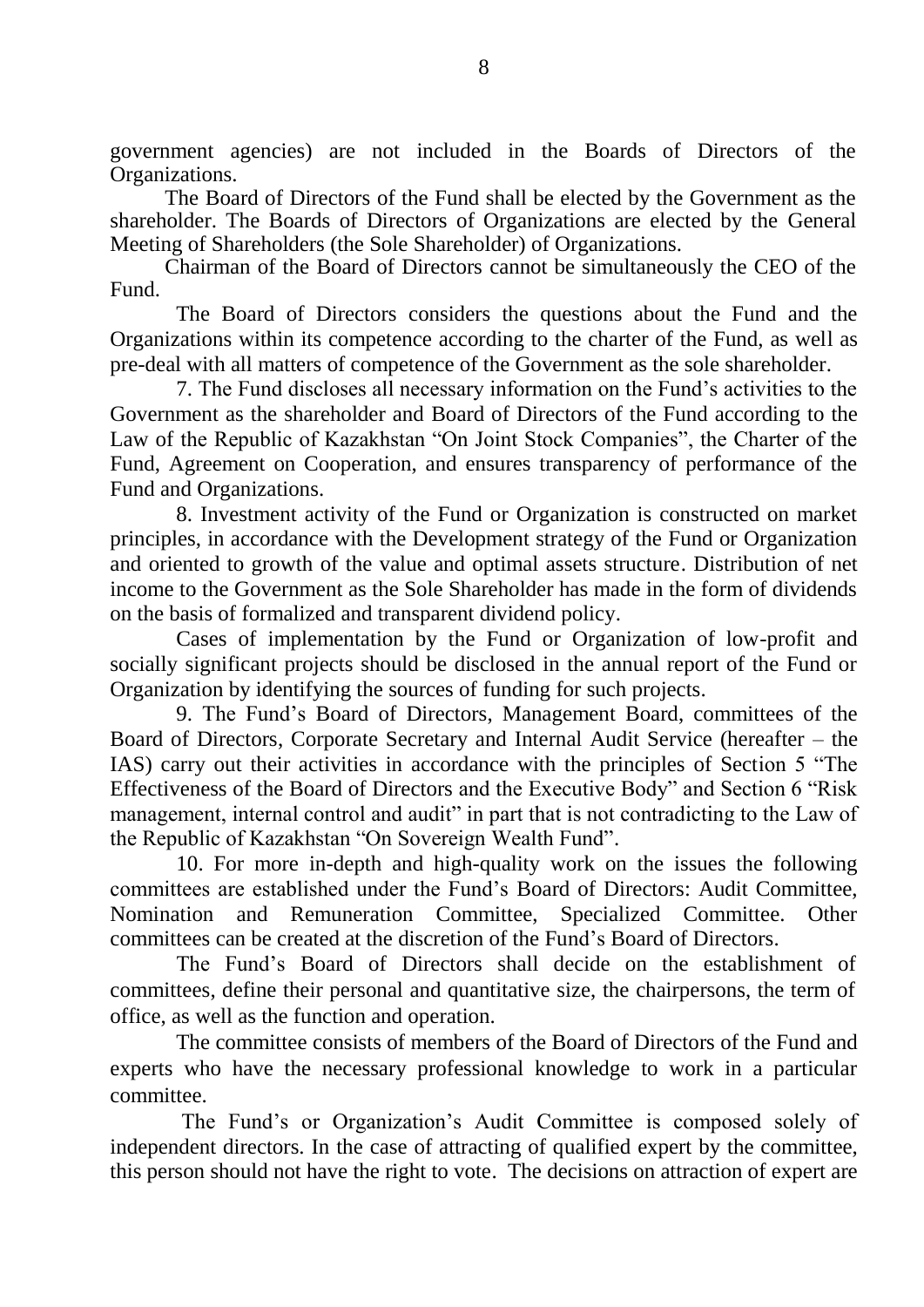government agencies) are not included in the Boards of Directors of the Organizations.

The Board of Directors of the Fund shall be elected by the Government as the shareholder. The Boards of Directors of Organizations are elected by the General Meeting of Shareholders (the Sole Shareholder) of Organizations.

Chairman of the Board of Directors cannot be simultaneously the CEO of the Fund.

The Board of Directors considers the questions about the Fund and the Organizations within its competence according to the charter of the Fund, as well as pre-deal with all matters of competence of the Government as the sole shareholder.

7. The Fund discloses all necessary information on the Fund's activities to the Government as the shareholder and Board of Directors of the Fund according to the Law of the Republic of Kazakhstan "On Joint Stock Companies", the Charter of the Fund, Agreement on Cooperation, and ensures transparency of performance of the Fund and Organizations.

8. Investment activity of the Fund or Organization is constructed on market principles, in accordance with the Development strategy of the Fund or Organization and oriented to growth of the value and optimal assets structure. Distribution of net income to the Government as the Sole Shareholder has made in the form of dividends on the basis of formalized and transparent dividend policy.

Cases of implementation by the Fund or Organization of low-profit and socially significant projects should be disclosed in the annual report of the Fund or Organization by identifying the sources of funding for such projects.

9. The Fund's Board of Directors, Management Board, committees of the Board of Directors, Corporate Secretary and Internal Audit Service (hereafter – the IAS) carry out their activities in accordance with the principles of Section 5 "The Effectiveness of the Board of Directors and the Executive Body" and Section 6 "Risk management, internal control and audit" in part that is not contradicting to the Law of the Republic of Kazakhstan "On Sovereign Wealth Fund".

10. For more in-depth and high-quality work on the issues the following committees are established under the Fund's Board of Directors: Audit Committee, Nomination and Remuneration Committee, Specialized Committee. Other committees can be created at the discretion of the Fund's Board of Directors.

The Fund's Board of Directors shall decide on the establishment of committees, define their personal and quantitative size, the chairpersons, the term of office, as well as the function and operation.

The committee consists of members of the Board of Directors of the Fund and experts who have the necessary professional knowledge to work in a particular committee.

The Fund's or Organization's Audit Committee is composed solely of independent directors. In the case of attracting of qualified expert by the committee, this person should not have the right to vote. The decisions on attraction of expert are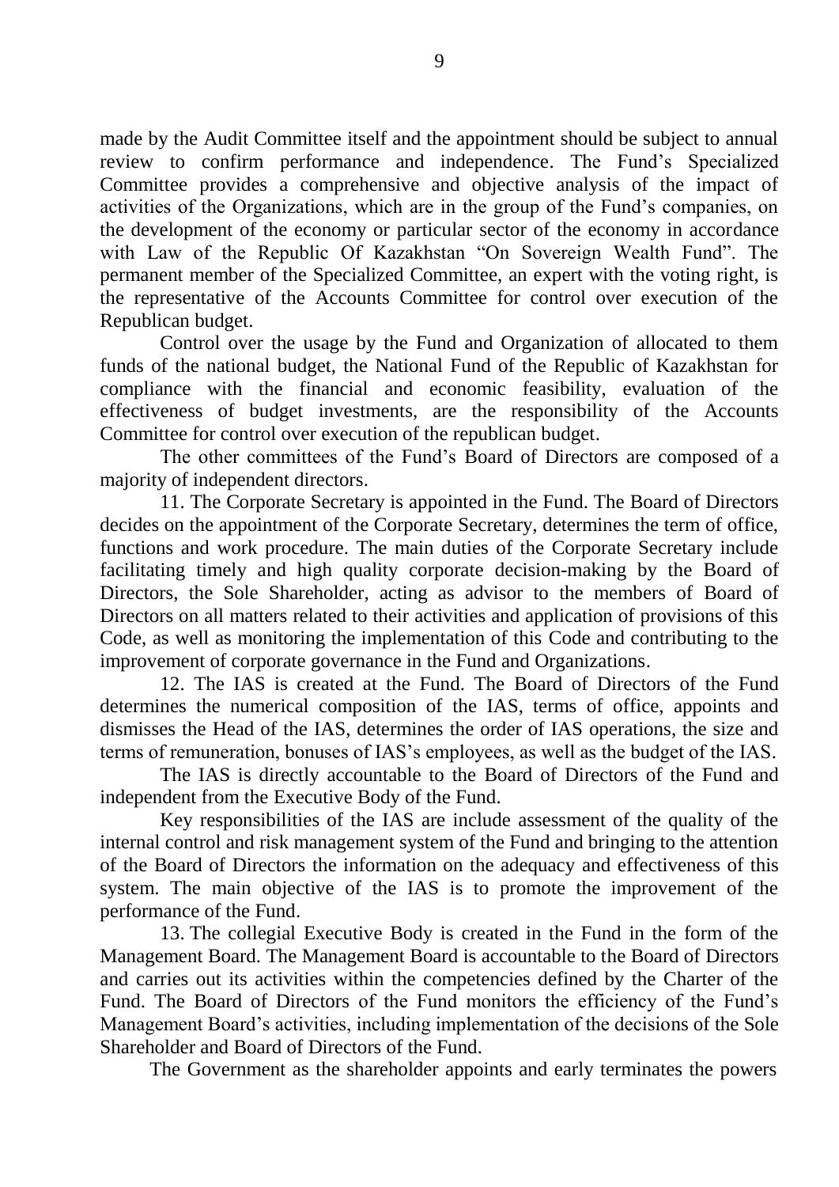made by the Audit Committee itself and the appointment should be subject to annual review to confirm performance and independence. The Fund's Specialized Committee provides a comprehensive and objective analysis of the impact of activities of the Organizations, which are in the group of the Fund's companies, on the development of the economy or particular sector of the economy in accordance with Law of the Republic Of Kazakhstan "On Sovereign Wealth Fund". The permanent member of the Specialized Committee, an expert with the voting right, is the representative of the Accounts Committee for control over execution of the Republican budget.

Control over the usage by the Fund and Organization of allocated to them funds of the national budget, the National Fund of the Republic of Kazakhstan for compliance with the financial and economic feasibility, evaluation of the effectiveness of budget investments, are the responsibility of the Accounts Committee for control over execution of the republican budget.

The other committees of the Fund's Board of Directors are composed of a majority of independent directors.

11. The Corporate Secretary is appointed in the Fund. The Board of Directors decides on the appointment of the Corporate Secretary, determines the term of office, functions and work procedure. The main duties of the Corporate Secretary include facilitating timely and high quality corporate decision-making by the Board of Directors, the Sole Shareholder, acting as advisor to the members of Board of Directors on all matters related to their activities and application of provisions of this Code, as well as monitoring the implementation of this Code and contributing to the improvement of corporate governance in the Fund and Organizations.

12. The IAS is created at the Fund. The Board of Directors of the Fund determines the numerical composition of the IAS, terms of office, appoints and dismisses the Head of the IAS, determines the order of IAS operations, the size and terms of remuneration, bonuses of IAS's employees, as well as the budget of the IAS.

The IAS is directly accountable to the Board of Directors of the Fund and independent from the Executive Body of the Fund.

Key responsibilities of the IAS are include assessment of the quality of the internal control and risk management system of the Fund and bringing to the attention of the Board of Directors the information on the adequacy and effectiveness of this system. The main objective of the IAS is to promote the improvement of the performance of the Fund.

13. The collegial Executive Body is created in the Fund in the form of the Management Board. The Management Board is accountable to the Board of Directors and carries out its activities within the competencies defined by the Charter of the Fund. The Board of Directors of the Fund monitors the efficiency of the Fund's Management Board's activities, including implementation of the decisions of the Sole Shareholder and Board of Directors of the Fund.

The Government as the shareholder appoints and early terminates the powers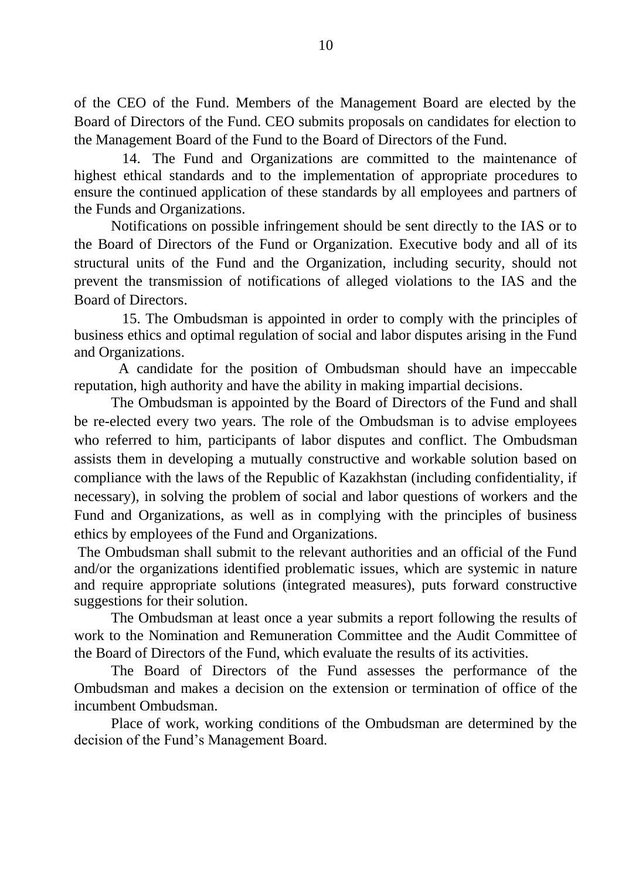of the CEO of the Fund. Members of the Management Board are elected by the Board of Directors of the Fund. CEO submits proposals on candidates for election to the Management Board of the Fund to the Board of Directors of the Fund.

14. The Fund and Organizations are committed to the maintenance of highest ethical standards and to the implementation of appropriate procedures to ensure the continued application of these standards by all employees and partners of the Funds and Organizations.

Notifications on possible infringement should be sent directly to the IAS or to the Board of Directors of the Fund or Organization. Executive body and all of its structural units of the Fund and the Organization, including security, should not prevent the transmission of notifications of alleged violations to the IAS and the Board of Directors.

15. The Ombudsman is appointed in order to comply with the principles of business ethics and optimal regulation of social and labor disputes arising in the Fund and Organizations.

A candidate for the position of Ombudsman should have an impeccable reputation, high authority and have the ability in making impartial decisions.

The Ombudsman is appointed by the Board of Directors of the Fund and shall be re-elected every two years. The role of the Ombudsman is to advise employees who referred to him, participants of labor disputes and conflict. The Ombudsman assists them in developing a mutually constructive and workable solution based on compliance with the laws of the Republic of Kazakhstan (including confidentiality, if necessary), in solving the problem of social and labor questions of workers and the Fund and Organizations, as well as in complying with the principles of business ethics by employees of the Fund and Organizations.

The Ombudsman shall submit to the relevant authorities and an official of the Fund and/or the organizations identified problematic issues, which are systemic in nature and require appropriate solutions (integrated measures), puts forward constructive suggestions for their solution.

The Ombudsman at least once a year submits a report following the results of work to the Nomination and Remuneration Committee and the Audit Committee of the Board of Directors of the Fund, which evaluate the results of its activities.

The Board of Directors of the Fund assesses the performance of the Ombudsman and makes a decision on the extension or termination of office of the incumbent Ombudsman.

Place of work, working conditions of the Ombudsman are determined by the decision of the Fund's Management Board.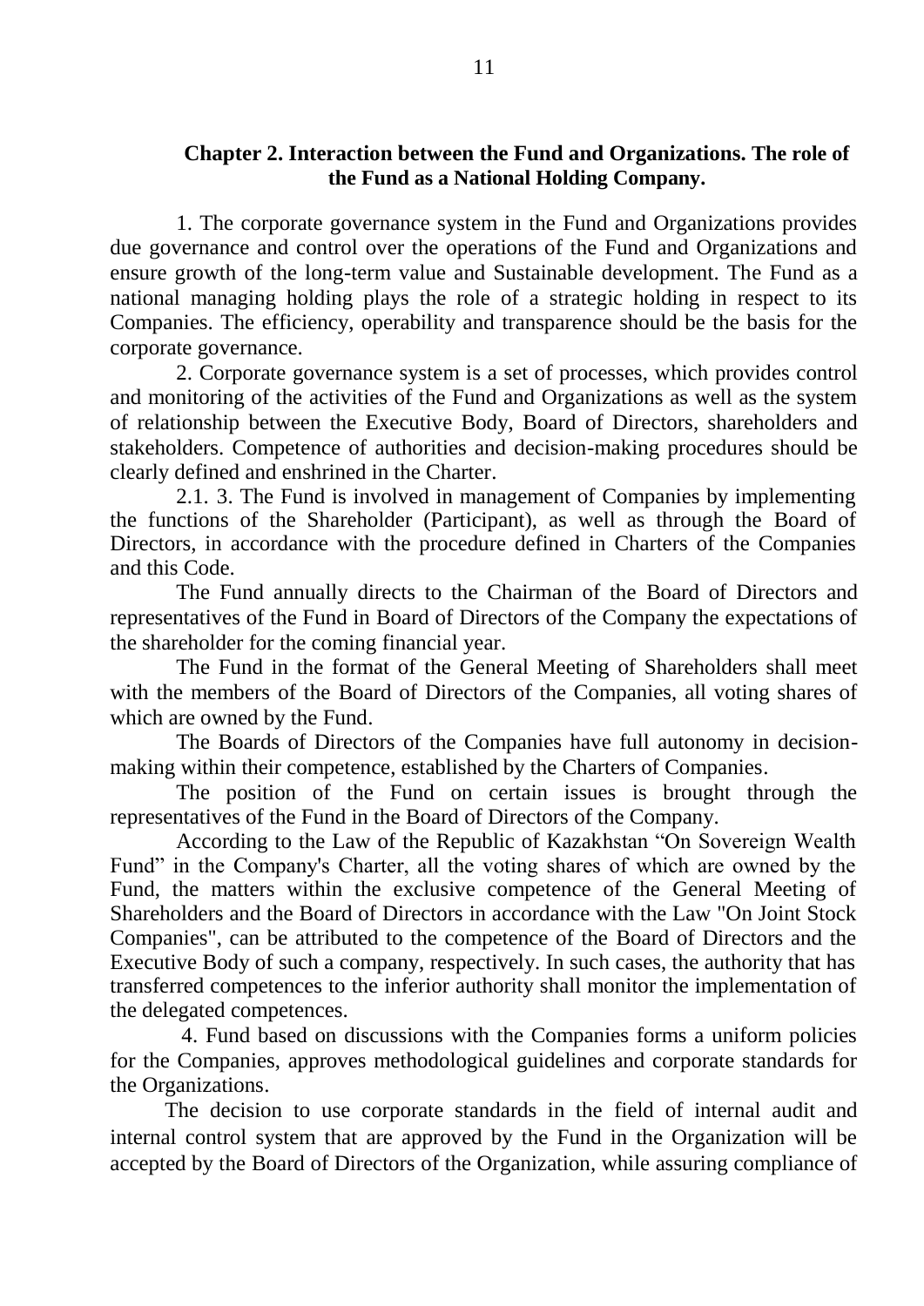## Chapter 2. Interaction between the Fund and Organizations. The role of the Fund as a National Holding Company.

1. The corporate governance system in the Fund and Organizations provides due governance and control over the operations of the Fund and Organizations and ensure growth of the long-term value and Sustainable development. The Fund as a national managing holding plays the role of a strategic holding in respect to its Companies. The efficiency, operability and transparence should be the basis for the corporate governance.

2. Corporate governance system is a set of processes, which provides control and monitoring of the activities of the Fund and Organizations as well as the system of relationship between the Executive Body, Board of Directors, shareholders and stakeholders. Competence of authorities and decision-making procedures should be clearly defined and enshrined in the Charter.

2.1. 3. The Fund is involved in management of Companies by implementing the functions of the Shareholder (Participant), as well as through the Board of Directors, in accordance with the procedure defined in Charters of the Companies and this Code.

The Fund annually directs to the Chairman of the Board of Directors and representatives of the Fund in Board of Directors of the Company the expectations of the shareholder for the coming financial year.

The Fund in the format of the General Meeting of Shareholders shall meet with the members of the Board of Directors of the Companies, all voting shares of which are owned by the Fund.

The Boards of Directors of the Companies have full autonomy in decision-making within their competence, established by the Charters of Companies.

The position of the Fund on certain issues is brought through the representatives of the Fund in the Board of Directors of the Company.

According to the Law of the Republic of Kazakhstan "On Sovereign Wealth Fund" in the Company's Charter, all the voting shares of which are owned by the Fund, the matters within the exclusive competence of the General Meeting of Shareholders and the Board of Directors in accordance with the Law "On Joint Stock Companies", can be attributed to the competence of the Board of Directors and the Executive Body of such a company, respectively. In such cases, the authority that has transferred competences to the inferior authority shall monitor the implementation of the delegated competences.

4. Fund based on discussions with the Companies forms a uniform policies for the Companies, approves methodological guidelines and corporate standards for the Organizations.

The decision to use corporate standards in the field of internal audit and internal control system that are approved by the Fund in the Organization will be accepted by the Board of Directors of the Organization, while assuring compliance of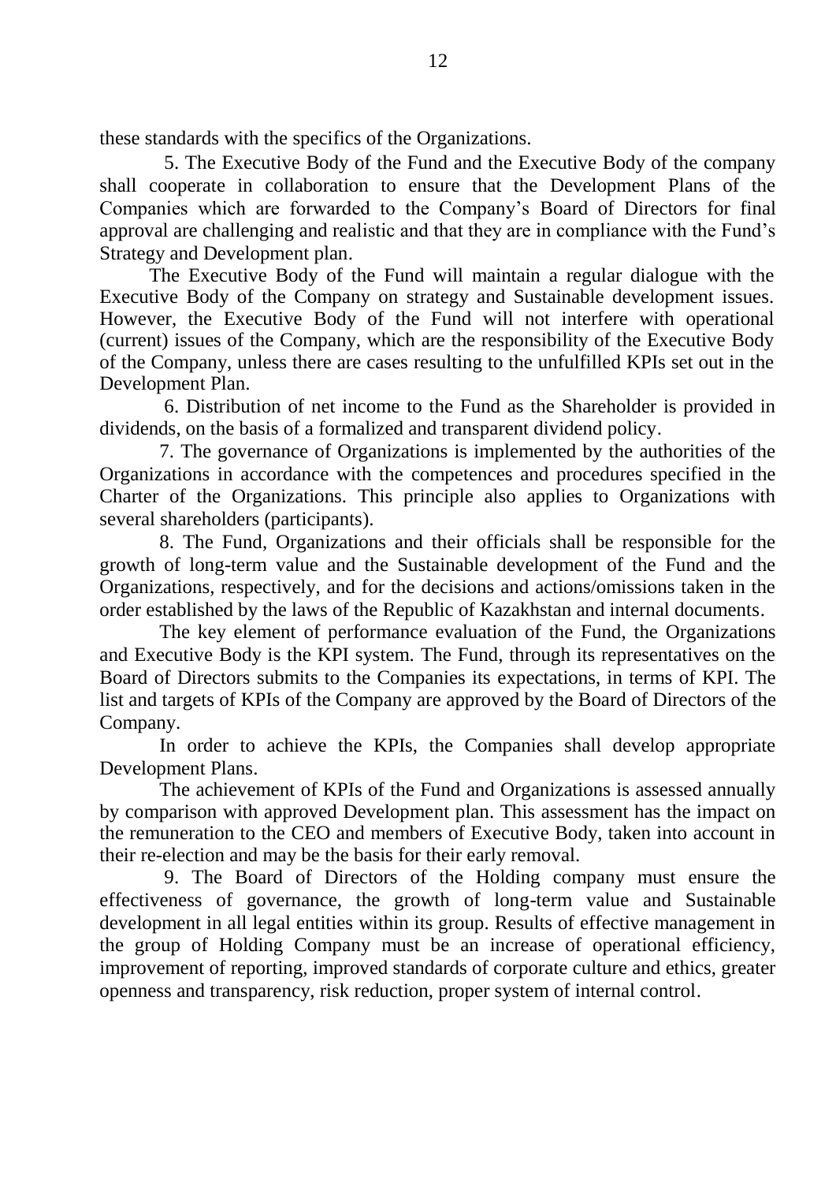these standards with the specifics of the Organizations.

5. The Executive Body of the Fund and the Executive Body of the company shall cooperate in collaboration to ensure that the Development Plans of the Companies which are forwarded to the Company's Board of Directors for final approval are challenging and realistic and that they are in compliance with the Fund's Strategy and Development plan.

The Executive Body of the Fund will maintain a regular dialogue with the Executive Body of the Company on strategy and Sustainable development issues. However, the Executive Body of the Fund will not interfere with operational (current) issues of the Company, which are the responsibility of the Executive Body of the Company, unless there are cases resulting to the unfulfilled KPIs set out in the Development Plan.

6. Distribution of net income to the Fund as the Shareholder is provided in dividends, on the basis of a formalized and transparent dividend policy.

7. The governance of Organizations is implemented by the authorities of the Organizations in accordance with the competences and procedures specified in the Charter of the Organizations. This principle also applies to Organizations with several shareholders (participants).

8. The Fund, Organizations and their officials shall be responsible for the growth of long-term value and the Sustainable development of the Fund and the Organizations, respectively, and for the decisions and actions/omissions taken in the order established by the laws of the Republic of Kazakhstan and internal documents.

The key element of performance evaluation of the Fund, the Organizations and Executive Body is the KPI system. The Fund, through its representatives on the Board of Directors submits to the Companies its expectations, in terms of KPI. The list and targets of KPIs of the Company are approved by the Board of Directors of the Company.

In order to achieve the KPIs, the Companies shall develop appropriate Development Plans.

The achievement of KPIs of the Fund and Organizations is assessed annually by comparison with approved Development plan. This assessment has the impact on the remuneration to the CEO and members of Executive Body, taken into account in their re-election and may be the basis for their early removal.

9. The Board of Directors of the Holding company must ensure the effectiveness of governance, the growth of long-term value and Sustainable development in all legal entities within its group. Results of effective management in the group of Holding Company must be an increase of operational efficiency, improvement of reporting, improved standards of corporate culture and ethics, greater openness and transparency, risk reduction, proper system of internal control.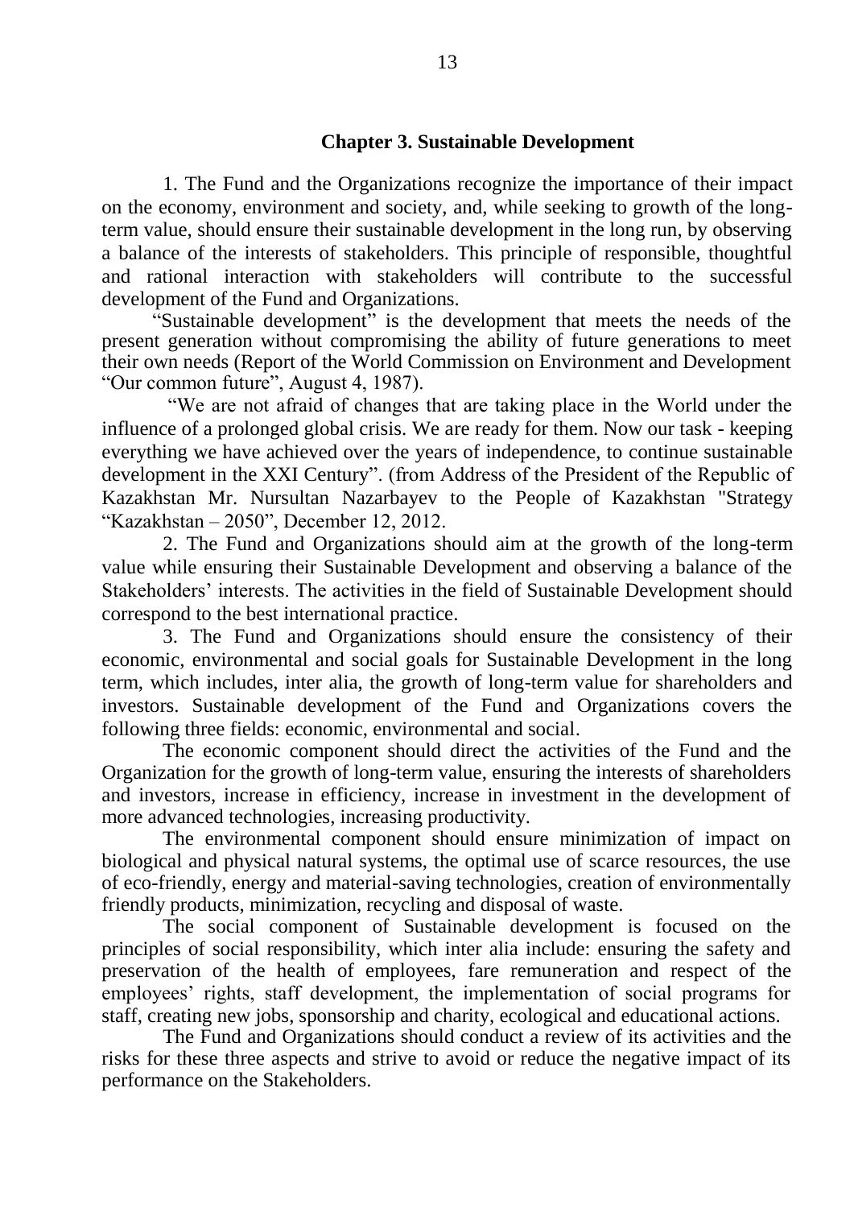## Chapter 3. Sustainable Development

1. The Fund and the Organizations recognize the importance of their impact on the economy, environment and society, and, while seeking to growth of the long-term value, should ensure their sustainable development in the long run, by observing a balance of the interests of stakeholders. This principle of responsible, thoughtful and rational interaction with stakeholders will contribute to the successful development of the Fund and Organizations.

"Sustainable development" is the development that meets the needs of the present generation without compromising the ability of future generations to meet their own needs (Report of the World Commission on Environment and Development "Our common future", August 4, 1987).

"We are not afraid of changes that are taking place in the World under the influence of a prolonged global crisis. We are ready for them. Now our task - keeping everything we have achieved over the years of independence, to continue sustainable development in the XXI Century". (from Address of the President of the Republic of Kazakhstan Mr. Nursultan Nazarbayev to the People of Kazakhstan "Strategy "Kazakhstan – 2050", December 12, 2012.

2. The Fund and Organizations should aim at the growth of the long-term value while ensuring their Sustainable Development and observing a balance of the Stakeholders' interests. The activities in the field of Sustainable Development should correspond to the best international practice.

3. The Fund and Organizations should ensure the consistency of their economic, environmental and social goals for Sustainable Development in the long term, which includes, inter alia, the growth of long-term value for shareholders and investors. Sustainable development of the Fund and Organizations covers the following three fields: economic, environmental and social.

The economic component should direct the activities of the Fund and the Organization for the growth of long-term value, ensuring the interests of shareholders and investors, increase in efficiency, increase in investment in the development of more advanced technologies, increasing productivity.

The environmental component should ensure minimization of impact on biological and physical natural systems, the optimal use of scarce resources, the use of eco-friendly, energy and material-saving technologies, creation of environmentally friendly products, minimization, recycling and disposal of waste.

The social component of Sustainable development is focused on the principles of social responsibility, which inter alia include: ensuring the safety and preservation of the health of employees, fare remuneration and respect of the employees' rights, staff development, the implementation of social programs for staff, creating new jobs, sponsorship and charity, ecological and educational actions.

The Fund and Organizations should conduct a review of its activities and the risks for these three aspects and strive to avoid or reduce the negative impact of its performance on the Stakeholders.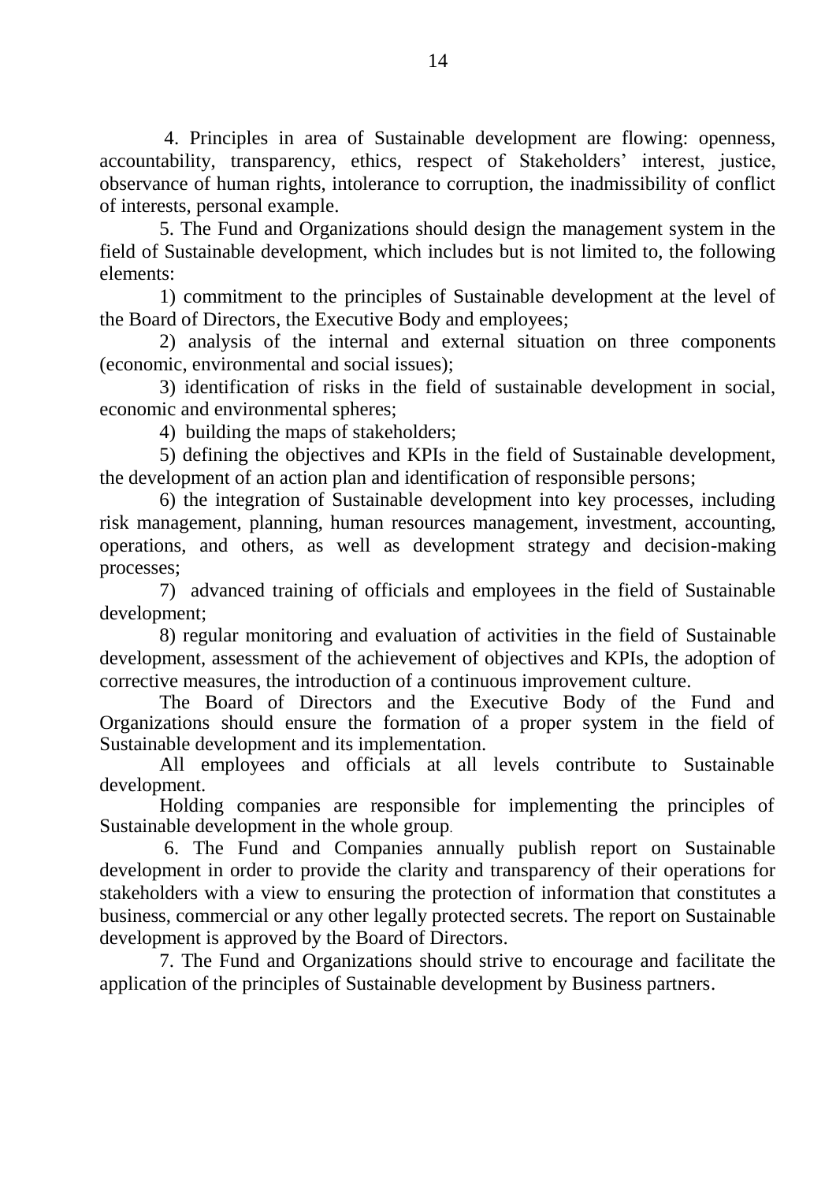4. Principles in area of Sustainable development are flowing: openness, accountability, transparency, ethics, respect of Stakeholders' interest, justice, observance of human rights, intolerance to corruption, the inadmissibility of conflict of interests, personal example.

5. The Fund and Organizations should design the management system in the field of Sustainable development, which includes but is not limited to, the following elements:

1) commitment to the principles of Sustainable development at the level of the Board of Directors, the Executive Body and employees;

2) analysis of the internal and external situation on three components (economic, environmental and social issues);

3) identification of risks in the field of sustainable development in social, economic and environmental spheres;

4) building the maps of stakeholders;

5) defining the objectives and KPIs in the field of Sustainable development, the development of an action plan and identification of responsible persons;

6) the integration of Sustainable development into key processes, including risk management, planning, human resources management, investment, accounting, operations, and others, as well as development strategy and decision-making processes;

7) advanced training of officials and employees in the field of Sustainable development;

8) regular monitoring and evaluation of activities in the field of Sustainable development, assessment of the achievement of objectives and KPIs, the adoption of corrective measures, the introduction of a continuous improvement culture.

The Board of Directors and the Executive Body of the Fund and Organizations should ensure the formation of a proper system in the field of Sustainable development and its implementation.

All employees and officials at all levels contribute to Sustainable development.

Holding companies are responsible for implementing the principles of Sustainable development in the whole group.

6. The Fund and Companies annually publish report on Sustainable development in order to provide the clarity and transparency of their operations for stakeholders with a view to ensuring the protection of information that constitutes a business, commercial or any other legally protected secrets. The report on Sustainable development is approved by the Board of Directors.

7. The Fund and Organizations should strive to encourage and facilitate the application of the principles of Sustainable development by Business partners.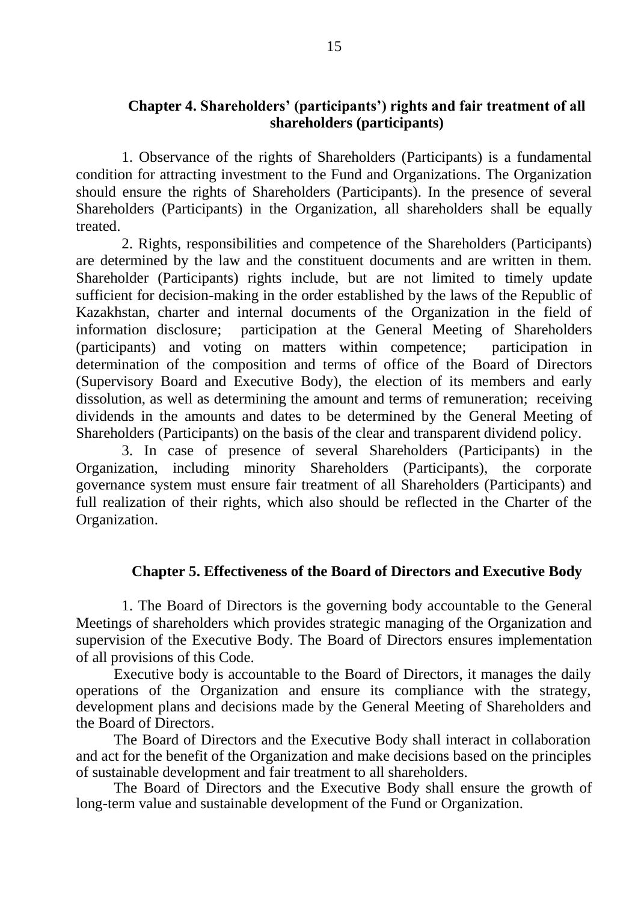## Chapter 4. Shareholders' (participants') rights and fair treatment of all shareholders (participants)

1. Observance of the rights of Shareholders (Participants) is a fundamental condition for attracting investment to the Fund and Organizations. The Organization should ensure the rights of Shareholders (Participants). In the presence of several Shareholders (Participants) in the Organization, all shareholders shall be equally treated.

2. Rights, responsibilities and competence of the Shareholders (Participants) are determined by the law and the constituent documents and are written in them. Shareholder (Participants) rights include, but are not limited to timely update sufficient for decision-making in the order established by the laws of the Republic of Kazakhstan, charter and internal documents of the Organization in the field of information disclosure; participation at the General Meeting of Shareholders (participants) and voting on matters within competence; participation in determination of the composition and terms of office of the Board of Directors (Supervisory Board and Executive Body), the election of its members and early dissolution, as well as determining the amount and terms of remuneration; receiving dividends in the amounts and dates to be determined by the General Meeting of Shareholders (Participants) on the basis of the clear and transparent dividend policy.

3. In case of presence of several Shareholders (Participants) in the Organization, including minority Shareholders (Participants), the corporate governance system must ensure fair treatment of all Shareholders (Participants) and full realization of their rights, which also should be reflected in the Charter of the Organization.

## Chapter 5. Effectiveness of the Board of Directors and Executive Body

1. The Board of Directors is the governing body accountable to the General Meetings of shareholders which provides strategic managing of the Organization and supervision of the Executive Body. The Board of Directors ensures implementation of all provisions of this Code.

Executive body is accountable to the Board of Directors, it manages the daily operations of the Organization and ensure its compliance with the strategy, development plans and decisions made by the General Meeting of Shareholders and the Board of Directors.

The Board of Directors and the Executive Body shall interact in collaboration and act for the benefit of the Organization and make decisions based on the principles of sustainable development and fair treatment to all shareholders.

The Board of Directors and the Executive Body shall ensure the growth of long-term value and sustainable development of the Fund or Organization.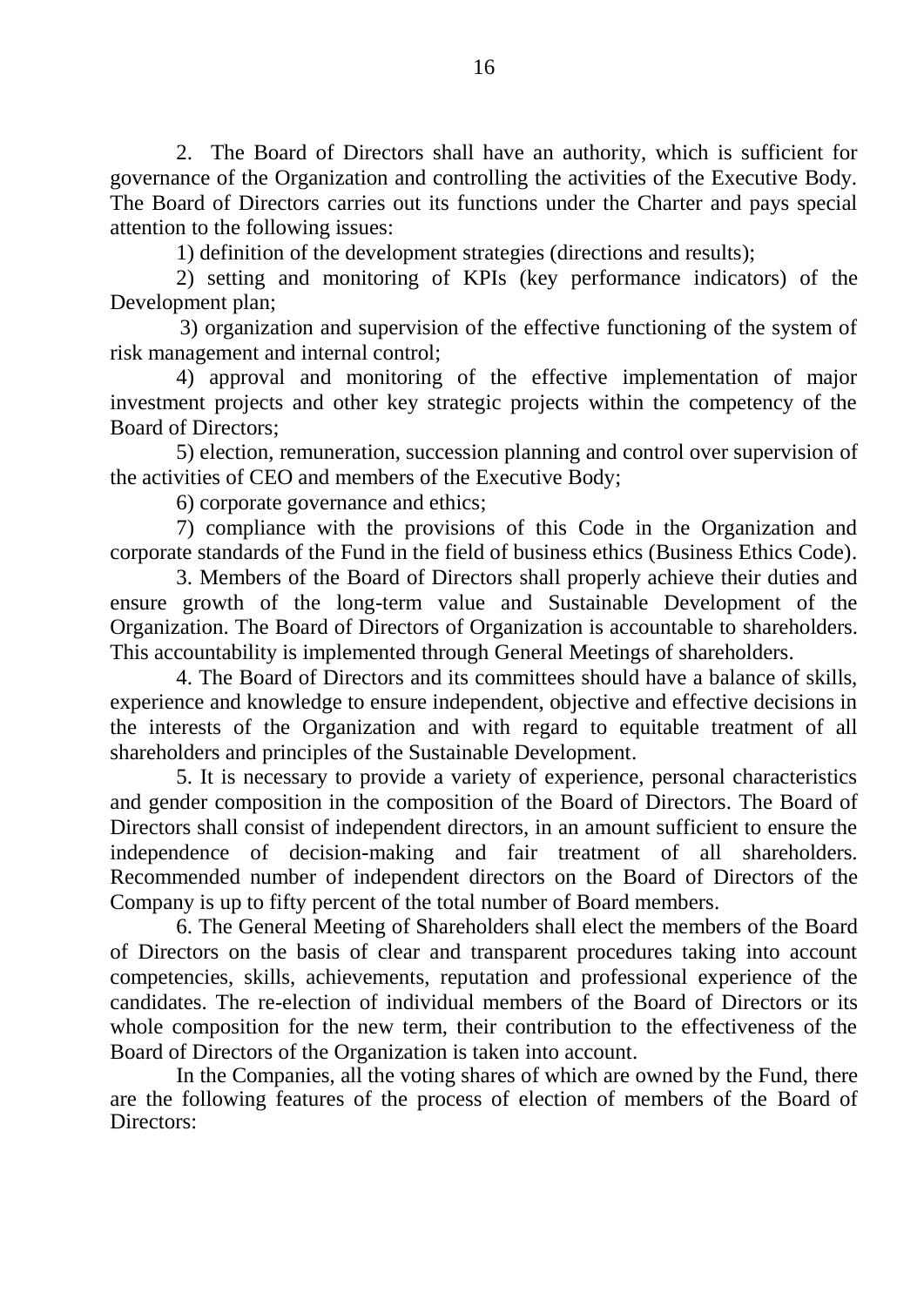2. The Board of Directors shall have an authority, which is sufficient for governance of the Organization and controlling the activities of the Executive Body. The Board of Directors carries out its functions under the Charter and pays special attention to the following issues:

1) definition of the development strategies (directions and results);

2) setting and monitoring of KPIs (key performance indicators) of the Development plan;

3) organization and supervision of the effective functioning of the system of risk management and internal control;

4) approval and monitoring of the effective implementation of major investment projects and other key strategic projects within the competency of the Board of Directors;

5) election, remuneration, succession planning and control over supervision of the activities of CEO and members of the Executive Body;

6) corporate governance and ethics;

7) compliance with the provisions of this Code in the Organization and corporate standards of the Fund in the field of business ethics (Business Ethics Code).

3. Members of the Board of Directors shall properly achieve their duties and ensure growth of the long-term value and Sustainable Development of the Organization. The Board of Directors of Organization is accountable to shareholders. This accountability is implemented through General Meetings of shareholders.

4. The Board of Directors and its committees should have a balance of skills, experience and knowledge to ensure independent, objective and effective decisions in the interests of the Organization and with regard to equitable treatment of all shareholders and principles of the Sustainable Development.

5. It is necessary to provide a variety of experience, personal characteristics and gender composition in the composition of the Board of Directors. The Board of Directors shall consist of independent directors, in an amount sufficient to ensure the independence of decision-making and fair treatment of all shareholders. Recommended number of independent directors on the Board of Directors of the Company is up to fifty percent of the total number of Board members.

6. The General Meeting of Shareholders shall elect the members of the Board of Directors on the basis of clear and transparent procedures taking into account competencies, skills, achievements, reputation and professional experience of the candidates. The re-election of individual members of the Board of Directors or its whole composition for the new term, their contribution to the effectiveness of the Board of Directors of the Organization is taken into account.

In the Companies, all the voting shares of which are owned by the Fund, there are the following features of the process of election of members of the Board of Directors: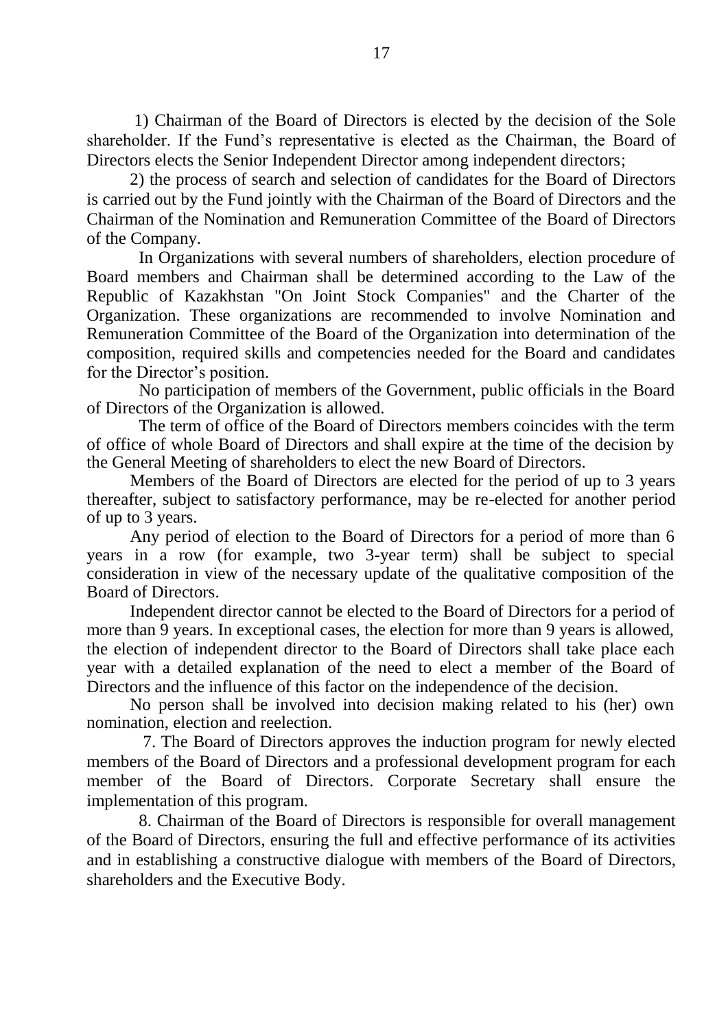1) Chairman of the Board of Directors is elected by the decision of the Sole shareholder. If the Fund's representative is elected as the Chairman, the Board of Directors elects the Senior Independent Director among independent directors;

2) the process of search and selection of candidates for the Board of Directors is carried out by the Fund jointly with the Chairman of the Board of Directors and the Chairman of the Nomination and Remuneration Committee of the Board of Directors of the Company.

In Organizations with several numbers of shareholders, election procedure of Board members and Chairman shall be determined according to the Law of the Republic of Kazakhstan "On Joint Stock Companies" and the Charter of the Organization. These organizations are recommended to involve Nomination and Remuneration Committee of the Board of the Organization into determination of the composition, required skills and competencies needed for the Board and candidates for the Director's position.

No participation of members of the Government, public officials in the Board of Directors of the Organization is allowed.

The term of office of the Board of Directors members coincides with the term of office of whole Board of Directors and shall expire at the time of the decision by the General Meeting of shareholders to elect the new Board of Directors.

Members of the Board of Directors are elected for the period of up to 3 years thereafter, subject to satisfactory performance, may be re-elected for another period of up to 3 years.

Any period of election to the Board of Directors for a period of more than 6 years in a row (for example, two 3-year term) shall be subject to special consideration in view of the necessary update of the qualitative composition of the Board of Directors.

Independent director cannot be elected to the Board of Directors for a period of more than 9 years. In exceptional cases, the election for more than 9 years is allowed, the election of independent director to the Board of Directors shall take place each year with a detailed explanation of the need to elect a member of the Board of Directors and the influence of this factor on the independence of the decision.

No person shall be involved into decision making related to his (her) own nomination, election and reelection.

7. The Board of Directors approves the induction program for newly elected members of the Board of Directors and a professional development program for each member of the Board of Directors. Corporate Secretary shall ensure the implementation of this program.

8. Chairman of the Board of Directors is responsible for overall management of the Board of Directors, ensuring the full and effective performance of its activities and in establishing a constructive dialogue with members of the Board of Directors, shareholders and the Executive Body.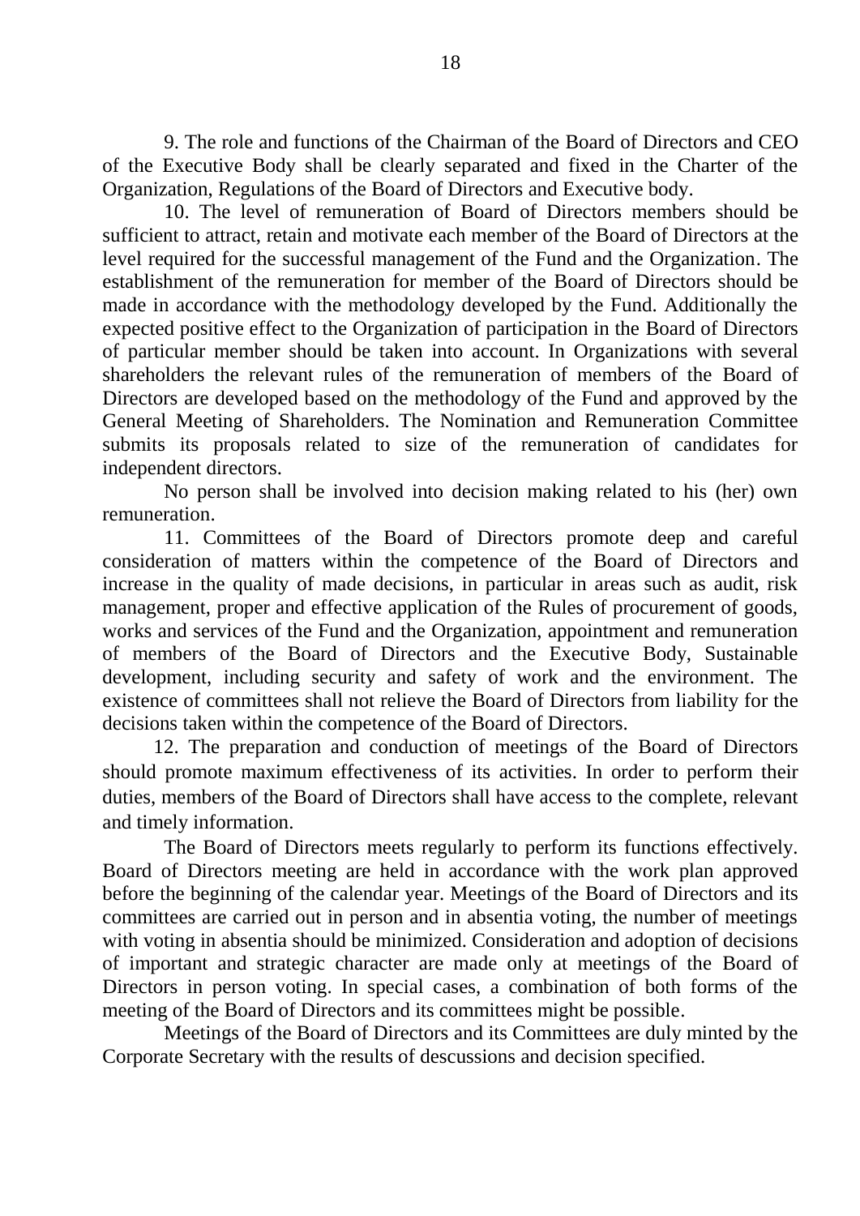9. The role and functions of the Chairman of the Board of Directors and CEO of the Executive Body shall be clearly separated and fixed in the Charter of the Organization, Regulations of the Board of Directors and Executive body.

10. The level of remuneration of Board of Directors members should be sufficient to attract, retain and motivate each member of the Board of Directors at the level required for the successful management of the Fund and the Organization. The establishment of the remuneration for member of the Board of Directors should be made in accordance with the methodology developed by the Fund. Additionally the expected positive effect to the Organization of participation in the Board of Directors of particular member should be taken into account. In Organizations with several shareholders the relevant rules of the remuneration of members of the Board of Directors are developed based on the methodology of the Fund and approved by the General Meeting of Shareholders. The Nomination and Remuneration Committee submits its proposals related to size of the remuneration of candidates for independent directors.

No person shall be involved into decision making related to his (her) own remuneration.

11. Committees of the Board of Directors promote deep and careful consideration of matters within the competence of the Board of Directors and increase in the quality of made decisions, in particular in areas such as audit, risk management, proper and effective application of the Rules of procurement of goods, works and services of the Fund and the Organization, appointment and remuneration of members of the Board of Directors and the Executive Body, Sustainable development, including security and safety of work and the environment. The existence of committees shall not relieve the Board of Directors from liability for the decisions taken within the competence of the Board of Directors.

12. The preparation and conduction of meetings of the Board of Directors should promote maximum effectiveness of its activities. In order to perform their duties, members of the Board of Directors shall have access to the complete, relevant and timely information.

The Board of Directors meets regularly to perform its functions effectively. Board of Directors meeting are held in accordance with the work plan approved before the beginning of the calendar year. Meetings of the Board of Directors and its committees are carried out in person and in absentia voting, the number of meetings with voting in absentia should be minimized. Consideration and adoption of decisions of important and strategic character are made only at meetings of the Board of Directors in person voting. In special cases, a combination of both forms of the meeting of the Board of Directors and its committees might be possible.

Meetings of the Board of Directors and its Committees are duly minted by the Corporate Secretary with the results of descussions and decision specified.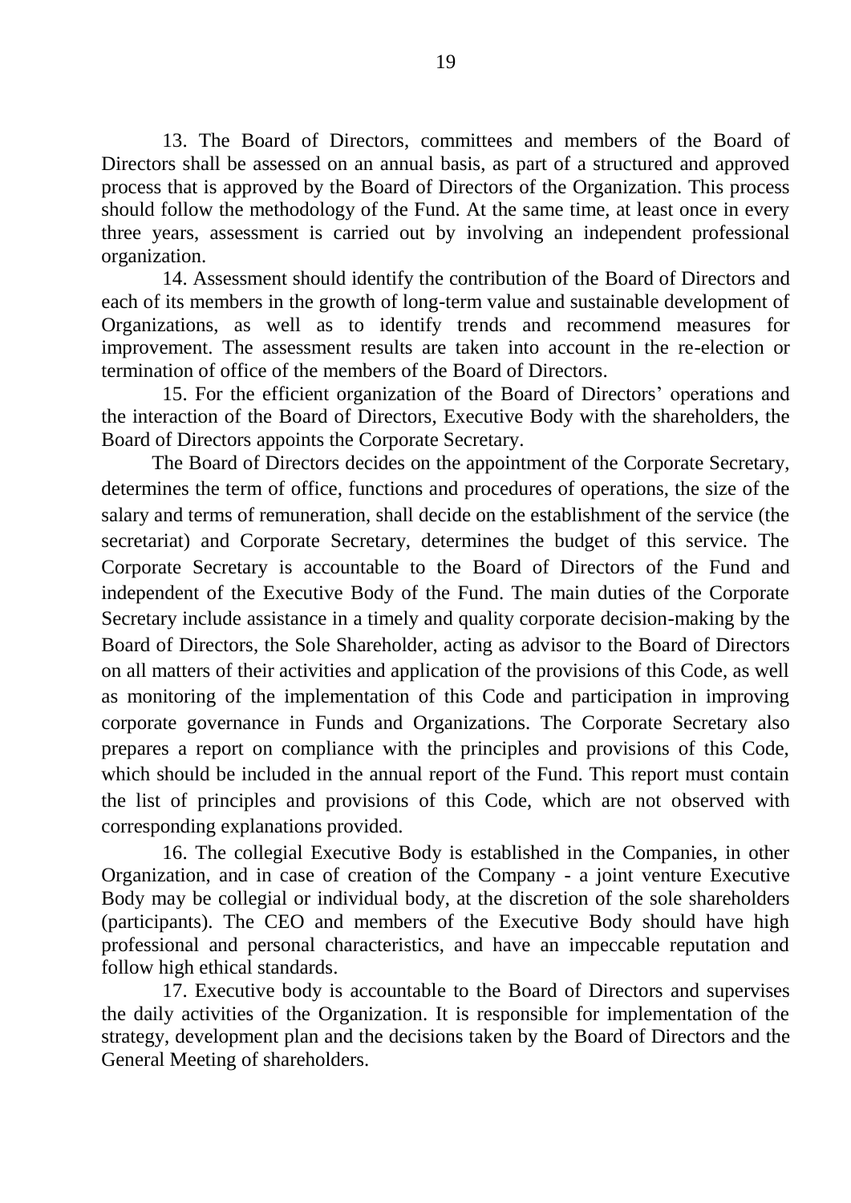13. The Board of Directors, committees and members of the Board of Directors shall be assessed on an annual basis, as part of a structured and approved process that is approved by the Board of Directors of the Organization. This process should follow the methodology of the Fund. At the same time, at least once in every three years, assessment is carried out by involving an independent professional organization.

14. Assessment should identify the contribution of the Board of Directors and each of its members in the growth of long-term value and sustainable development of Organizations, as well as to identify trends and recommend measures for improvement. The assessment results are taken into account in the re-election or termination of office of the members of the Board of Directors.

15. For the efficient organization of the Board of Directors' operations and the interaction of the Board of Directors, Executive Body with the shareholders, the Board of Directors appoints the Corporate Secretary.

The Board of Directors decides on the appointment of the Corporate Secretary, determines the term of office, functions and procedures of operations, the size of the salary and terms of remuneration, shall decide on the establishment of the service (the secretariat) and Corporate Secretary, determines the budget of this service. The Corporate Secretary is accountable to the Board of Directors of the Fund and independent of the Executive Body of the Fund. The main duties of the Corporate Secretary include assistance in a timely and quality corporate decision-making by the Board of Directors, the Sole Shareholder, acting as advisor to the Board of Directors on all matters of their activities and application of the provisions of this Code, as well as monitoring of the implementation of this Code and participation in improving corporate governance in Funds and Organizations. The Corporate Secretary also prepares a report on compliance with the principles and provisions of this Code, which should be included in the annual report of the Fund. This report must contain the list of principles and provisions of this Code, which are not observed with corresponding explanations provided.

16. The collegial Executive Body is established in the Companies, in other Organization, and in case of creation of the Company - a joint venture Executive Body may be collegial or individual body, at the discretion of the sole shareholders (participants). The CEO and members of the Executive Body should have high professional and personal characteristics, and have an impeccable reputation and follow high ethical standards.

17. Executive body is accountable to the Board of Directors and supervises the daily activities of the Organization. It is responsible for implementation of the strategy, development plan and the decisions taken by the Board of Directors and the General Meeting of shareholders.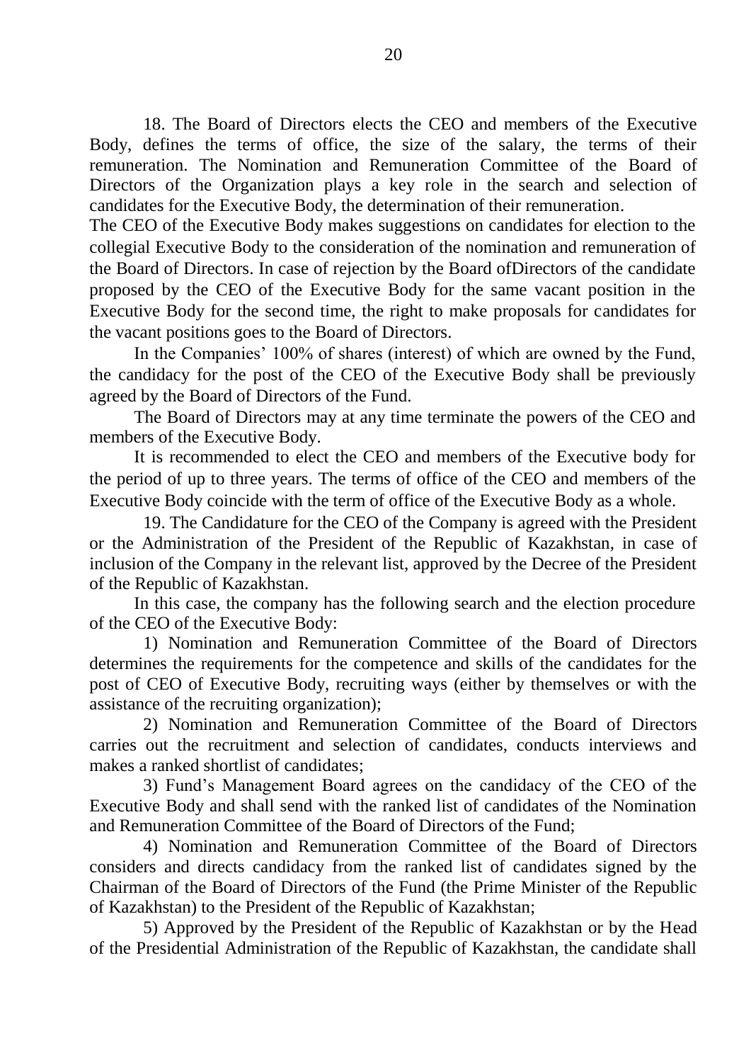18. The Board of Directors elects the CEO and members of the Executive Body, defines the terms of office, the size of the salary, the terms of their remuneration. The Nomination and Remuneration Committee of the Board of Directors of the Organization plays a key role in the search and selection of candidates for the Executive Body, the determination of their remuneration.

The CEO of the Executive Body makes suggestions on candidates for election to the collegial Executive Body to the consideration of the nomination and remuneration of the Board of Directors. In case of rejection by the Board ofDirectors of the candidate proposed by the CEO of the Executive Body for the same vacant position in the Executive Body for the second time, the right to make proposals for candidates for the vacant positions goes to the Board of Directors.

In the Companies' 100% of shares (interest) of which are owned by the Fund, the candidacy for the post of the CEO of the Executive Body shall be previously agreed by the Board of Directors of the Fund.

The Board of Directors may at any time terminate the powers of the CEO and members of the Executive Body.

It is recommended to elect the CEO and members of the Executive body for the period of up to three years. The terms of office of the CEO and members of the Executive Body coincide with the term of office of the Executive Body as a whole.

19. The Candidature for the CEO of the Company is agreed with the President or the Administration of the President of the Republic of Kazakhstan, in case of inclusion of the Company in the relevant list, approved by the Decree of the President of the Republic of Kazakhstan.

In this case, the company has the following search and the election procedure of the CEO of the Executive Body:

1) Nomination and Remuneration Committee of the Board of Directors determines the requirements for the competence and skills of the candidates for the post of CEO of Executive Body, recruiting ways (either by themselves or with the assistance of the recruiting organization);

2) Nomination and Remuneration Committee of the Board of Directors carries out the recruitment and selection of candidates, conducts interviews and makes a ranked shortlist of candidates;

3) Fund's Management Board agrees on the candidacy of the CEO of the Executive Body and shall send with the ranked list of candidates of the Nomination and Remuneration Committee of the Board of Directors of the Fund;

4) Nomination and Remuneration Committee of the Board of Directors considers and directs candidacy from the ranked list of candidates signed by the Chairman of the Board of Directors of the Fund (the Prime Minister of the Republic of Kazakhstan) to the President of the Republic of Kazakhstan;

5) Approved by the President of the Republic of Kazakhstan or by the Head of the Presidential Administration of the Republic of Kazakhstan, the candidate shall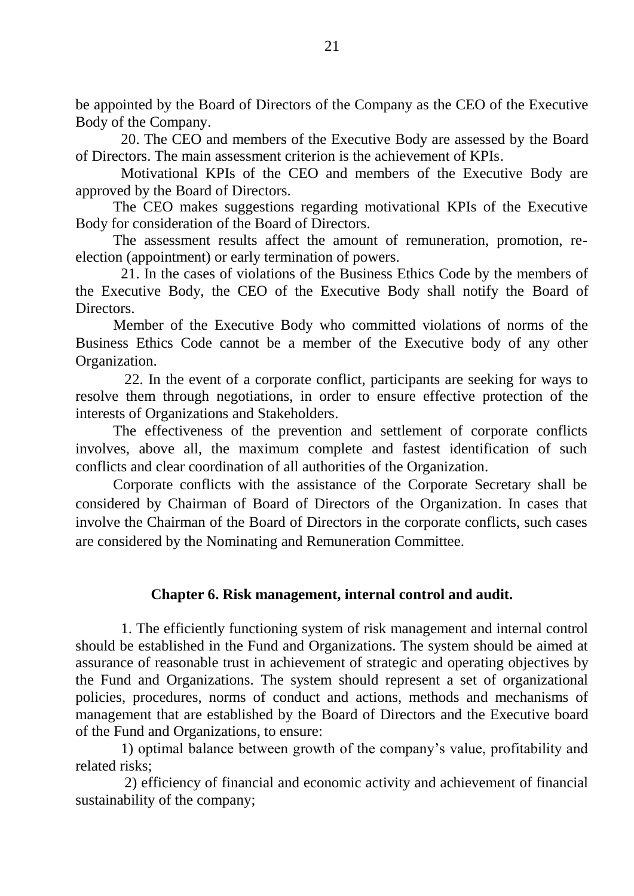be appointed by the Board of Directors of the Company as the CEO of the Executive Body of the Company.

20. The CEO and members of the Executive Body are assessed by the Board of Directors. The main assessment criterion is the achievement of KPIs.

Motivational KPIs of the CEO and members of the Executive Body are approved by the Board of Directors.

The CEO makes suggestions regarding motivational KPIs of the Executive Body for consideration of the Board of Directors.

The assessment results affect the amount of remuneration, promotion, re-election (appointment) or early termination of powers.

21. In the cases of violations of the Business Ethics Code by the members of the Executive Body, the CEO of the Executive Body shall notify the Board of Directors.

Member of the Executive Body who committed violations of norms of the Business Ethics Code cannot be a member of the Executive body of any other Organization.

22. In the event of a corporate conflict, participants are seeking for ways to resolve them through negotiations, in order to ensure effective protection of the interests of Organizations and Stakeholders.

The effectiveness of the prevention and settlement of corporate conflicts involves, above all, the maximum complete and fastest identification of such conflicts and clear coordination of all authorities of the Organization.

Corporate conflicts with the assistance of the Corporate Secretary shall be considered by Chairman of Board of Directors of the Organization. In cases that involve the Chairman of the Board of Directors in the corporate conflicts, such cases are considered by the Nominating and Remuneration Committee.

## Chapter 6. Risk management, internal control and audit.

1. The efficiently functioning system of risk management and internal control should be established in the Fund and Organizations. The system should be aimed at assurance of reasonable trust in achievement of strategic and operating objectives by the Fund and Organizations. The system should represent a set of organizational policies, procedures, norms of conduct and actions, methods and mechanisms of management that are established by the Board of Directors and the Executive board of the Fund and Organizations, to ensure:

1) optimal balance between growth of the company's value, profitability and related risks;

2) efficiency of financial and economic activity and achievement of financial sustainability of the company;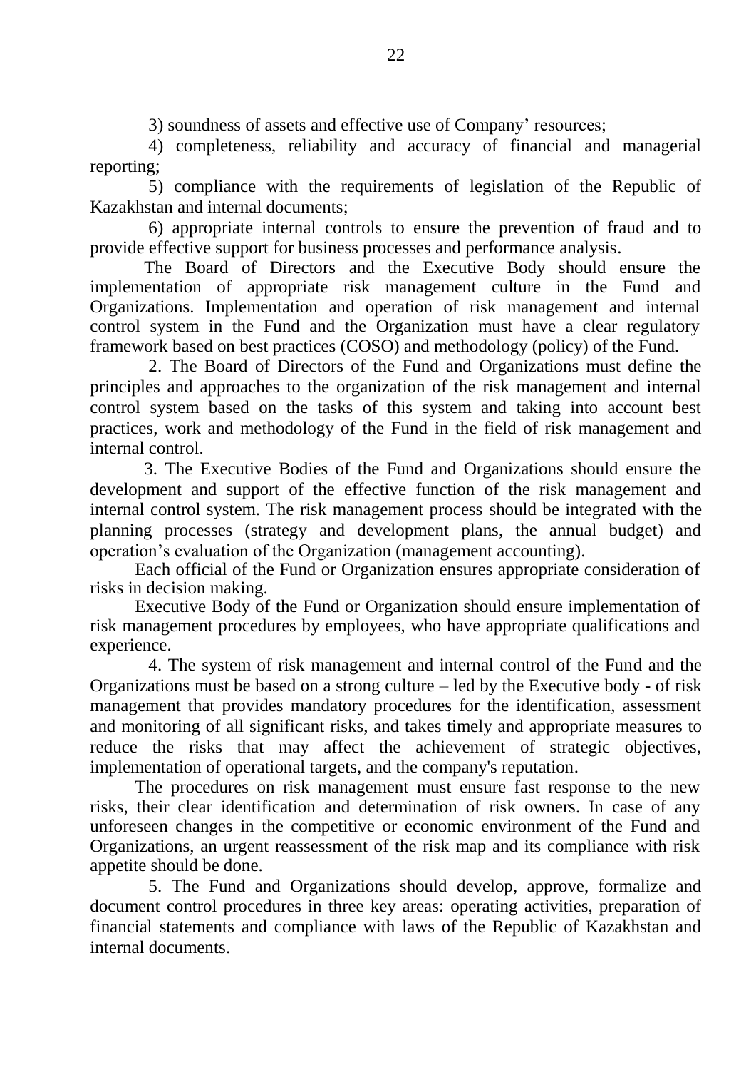3) soundness of assets and effective use of Company' resources;

4) completeness, reliability and accuracy of financial and managerial reporting;

5) compliance with the requirements of legislation of the Republic of Kazakhstan and internal documents;

6) appropriate internal controls to ensure the prevention of fraud and to provide effective support for business processes and performance analysis.

The Board of Directors and the Executive Body should ensure the implementation of appropriate risk management culture in the Fund and Organizations. Implementation and operation of risk management and internal control system in the Fund and the Organization must have a clear regulatory framework based on best practices (COSO) and methodology (policy) of the Fund.

2. The Board of Directors of the Fund and Organizations must define the principles and approaches to the organization of the risk management and internal control system based on the tasks of this system and taking into account best practices, work and methodology of the Fund in the field of risk management and internal control.

3. The Executive Bodies of the Fund and Organizations should ensure the development and support of the effective function of the risk management and internal control system. The risk management process should be integrated with the planning processes (strategy and development plans, the annual budget) and operation's evaluation of the Organization (management accounting).

Each official of the Fund or Organization ensures appropriate consideration of risks in decision making.

Executive Body of the Fund or Organization should ensure implementation of risk management procedures by employees, who have appropriate qualifications and experience.

4. The system of risk management and internal control of the Fund and the Organizations must be based on a strong culture – led by the Executive body - of risk management that provides mandatory procedures for the identification, assessment and monitoring of all significant risks, and takes timely and appropriate measures to reduce the risks that may affect the achievement of strategic objectives, implementation of operational targets, and the company's reputation.

The procedures on risk management must ensure fast response to the new risks, their clear identification and determination of risk owners. In case of any unforeseen changes in the competitive or economic environment of the Fund and Organizations, an urgent reassessment of the risk map and its compliance with risk appetite should be done.

5. The Fund and Organizations should develop, approve, formalize and document control procedures in three key areas: operating activities, preparation of financial statements and compliance with laws of the Republic of Kazakhstan and internal documents.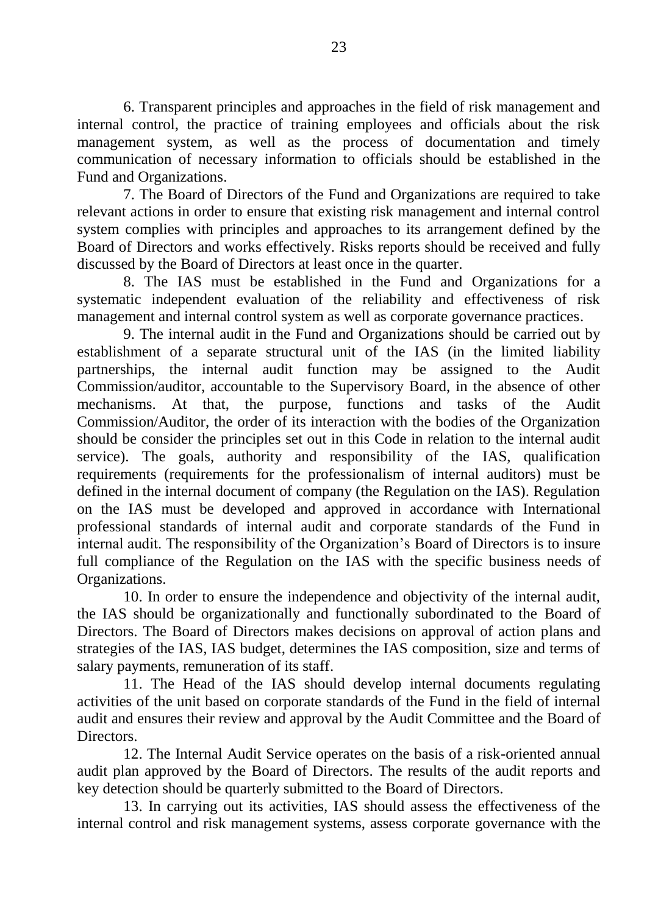6. Transparent principles and approaches in the field of risk management and internal control, the practice of training employees and officials about the risk management system, as well as the process of documentation and timely communication of necessary information to officials should be established in the Fund and Organizations.

7. The Board of Directors of the Fund and Organizations are required to take relevant actions in order to ensure that existing risk management and internal control system complies with principles and approaches to its arrangement defined by the Board of Directors and works effectively. Risks reports should be received and fully discussed by the Board of Directors at least once in the quarter.

8. The IAS must be established in the Fund and Organizations for a systematic independent evaluation of the reliability and effectiveness of risk management and internal control system as well as corporate governance practices.

9. The internal audit in the Fund and Organizations should be carried out by establishment of a separate structural unit of the IAS (in the limited liability partnerships, the internal audit function may be assigned to the Audit Commission/auditor, accountable to the Supervisory Board, in the absence of other mechanisms. At that, the purpose, functions and tasks of the Audit Commission/Auditor, the order of its interaction with the bodies of the Organization should be consider the principles set out in this Code in relation to the internal audit service). The goals, authority and responsibility of the IAS, qualification requirements (requirements for the professionalism of internal auditors) must be defined in the internal document of company (the Regulation on the IAS). Regulation on the IAS must be developed and approved in accordance with International professional standards of internal audit and corporate standards of the Fund in internal audit. The responsibility of the Organization's Board of Directors is to insure full compliance of the Regulation on the IAS with the specific business needs of Organizations.

10. In order to ensure the independence and objectivity of the internal audit, the IAS should be organizationally and functionally subordinated to the Board of Directors. The Board of Directors makes decisions on approval of action plans and strategies of the IAS, IAS budget, determines the IAS composition, size and terms of salary payments, remuneration of its staff.

11. The Head of the IAS should develop internal documents regulating activities of the unit based on corporate standards of the Fund in the field of internal audit and ensures their review and approval by the Audit Committee and the Board of Directors.

12. The Internal Audit Service operates on the basis of a risk-oriented annual audit plan approved by the Board of Directors. The results of the audit reports and key detection should be quarterly submitted to the Board of Directors.

13. In carrying out its activities, IAS should assess the effectiveness of the internal control and risk management systems, assess corporate governance with the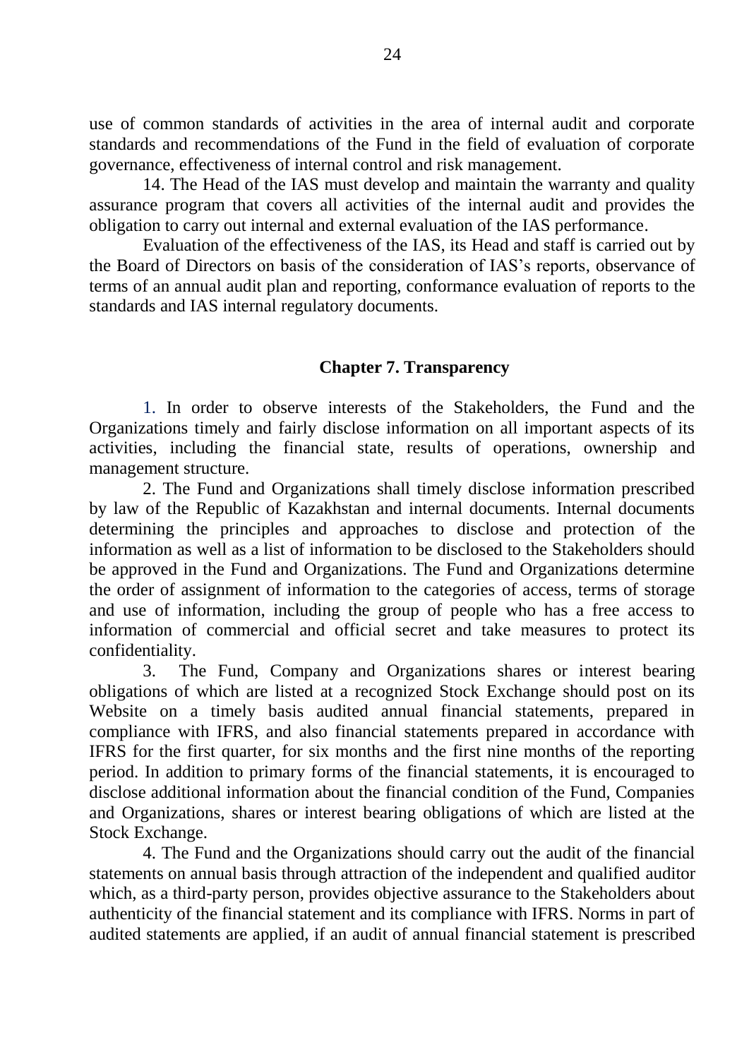use of common standards of activities in the area of internal audit and corporate standards and recommendations of the Fund in the field of evaluation of corporate governance, effectiveness of internal control and risk management.

14. The Head of the IAS must develop and maintain the warranty and quality assurance program that covers all activities of the internal audit and provides the obligation to carry out internal and external evaluation of the IAS performance.

Evaluation of the effectiveness of the IAS, its Head and staff is carried out by the Board of Directors on basis of the consideration of IAS's reports, observance of terms of an annual audit plan and reporting, conformance evaluation of reports to the standards and IAS internal regulatory documents.

## Chapter 7. Transparency

1. In order to observe interests of the Stakeholders, the Fund and the Organizations timely and fairly disclose information on all important aspects of its activities, including the financial state, results of operations, ownership and management structure.

2. The Fund and Organizations shall timely disclose information prescribed by law of the Republic of Kazakhstan and internal documents. Internal documents determining the principles and approaches to disclose and protection of the information as well as a list of information to be disclosed to the Stakeholders should be approved in the Fund and Organizations. The Fund and Organizations determine the order of assignment of information to the categories of access, terms of storage and use of information, including the group of people who has a free access to information of commercial and official secret and take measures to protect its confidentiality.

3. The Fund, Company and Organizations shares or interest bearing obligations of which are listed at a recognized Stock Exchange should post on its Website on a timely basis audited annual financial statements, prepared in compliance with IFRS, and also financial statements prepared in accordance with IFRS for the first quarter, for six months and the first nine months of the reporting period. In addition to primary forms of the financial statements, it is encouraged to disclose additional information about the financial condition of the Fund, Companies and Organizations, shares or interest bearing obligations of which are listed at the Stock Exchange.

4. The Fund and the Organizations should carry out the audit of the financial statements on annual basis through attraction of the independent and qualified auditor which, as a third-party person, provides objective assurance to the Stakeholders about authenticity of the financial statement and its compliance with IFRS. Norms in part of audited statements are applied, if an audit of annual financial statement is prescribed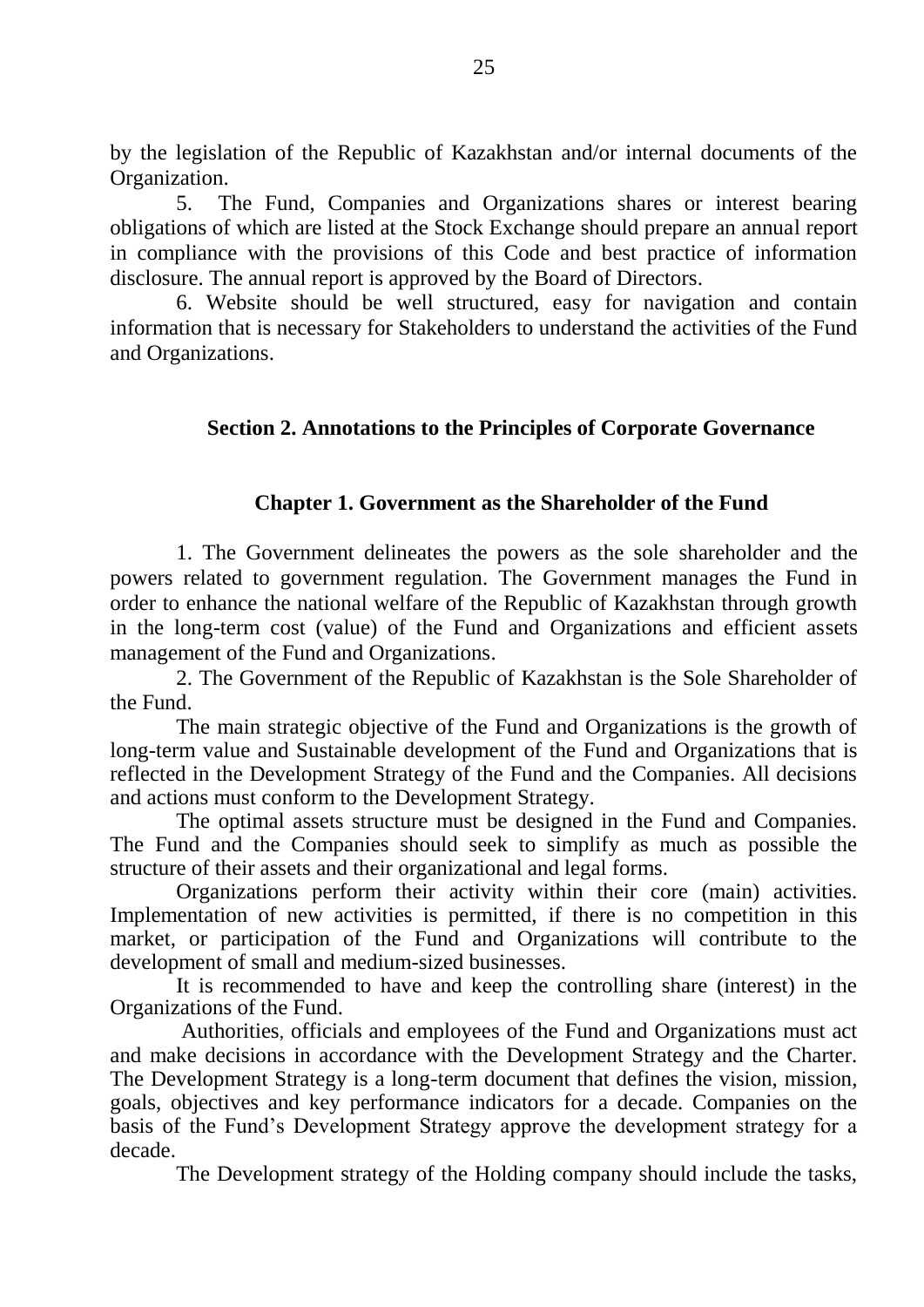by the legislation of the Republic of Kazakhstan and/or internal documents of the Organization.

5. The Fund, Companies and Organizations shares or interest bearing obligations of which are listed at the Stock Exchange should prepare an annual report in compliance with the provisions of this Code and best practice of information disclosure. The annual report is approved by the Board of Directors.

6. Website should be well structured, easy for navigation and contain information that is necessary for Stakeholders to understand the activities of the Fund and Organizations.

## Section 2. Annotations to the Principles of Corporate Governance

### Chapter 1. Government as the Shareholder of the Fund

1. The Government delineates the powers as the sole shareholder and the powers related to government regulation. The Government manages the Fund in order to enhance the national welfare of the Republic of Kazakhstan through growth in the long-term cost (value) of the Fund and Organizations and efficient assets management of the Fund and Organizations.

2. The Government of the Republic of Kazakhstan is the Sole Shareholder of the Fund.

The main strategic objective of the Fund and Organizations is the growth of long-term value and Sustainable development of the Fund and Organizations that is reflected in the Development Strategy of the Fund and the Companies. All decisions and actions must conform to the Development Strategy.

The optimal assets structure must be designed in the Fund and Companies. The Fund and the Companies should seek to simplify as much as possible the structure of their assets and their organizational and legal forms.

Organizations perform their activity within their core (main) activities. Implementation of new activities is permitted, if there is no competition in this market, or participation of the Fund and Organizations will contribute to the development of small and medium-sized businesses.

It is recommended to have and keep the controlling share (interest) in the Organizations of the Fund.

Authorities, officials and employees of the Fund and Organizations must act and make decisions in accordance with the Development Strategy and the Charter. The Development Strategy is a long-term document that defines the vision, mission, goals, objectives and key performance indicators for a decade. Companies on the basis of the Fund's Development Strategy approve the development strategy for a decade.

The Development strategy of the Holding company should include the tasks,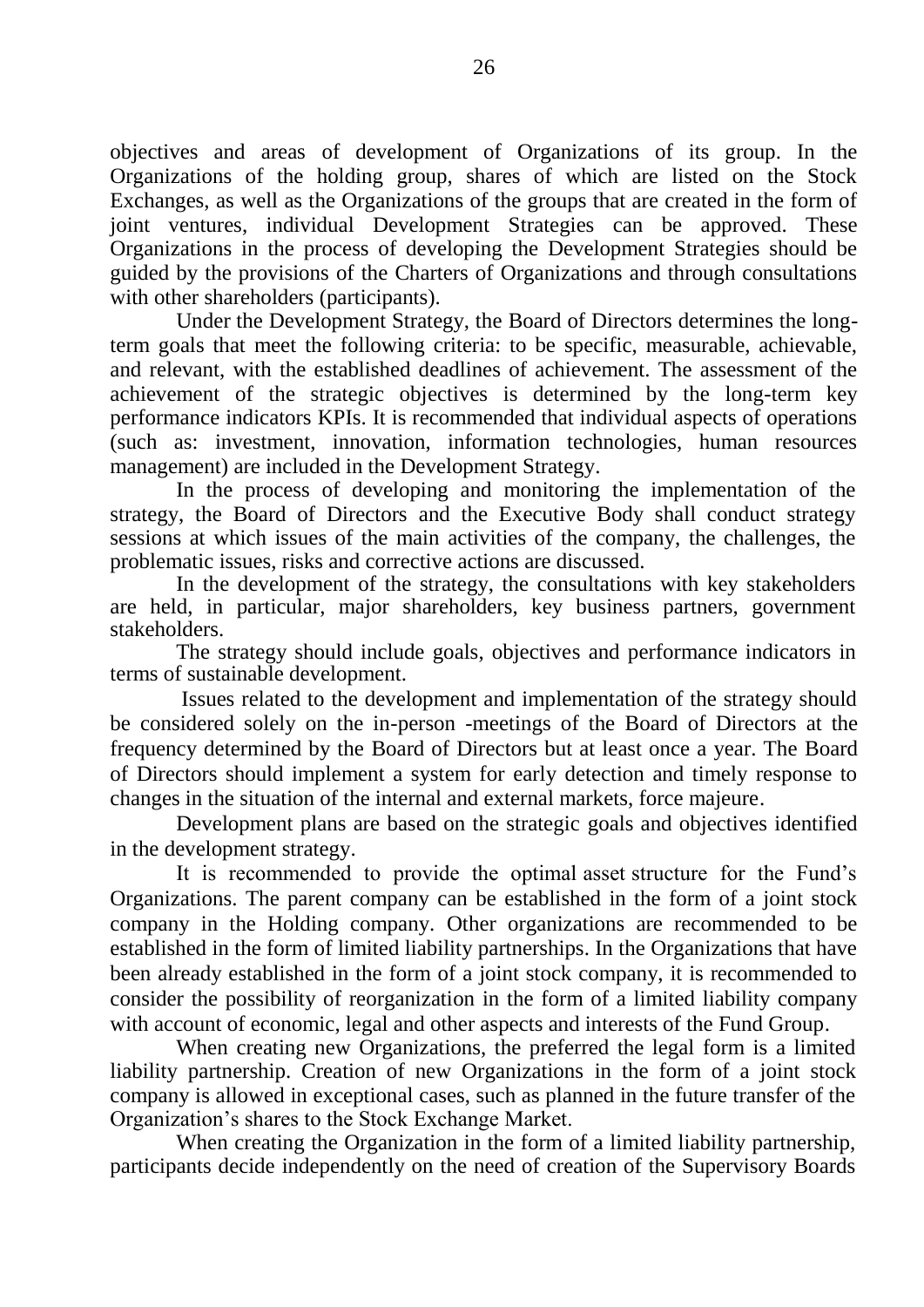objectives and areas of development of Organizations of its group. In the Organizations of the holding group, shares of which are listed on the Stock Exchanges, as well as the Organizations of the groups that are created in the form of joint ventures, individual Development Strategies can be approved. These Organizations in the process of developing the Development Strategies should be guided by the provisions of the Charters of Organizations and through consultations with other shareholders (participants).

Under the Development Strategy, the Board of Directors determines the long-term goals that meet the following criteria: to be specific, measurable, achievable, and relevant, with the established deadlines of achievement. The assessment of the achievement of the strategic objectives is determined by the long-term key performance indicators KPIs. It is recommended that individual aspects of operations (such as: investment, innovation, information technologies, human resources management) are included in the Development Strategy.

In the process of developing and monitoring the implementation of the strategy, the Board of Directors and the Executive Body shall conduct strategy sessions at which issues of the main activities of the company, the challenges, the problematic issues, risks and corrective actions are discussed.

In the development of the strategy, the consultations with key stakeholders are held, in particular, major shareholders, key business partners, government stakeholders.

The strategy should include goals, objectives and performance indicators in terms of sustainable development.

Issues related to the development and implementation of the strategy should be considered solely on the in-person -meetings of the Board of Directors at the frequency determined by the Board of Directors but at least once a year. The Board of Directors should implement a system for early detection and timely response to changes in the situation of the internal and external markets, force majeure.

Development plans are based on the strategic goals and objectives identified in the development strategy.

It is recommended to provide the optimal asset structure for the Fund's Organizations. The parent company can be established in the form of a joint stock company in the Holding company. Other organizations are recommended to be established in the form of limited liability partnerships. In the Organizations that have been already established in the form of a joint stock company, it is recommended to consider the possibility of reorganization in the form of a limited liability company with account of economic, legal and other aspects and interests of the Fund Group.

When creating new Organizations, the preferred the legal form is a limited liability partnership. Creation of new Organizations in the form of a joint stock company is allowed in exceptional cases, such as planned in the future transfer of the Organization's shares to the Stock Exchange Market.

When creating the Organization in the form of a limited liability partnership, participants decide independently on the need of creation of the Supervisory Boards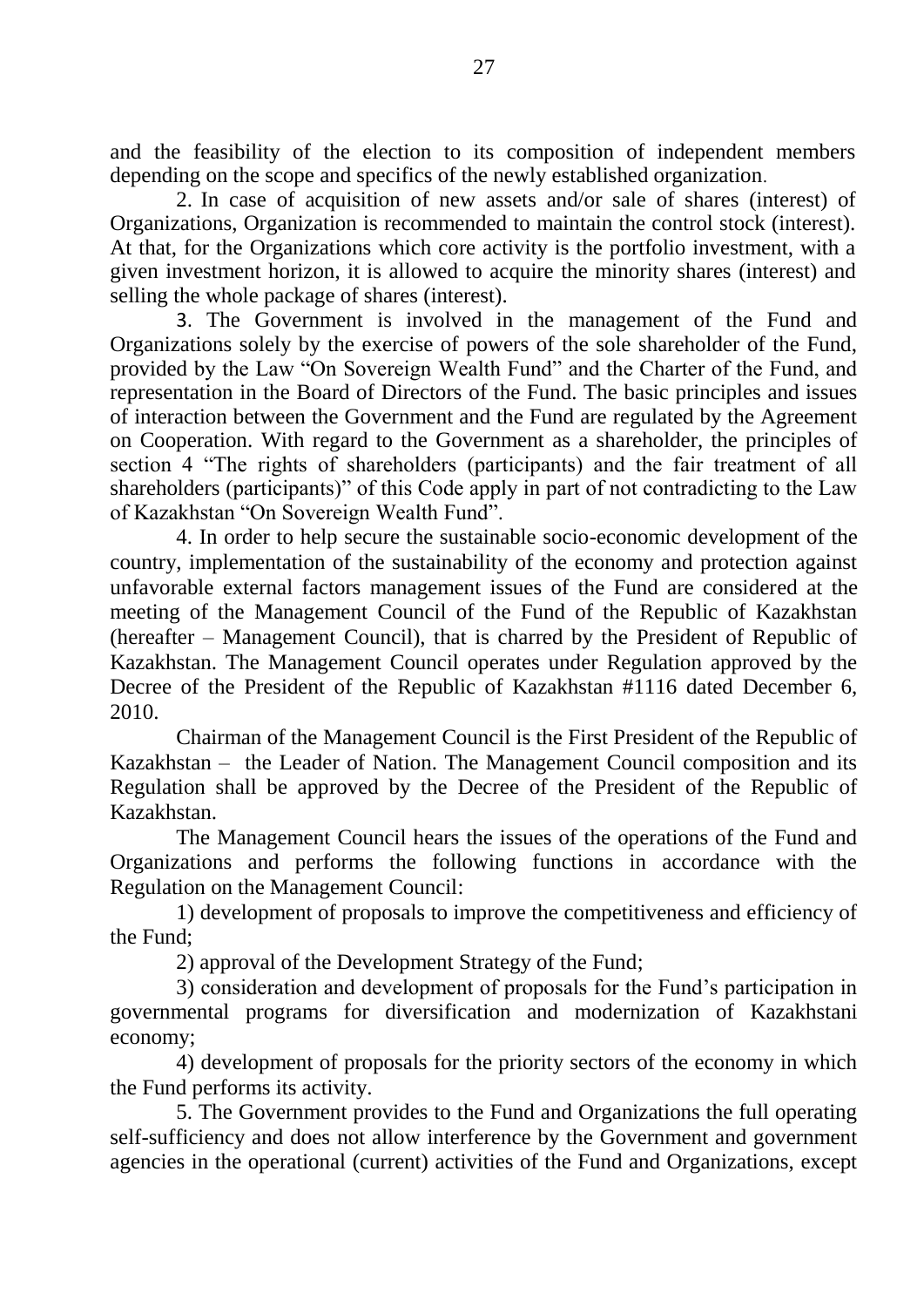and the feasibility of the election to its composition of independent members depending on the scope and specifics of the newly established organization.

2. In case of acquisition of new assets and/or sale of shares (interest) of Organizations, Organization is recommended to maintain the control stock (interest). At that, for the Organizations which core activity is the portfolio investment, with a given investment horizon, it is allowed to acquire the minority shares (interest) and selling the whole package of shares (interest).

3. The Government is involved in the management of the Fund and Organizations solely by the exercise of powers of the sole shareholder of the Fund, provided by the Law "On Sovereign Wealth Fund" and the Charter of the Fund, and representation in the Board of Directors of the Fund. The basic principles and issues of interaction between the Government and the Fund are regulated by the Agreement on Cooperation. With regard to the Government as a shareholder, the principles of section 4 "The rights of shareholders (participants) and the fair treatment of all shareholders (participants)" of this Code apply in part of not contradicting to the Law of Kazakhstan "On Sovereign Wealth Fund".

4. In order to help secure the sustainable socio-economic development of the country, implementation of the sustainability of the economy and protection against unfavorable external factors management issues of the Fund are considered at the meeting of the Management Council of the Fund of the Republic of Kazakhstan (hereafter – Management Council), that is charred by the President of Republic of Kazakhstan. The Management Council operates under Regulation approved by the Decree of the President of the Republic of Kazakhstan #1116 dated December 6, 2010.

Chairman of the Management Council is the First President of the Republic of Kazakhstan – the Leader of Nation. The Management Council composition and its Regulation shall be approved by the Decree of the President of the Republic of Kazakhstan.

The Management Council hears the issues of the operations of the Fund and Organizations and performs the following functions in accordance with the Regulation on the Management Council:

1) development of proposals to improve the competitiveness and efficiency of the Fund;

2) approval of the Development Strategy of the Fund;

3) consideration and development of proposals for the Fund's participation in governmental programs for diversification and modernization of Kazakhstani economy;

4) development of proposals for the priority sectors of the economy in which the Fund performs its activity.

5. The Government provides to the Fund and Organizations the full operating self-sufficiency and does not allow interference by the Government and government agencies in the operational (current) activities of the Fund and Organizations, except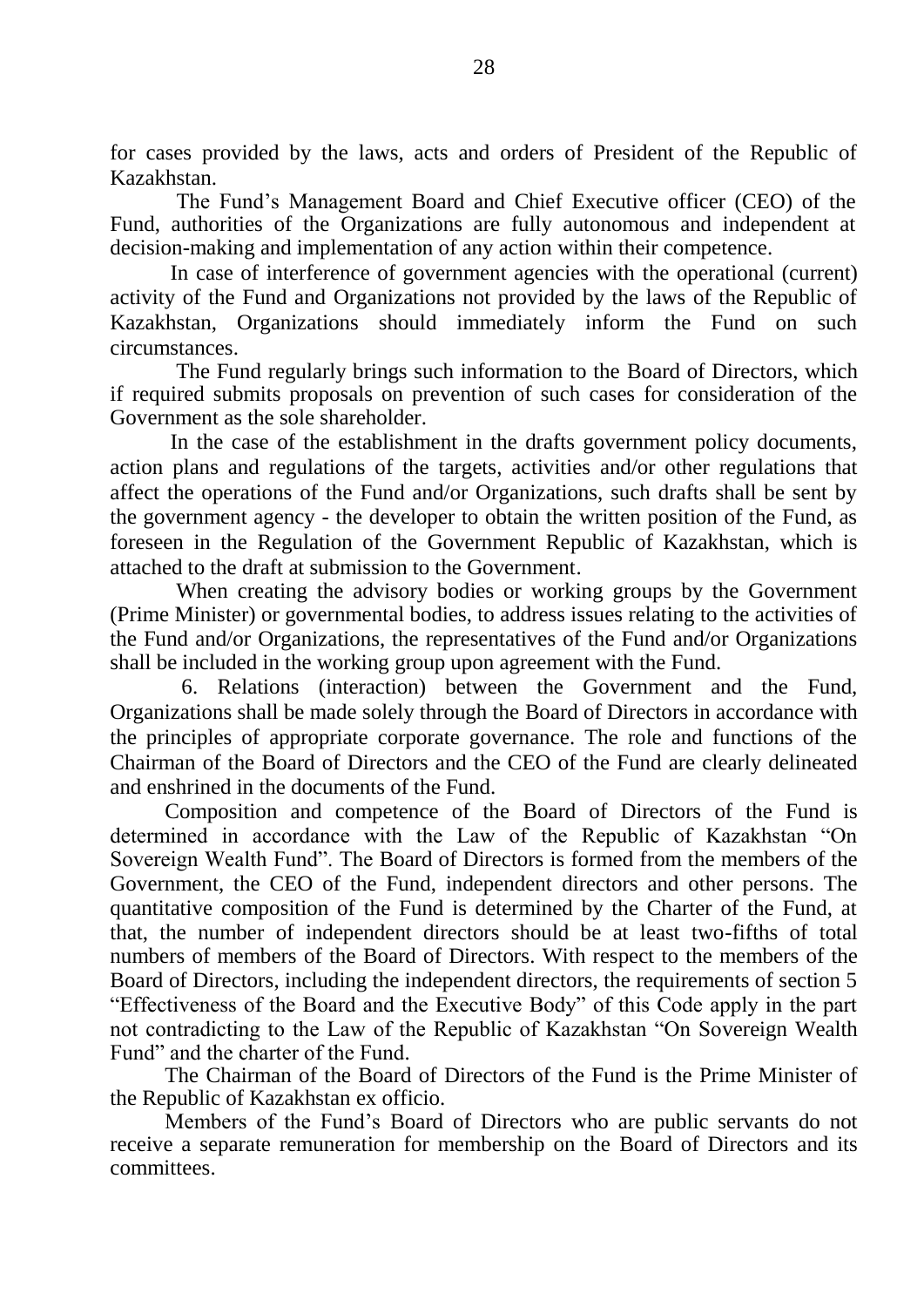for cases provided by the laws, acts and orders of President of the Republic of Kazakhstan.

The Fund's Management Board and Chief Executive officer (CEO) of the Fund, authorities of the Organizations are fully autonomous and independent at decision-making and implementation of any action within their competence.

In case of interference of government agencies with the operational (current) activity of the Fund and Organizations not provided by the laws of the Republic of Kazakhstan, Organizations should immediately inform the Fund on such circumstances.

The Fund regularly brings such information to the Board of Directors, which if required submits proposals on prevention of such cases for consideration of the Government as the sole shareholder.

In the case of the establishment in the drafts government policy documents, action plans and regulations of the targets, activities and/or other regulations that affect the operations of the Fund and/or Organizations, such drafts shall be sent by the government agency - the developer to obtain the written position of the Fund, as foreseen in the Regulation of the Government Republic of Kazakhstan, which is attached to the draft at submission to the Government.

When creating the advisory bodies or working groups by the Government (Prime Minister) or governmental bodies, to address issues relating to the activities of the Fund and/or Organizations, the representatives of the Fund and/or Organizations shall be included in the working group upon agreement with the Fund.

6. Relations (interaction) between the Government and the Fund, Organizations shall be made solely through the Board of Directors in accordance with the principles of appropriate corporate governance. The role and functions of the Chairman of the Board of Directors and the CEO of the Fund are clearly delineated and enshrined in the documents of the Fund.

Composition and competence of the Board of Directors of the Fund is determined in accordance with the Law of the Republic of Kazakhstan "On Sovereign Wealth Fund". The Board of Directors is formed from the members of the Government, the CEO of the Fund, independent directors and other persons. The quantitative composition of the Fund is determined by the Charter of the Fund, at that, the number of independent directors should be at least two-fifths of total numbers of members of the Board of Directors. With respect to the members of the Board of Directors, including the independent directors, the requirements of section 5 "Effectiveness of the Board and the Executive Body" of this Code apply in the part not contradicting to the Law of the Republic of Kazakhstan "On Sovereign Wealth Fund" and the charter of the Fund.

The Chairman of the Board of Directors of the Fund is the Prime Minister of the Republic of Kazakhstan ex officio.

Members of the Fund's Board of Directors who are public servants do not receive a separate remuneration for membership on the Board of Directors and its committees.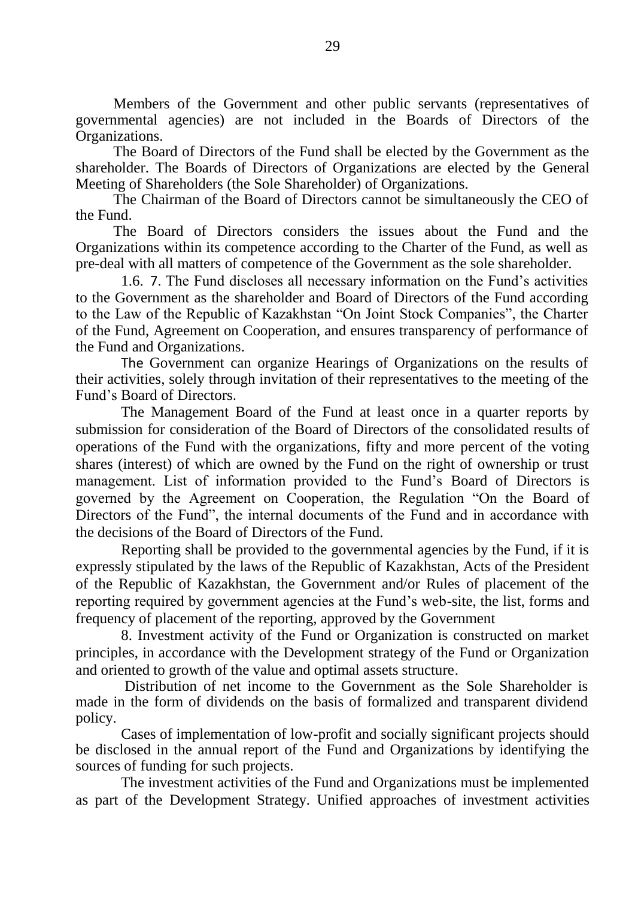Members of the Government and other public servants (representatives of governmental agencies) are not included in the Boards of Directors of the Organizations.

The Board of Directors of the Fund shall be elected by the Government as the shareholder. The Boards of Directors of Organizations are elected by the General Meeting of Shareholders (the Sole Shareholder) of Organizations.

The Chairman of the Board of Directors cannot be simultaneously the CEO of the Fund.

The Board of Directors considers the issues about the Fund and the Organizations within its competence according to the Charter of the Fund, as well as pre-deal with all matters of competence of the Government as the sole shareholder.

1.6. 7. The Fund discloses all necessary information on the Fund's activities to the Government as the shareholder and Board of Directors of the Fund according to the Law of the Republic of Kazakhstan "On Joint Stock Companies", the Charter of the Fund, Agreement on Cooperation, and ensures transparency of performance of the Fund and Organizations.

The Government can organize Hearings of Organizations on the results of their activities, solely through invitation of their representatives to the meeting of the Fund's Board of Directors.

The Management Board of the Fund at least once in a quarter reports by submission for consideration of the Board of Directors of the consolidated results of operations of the Fund with the organizations, fifty and more percent of the voting shares (interest) of which are owned by the Fund on the right of ownership or trust management. List of information provided to the Fund's Board of Directors is governed by the Agreement on Cooperation, the Regulation "On the Board of Directors of the Fund", the internal documents of the Fund and in accordance with the decisions of the Board of Directors of the Fund.

Reporting shall be provided to the governmental agencies by the Fund, if it is expressly stipulated by the laws of the Republic of Kazakhstan, Acts of the President of the Republic of Kazakhstan, the Government and/or Rules of placement of the reporting required by government agencies at the Fund's web-site, the list, forms and frequency of placement of the reporting, approved by the Government

8. Investment activity of the Fund or Organization is constructed on market principles, in accordance with the Development strategy of the Fund or Organization and oriented to growth of the value and optimal assets structure.

Distribution of net income to the Government as the Sole Shareholder is made in the form of dividends on the basis of formalized and transparent dividend policy.

Cases of implementation of low-profit and socially significant projects should be disclosed in the annual report of the Fund and Organizations by identifying the sources of funding for such projects.

The investment activities of the Fund and Organizations must be implemented as part of the Development Strategy. Unified approaches of investment activities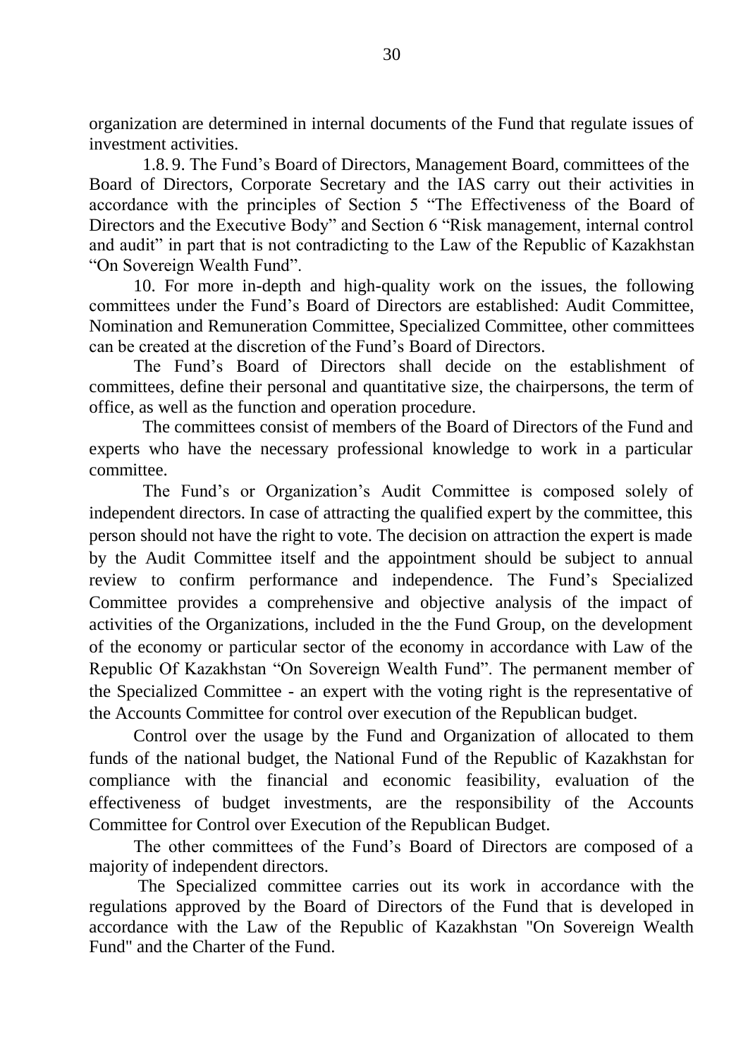organization are determined in internal documents of the Fund that regulate issues of investment activities.

1.8. 9. The Fund’s Board of Directors, Management Board, committees of the Board of Directors, Corporate Secretary and the IAS carry out their activities in accordance with the principles of Section 5 “The Effectiveness of the Board of Directors and the Executive Body” and Section 6 “Risk management, internal control and audit” in part that is not contradicting to the Law of the Republic of Kazakhstan “On Sovereign Wealth Fund”.

10. For more in-depth and high-quality work on the issues, the following committees under the Fund’s Board of Directors are established: Audit Committee, Nomination and Remuneration Committee, Specialized Committee, other committees can be created at the discretion of the Fund’s Board of Directors.

The Fund’s Board of Directors shall decide on the establishment of committees, define their personal and quantitative size, the chairpersons, the term of office, as well as the function and operation procedure.

The committees consist of members of the Board of Directors of the Fund and experts who have the necessary professional knowledge to work in a particular committee.

The Fund’s or Organization’s Audit Committee is composed solely of independent directors. In case of attracting the qualified expert by the committee, this person should not have the right to vote. The decision on attraction the expert is made by the Audit Committee itself and the appointment should be subject to annual review to confirm performance and independence. The Fund’s Specialized Committee provides a comprehensive and objective analysis of the impact of activities of the Organizations, included in the the Fund Group, on the development of the economy or particular sector of the economy in accordance with Law of the Republic Of Kazakhstan “On Sovereign Wealth Fund”. The permanent member of the Specialized Committee - an expert with the voting right is the representative of the Accounts Committee for control over execution of the Republican budget.

Control over the usage by the Fund and Organization of allocated to them funds of the national budget, the National Fund of the Republic of Kazakhstan for compliance with the financial and economic feasibility, evaluation of the effectiveness of budget investments, are the responsibility of the Accounts Committee for Control over Execution of the Republican Budget.

The other committees of the Fund’s Board of Directors are composed of a majority of independent directors.

The Specialized committee carries out its work in accordance with the regulations approved by the Board of Directors of the Fund that is developed in accordance with the Law of the Republic of Kazakhstan "On Sovereign Wealth Fund" and the Charter of the Fund.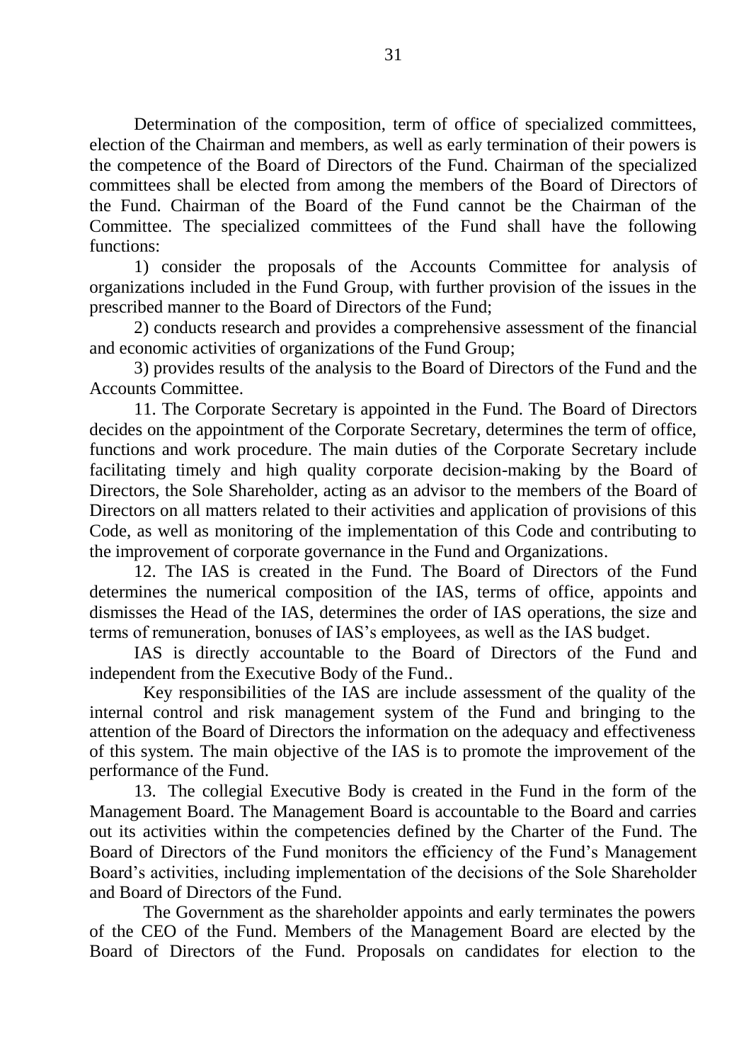Determination of the composition, term of office of specialized committees, election of the Chairman and members, as well as early termination of their powers is the competence of the Board of Directors of the Fund. Chairman of the specialized committees shall be elected from among the members of the Board of Directors of the Fund. Chairman of the Board of the Fund cannot be the Chairman of the Committee. The specialized committees of the Fund shall have the following functions:

1) consider the proposals of the Accounts Committee for analysis of organizations included in the Fund Group, with further provision of the issues in the prescribed manner to the Board of Directors of the Fund;

2) conducts research and provides a comprehensive assessment of the financial and economic activities of organizations of the Fund Group;

3) provides results of the analysis to the Board of Directors of the Fund and the Accounts Committee.

11. The Corporate Secretary is appointed in the Fund. The Board of Directors decides on the appointment of the Corporate Secretary, determines the term of office, functions and work procedure. The main duties of the Corporate Secretary include facilitating timely and high quality corporate decision-making by the Board of Directors, the Sole Shareholder, acting as an advisor to the members of the Board of Directors on all matters related to their activities and application of provisions of this Code, as well as monitoring of the implementation of this Code and contributing to the improvement of corporate governance in the Fund and Organizations.

12. The IAS is created in the Fund. The Board of Directors of the Fund determines the numerical composition of the IAS, terms of office, appoints and dismisses the Head of the IAS, determines the order of IAS operations, the size and terms of remuneration, bonuses of IAS's employees, as well as the IAS budget.

IAS is directly accountable to the Board of Directors of the Fund and independent from the Executive Body of the Fund..

Key responsibilities of the IAS are include assessment of the quality of the internal control and risk management system of the Fund and bringing to the attention of the Board of Directors the information on the adequacy and effectiveness of this system. The main objective of the IAS is to promote the improvement of the performance of the Fund.

13. The collegial Executive Body is created in the Fund in the form of the Management Board. The Management Board is accountable to the Board and carries out its activities within the competencies defined by the Charter of the Fund. The Board of Directors of the Fund monitors the efficiency of the Fund's Management Board's activities, including implementation of the decisions of the Sole Shareholder and Board of Directors of the Fund.

The Government as the shareholder appoints and early terminates the powers of the CEO of the Fund. Members of the Management Board are elected by the Board of Directors of the Fund. Proposals on candidates for election to the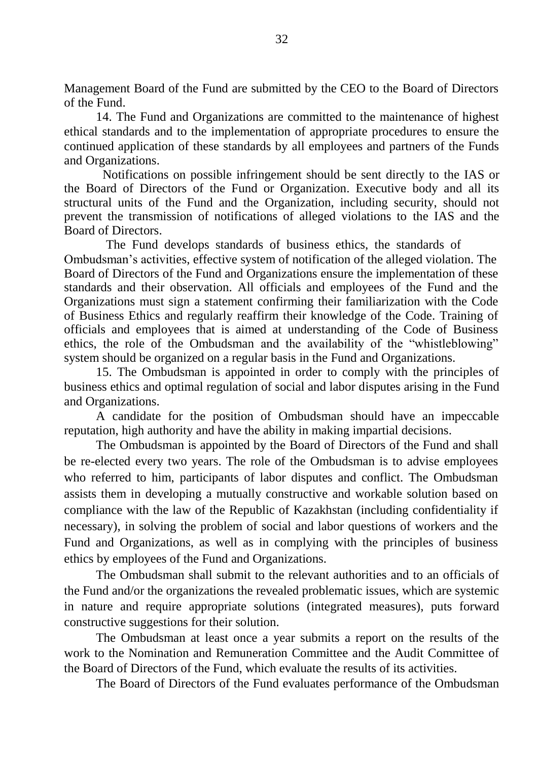Management Board of the Fund are submitted by the CEO to the Board of Directors of the Fund.

14. The Fund and Organizations are committed to the maintenance of highest ethical standards and to the implementation of appropriate procedures to ensure the continued application of these standards by all employees and partners of the Funds and Organizations.

Notifications on possible infringement should be sent directly to the IAS or the Board of Directors of the Fund or Organization. Executive body and all its structural units of the Fund and the Organization, including security, should not prevent the transmission of notifications of alleged violations to the IAS and the Board of Directors.

The Fund develops standards of business ethics, the standards of Ombudsman's activities, effective system of notification of the alleged violation. The Board of Directors of the Fund and Organizations ensure the implementation of these standards and their observation. All officials and employees of the Fund and the Organizations must sign a statement confirming their familiarization with the Code of Business Ethics and regularly reaffirm their knowledge of the Code. Training of officials and employees that is aimed at understanding of the Code of Business ethics, the role of the Ombudsman and the availability of the "whistleblowing" system should be organized on a regular basis in the Fund and Organizations.

15. The Ombudsman is appointed in order to comply with the principles of business ethics and optimal regulation of social and labor disputes arising in the Fund and Organizations.

A candidate for the position of Ombudsman should have an impeccable reputation, high authority and have the ability in making impartial decisions.

The Ombudsman is appointed by the Board of Directors of the Fund and shall be re-elected every two years. The role of the Ombudsman is to advise employees who referred to him, participants of labor disputes and conflict. The Ombudsman assists them in developing a mutually constructive and workable solution based on compliance with the law of the Republic of Kazakhstan (including confidentiality if necessary), in solving the problem of social and labor questions of workers and the Fund and Organizations, as well as in complying with the principles of business ethics by employees of the Fund and Organizations.

The Ombudsman shall submit to the relevant authorities and to an officials of the Fund and/or the organizations the revealed problematic issues, which are systemic in nature and require appropriate solutions (integrated measures), puts forward constructive suggestions for their solution.

The Ombudsman at least once a year submits a report on the results of the work to the Nomination and Remuneration Committee and the Audit Committee of the Board of Directors of the Fund, which evaluate the results of its activities.

The Board of Directors of the Fund evaluates performance of the Ombudsman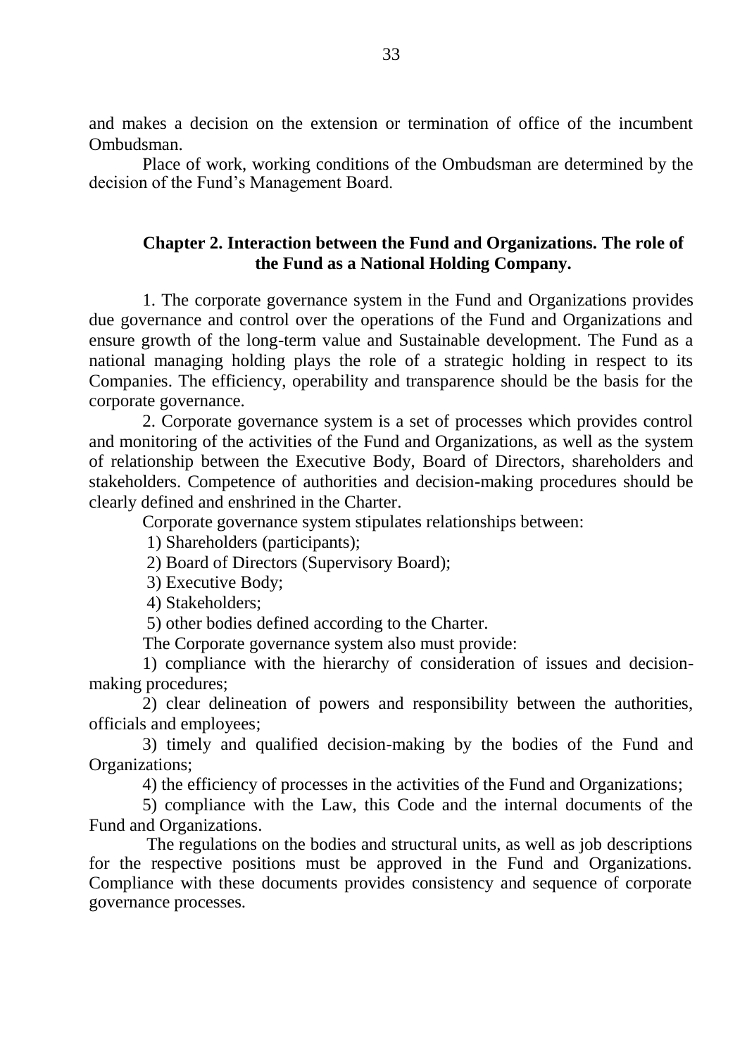and makes a decision on the extension or termination of office of the incumbent Ombudsman.

Place of work, working conditions of the Ombudsman are determined by the decision of the Fund's Management Board.

## Chapter 2. Interaction between the Fund and Organizations. The role of the Fund as a National Holding Company.

1. The corporate governance system in the Fund and Organizations provides due governance and control over the operations of the Fund and Organizations and ensure growth of the long-term value and Sustainable development. The Fund as a national managing holding plays the role of a strategic holding in respect to its Companies. The efficiency, operability and transparence should be the basis for the corporate governance.

2. Corporate governance system is a set of processes which provides control and monitoring of the activities of the Fund and Organizations, as well as the system of relationship between the Executive Body, Board of Directors, shareholders and stakeholders. Competence of authorities and decision-making procedures should be clearly defined and enshrined in the Charter.

Corporate governance system stipulates relationships between:

1) Shareholders (participants);

2) Board of Directors (Supervisory Board);

3) Executive Body;

4) Stakeholders;

5) other bodies defined according to the Charter.

The Corporate governance system also must provide:

1) compliance with the hierarchy of consideration of issues and decision-making procedures;

2) clear delineation of powers and responsibility between the authorities, officials and employees;

3) timely and qualified decision-making by the bodies of the Fund and Organizations;

4) the efficiency of processes in the activities of the Fund and Organizations;

5) compliance with the Law, this Code and the internal documents of the Fund and Organizations.

The regulations on the bodies and structural units, as well as job descriptions for the respective positions must be approved in the Fund and Organizations. Compliance with these documents provides consistency and sequence of corporate governance processes.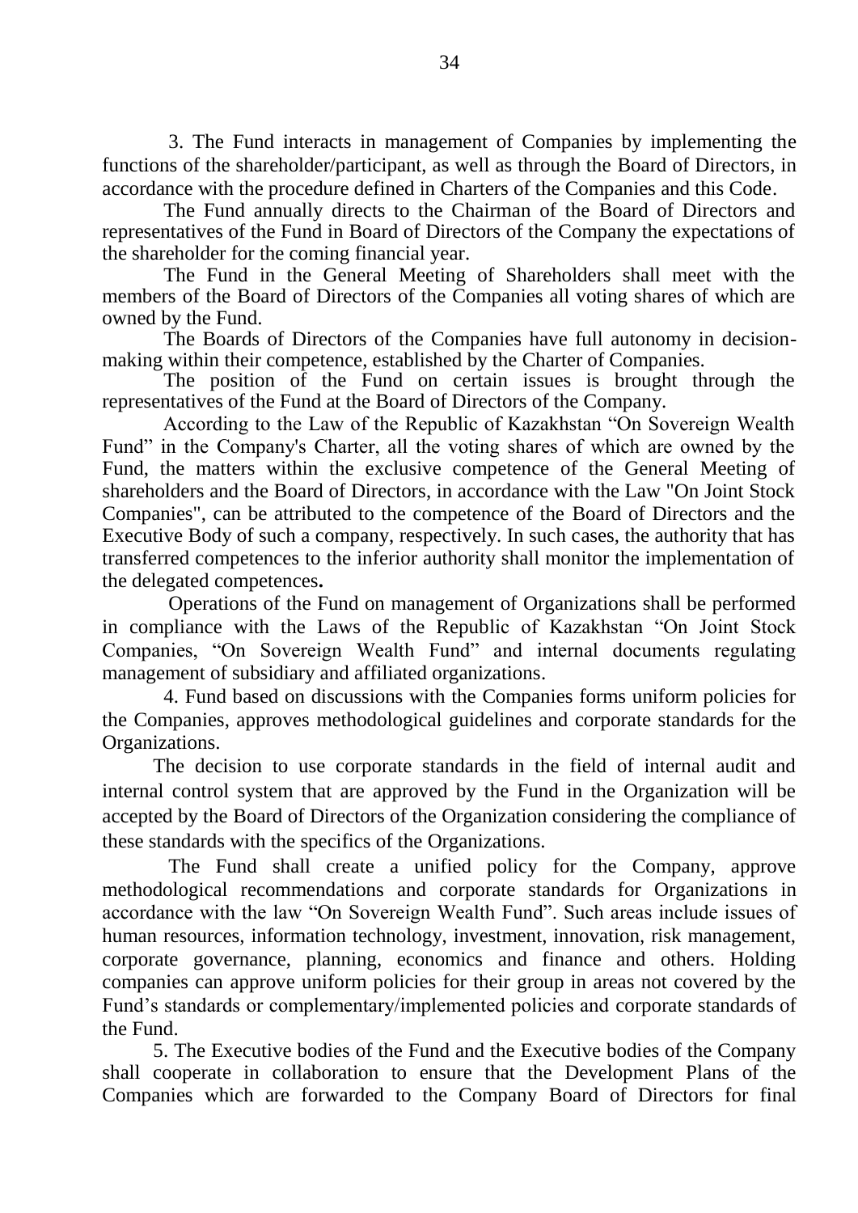3. The Fund interacts in management of Companies by implementing the functions of the shareholder/participant, as well as through the Board of Directors, in accordance with the procedure defined in Charters of the Companies and this Code.

The Fund annually directs to the Chairman of the Board of Directors and representatives of the Fund in Board of Directors of the Company the expectations of the shareholder for the coming financial year.

The Fund in the General Meeting of Shareholders shall meet with the members of the Board of Directors of the Companies all voting shares of which are owned by the Fund.

The Boards of Directors of the Companies have full autonomy in decision-making within their competence, established by the Charter of Companies.

The position of the Fund on certain issues is brought through the representatives of the Fund at the Board of Directors of the Company.

According to the Law of the Republic of Kazakhstan "On Sovereign Wealth Fund" in the Company's Charter, all the voting shares of which are owned by the Fund, the matters within the exclusive competence of the General Meeting of shareholders and the Board of Directors, in accordance with the Law "On Joint Stock Companies", can be attributed to the competence of the Board of Directors and the Executive Body of such a company, respectively. In such cases, the authority that has transferred competences to the inferior authority shall monitor the implementation of the delegated competences**.**

Operations of the Fund on management of Organizations shall be performed in compliance with the Laws of the Republic of Kazakhstan "On Joint Stock Companies, "On Sovereign Wealth Fund" and internal documents regulating management of subsidiary and affiliated organizations.

4. Fund based on discussions with the Companies forms uniform policies for the Companies, approves methodological guidelines and corporate standards for the Organizations.

The decision to use corporate standards in the field of internal audit and internal control system that are approved by the Fund in the Organization will be accepted by the Board of Directors of the Organization considering the compliance of these standards with the specifics of the Organizations.

The Fund shall create a unified policy for the Company, approve methodological recommendations and corporate standards for Organizations in accordance with the law "On Sovereign Wealth Fund". Such areas include issues of human resources, information technology, investment, innovation, risk management, corporate governance, planning, economics and finance and others. Holding companies can approve uniform policies for their group in areas not covered by the Fund's standards or complementary/implemented policies and corporate standards of the Fund.

5. The Executive bodies of the Fund and the Executive bodies of the Company shall cooperate in collaboration to ensure that the Development Plans of the Companies which are forwarded to the Company Board of Directors for final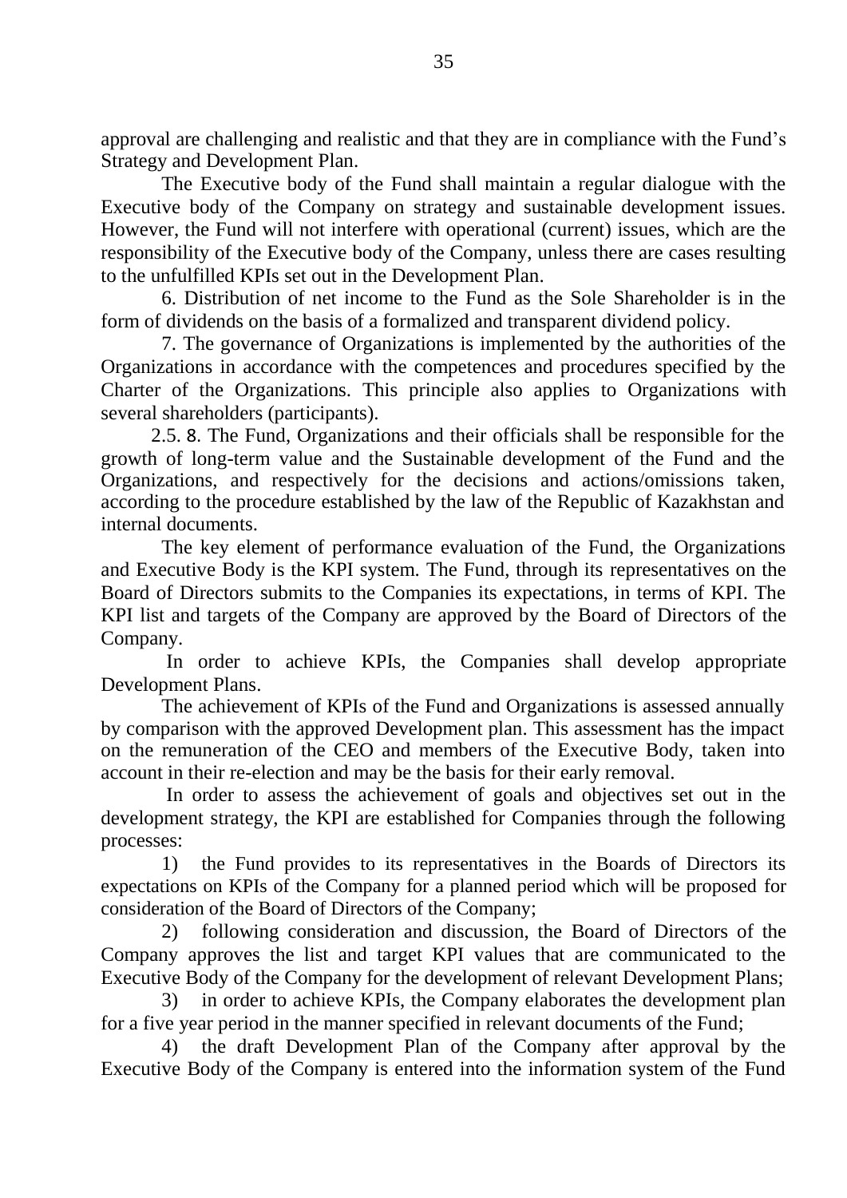approval are challenging and realistic and that they are in compliance with the Fund's Strategy and Development Plan.

The Executive body of the Fund shall maintain a regular dialogue with the Executive body of the Company on strategy and sustainable development issues. However, the Fund will not interfere with operational (current) issues, which are the responsibility of the Executive body of the Company, unless there are cases resulting to the unfulfilled KPIs set out in the Development Plan.

6. Distribution of net income to the Fund as the Sole Shareholder is in the form of dividends on the basis of a formalized and transparent dividend policy.

7. The governance of Organizations is implemented by the authorities of the Organizations in accordance with the competences and procedures specified by the Charter of the Organizations. This principle also applies to Organizations with several shareholders (participants).

2.5. 8. The Fund, Organizations and their officials shall be responsible for the growth of long-term value and the Sustainable development of the Fund and the Organizations, and respectively for the decisions and actions/omissions taken, according to the procedure established by the law of the Republic of Kazakhstan and internal documents.

The key element of performance evaluation of the Fund, the Organizations and Executive Body is the KPI system. The Fund, through its representatives on the Board of Directors submits to the Companies its expectations, in terms of KPI. The KPI list and targets of the Company are approved by the Board of Directors of the Company.

In order to achieve KPIs, the Companies shall develop appropriate Development Plans.

The achievement of KPIs of the Fund and Organizations is assessed annually by comparison with the approved Development plan. This assessment has the impact on the remuneration of the CEO and members of the Executive Body, taken into account in their re-election and may be the basis for their early removal.

In order to assess the achievement of goals and objectives set out in the development strategy, the KPI are established for Companies through the following processes:

1) the Fund provides to its representatives in the Boards of Directors its expectations on KPIs of the Company for a planned period which will be proposed for consideration of the Board of Directors of the Company;

2) following consideration and discussion, the Board of Directors of the Company approves the list and target KPI values that are communicated to the Executive Body of the Company for the development of relevant Development Plans;

3) in order to achieve KPIs, the Company elaborates the development plan for a five year period in the manner specified in relevant documents of the Fund;

4) the draft Development Plan of the Company after approval by the Executive Body of the Company is entered into the information system of the Fund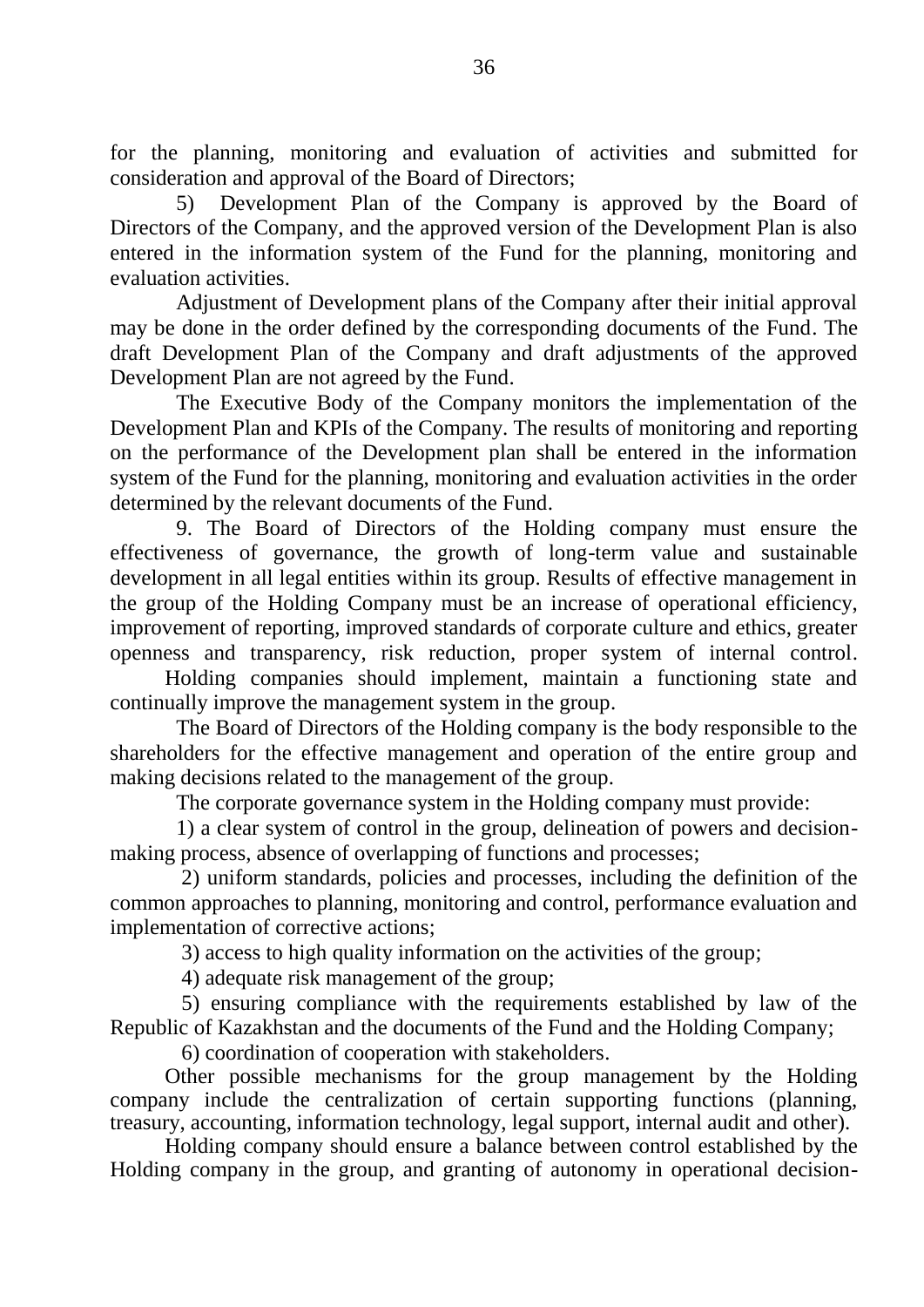for the planning, monitoring and evaluation of activities and submitted for consideration and approval of the Board of Directors;

5) Development Plan of the Company is approved by the Board of Directors of the Company, and the approved version of the Development Plan is also entered in the information system of the Fund for the planning, monitoring and evaluation activities.

Adjustment of Development plans of the Company after their initial approval may be done in the order defined by the corresponding documents of the Fund. The draft Development Plan of the Company and draft adjustments of the approved Development Plan are not agreed by the Fund.

The Executive Body of the Company monitors the implementation of the Development Plan and KPIs of the Company. The results of monitoring and reporting on the performance of the Development plan shall be entered in the information system of the Fund for the planning, monitoring and evaluation activities in the order determined by the relevant documents of the Fund.

9. The Board of Directors of the Holding company must ensure the effectiveness of governance, the growth of long-term value and sustainable development in all legal entities within its group. Results of effective management in the group of the Holding Company must be an increase of operational efficiency, improvement of reporting, improved standards of corporate culture and ethics, greater openness and transparency, risk reduction, proper system of internal control.

Holding companies should implement, maintain a functioning state and continually improve the management system in the group.

The Board of Directors of the Holding company is the body responsible to the shareholders for the effective management and operation of the entire group and making decisions related to the management of the group.

The corporate governance system in the Holding company must provide:

1) a clear system of control in the group, delineation of powers and decision-making process, absence of overlapping of functions and processes;

2) uniform standards, policies and processes, including the definition of the common approaches to planning, monitoring and control, performance evaluation and implementation of corrective actions;

3) access to high quality information on the activities of the group;

4) adequate risk management of the group;

5) ensuring compliance with the requirements established by law of the Republic of Kazakhstan and the documents of the Fund and the Holding Company;

6) coordination of cooperation with stakeholders.

Other possible mechanisms for the group management by the Holding company include the centralization of certain supporting functions (planning, treasury, accounting, information technology, legal support, internal audit and other).

Holding company should ensure a balance between control established by the Holding company in the group, and granting of autonomy in operational decision-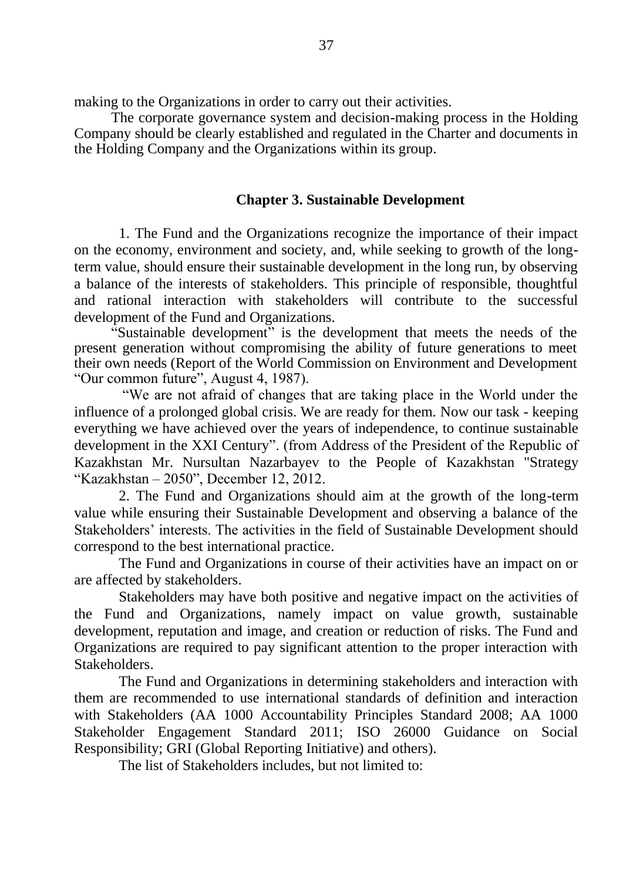making to the Organizations in order to carry out their activities.

The corporate governance system and decision-making process in the Holding Company should be clearly established and regulated in the Charter and documents in the Holding Company and the Organizations within its group.

## Chapter 3. Sustainable Development

1. The Fund and the Organizations recognize the importance of their impact on the economy, environment and society, and, while seeking to growth of the long-term value, should ensure their sustainable development in the long run, by observing a balance of the interests of stakeholders. This principle of responsible, thoughtful and rational interaction with stakeholders will contribute to the successful development of the Fund and Organizations.

"Sustainable development" is the development that meets the needs of the present generation without compromising the ability of future generations to meet their own needs (Report of the World Commission on Environment and Development "Our common future", August 4, 1987).

"We are not afraid of changes that are taking place in the World under the influence of a prolonged global crisis. We are ready for them. Now our task - keeping everything we have achieved over the years of independence, to continue sustainable development in the XXI Century". (from Address of the President of the Republic of Kazakhstan Mr. Nursultan Nazarbayev to the People of Kazakhstan "Strategy "Kazakhstan – 2050", December 12, 2012.

2. The Fund and Organizations should aim at the growth of the long-term value while ensuring their Sustainable Development and observing a balance of the Stakeholders' interests. The activities in the field of Sustainable Development should correspond to the best international practice.

The Fund and Organizations in course of their activities have an impact on or are affected by stakeholders.

Stakeholders may have both positive and negative impact on the activities of the Fund and Organizations, namely impact on value growth, sustainable development, reputation and image, and creation or reduction of risks. The Fund and Organizations are required to pay significant attention to the proper interaction with Stakeholders.

The Fund and Organizations in determining stakeholders and interaction with them are recommended to use international standards of definition and interaction with Stakeholders (AA 1000 Accountability Principles Standard 2008; AA 1000 Stakeholder Engagement Standard 2011; ISO 26000 Guidance on Social Responsibility; GRI (Global Reporting Initiative) and others).

The list of Stakeholders includes, but not limited to: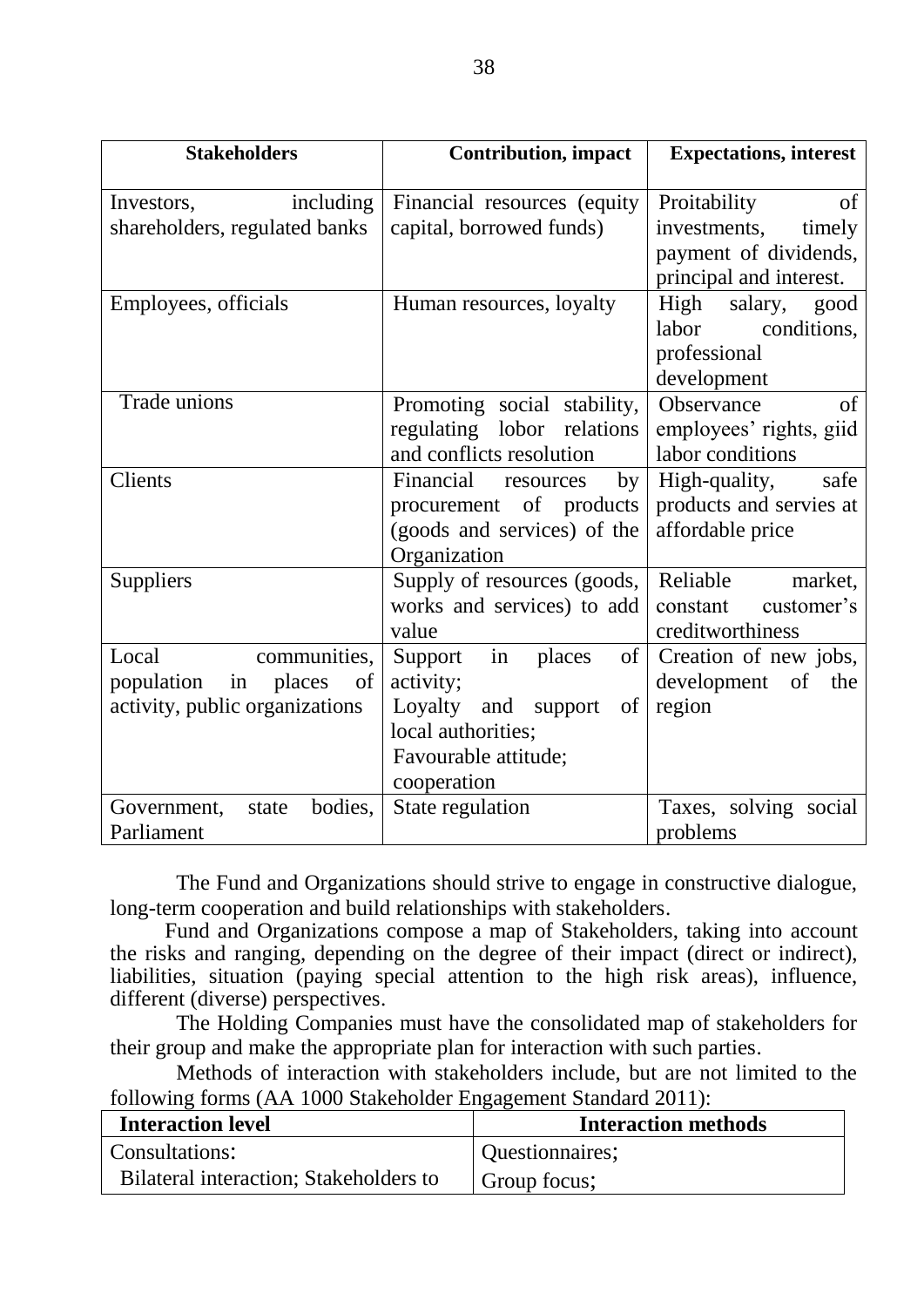| Stakeholders | Contribution, impact | Expectations, interest |
|---|---|---|
| Investors, including shareholders, regulated banks | Financial resources (equity capital, borrowed funds) | Proitability of investments, timely payment of dividends, principal and interest. |
| Employees, officials | Human resources, loyalty | High salary, good labor conditions, professional development |
| Trade unions | Promoting social stability, regulating lobor relations and conflicts resolution | Observance of employees' rights, giid labor conditions |
| Clients | Financial resources by procurement of products (goods and services) of the Organization | High-quality, safe products and servies at affordable price |
| Suppliers | Supply of resources (goods, works and services) to add value | Reliable market, constant customer's creditworthiness |
| Local communities, population in places of activity, public organizations | Support in places of activity; Loyalty and support of local authorities; Favourable attitude; cooperation | Creation of new jobs, development of the region |
| Government, state bodies, Parliament | State regulation | Taxes, solving social problems |

The Fund and Organizations should strive to engage in constructive dialogue, long-term cooperation and build relationships with stakeholders.

Fund and Organizations compose a map of Stakeholders, taking into account the risks and ranging, depending on the degree of their impact (direct or indirect), liabilities, situation (paying special attention to the high risk areas), influence, different (diverse) perspectives.

The Holding Companies must have the consolidated map of stakeholders for their group and make the appropriate plan for interaction with such parties.

Methods of interaction with stakeholders include, but are not limited to the following forms (AA 1000 Stakeholder Engagement Standard 2011):

| Interaction level | Interaction methods |
|---|---|
| Consultations: | Questionnaires; |
| Bilateral interaction; Stakeholders to | Group focus; |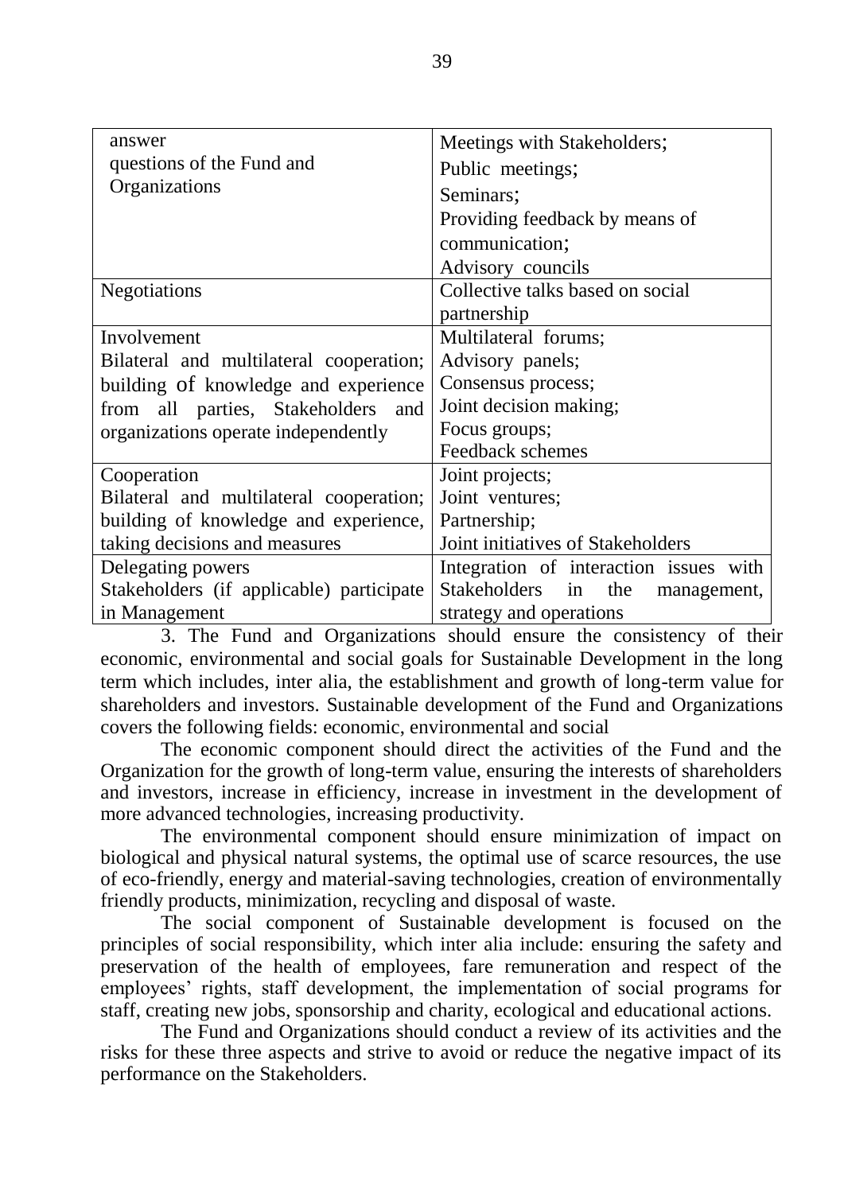| | |
|---|---|
| answer questions of the Fund and Organizations | Meetings with Stakeholders; Public meetings; Seminars; Providing feedback by means of communication; Advisory councils |
| Negotiations | Collective talks based on social partnership |
| Involvement Bilateral and multilateral cooperation; building of knowledge and experience from all parties, Stakeholders and organizations operate independently | Multilateral forums; Advisory panels; Consensus process; Joint decision making; Focus groups; Feedback schemes |
| Cooperation Bilateral and multilateral cooperation; building of knowledge and experience, taking decisions and measures | Joint projects; Joint ventures; Partnership; Joint initiatives of Stakeholders |
| Delegating powers Stakeholders (if applicable) participate in Management | Integration of interaction issues with Stakeholders in the management, strategy and operations |

3. The Fund and Organizations should ensure the consistency of their economic, environmental and social goals for Sustainable Development in the long term which includes, inter alia, the establishment and growth of long-term value for shareholders and investors. Sustainable development of the Fund and Organizations covers the following fields: economic, environmental and social

The economic component should direct the activities of the Fund and the Organization for the growth of long-term value, ensuring the interests of shareholders and investors, increase in efficiency, increase in investment in the development of more advanced technologies, increasing productivity.

The environmental component should ensure minimization of impact on biological and physical natural systems, the optimal use of scarce resources, the use of eco-friendly, energy and material-saving technologies, creation of environmentally friendly products, minimization, recycling and disposal of waste.

The social component of Sustainable development is focused on the principles of social responsibility, which inter alia include: ensuring the safety and preservation of the health of employees, fare remuneration and respect of the employees' rights, staff development, the implementation of social programs for staff, creating new jobs, sponsorship and charity, ecological and educational actions.

The Fund and Organizations should conduct a review of its activities and the risks for these three aspects and strive to avoid or reduce the negative impact of its performance on the Stakeholders.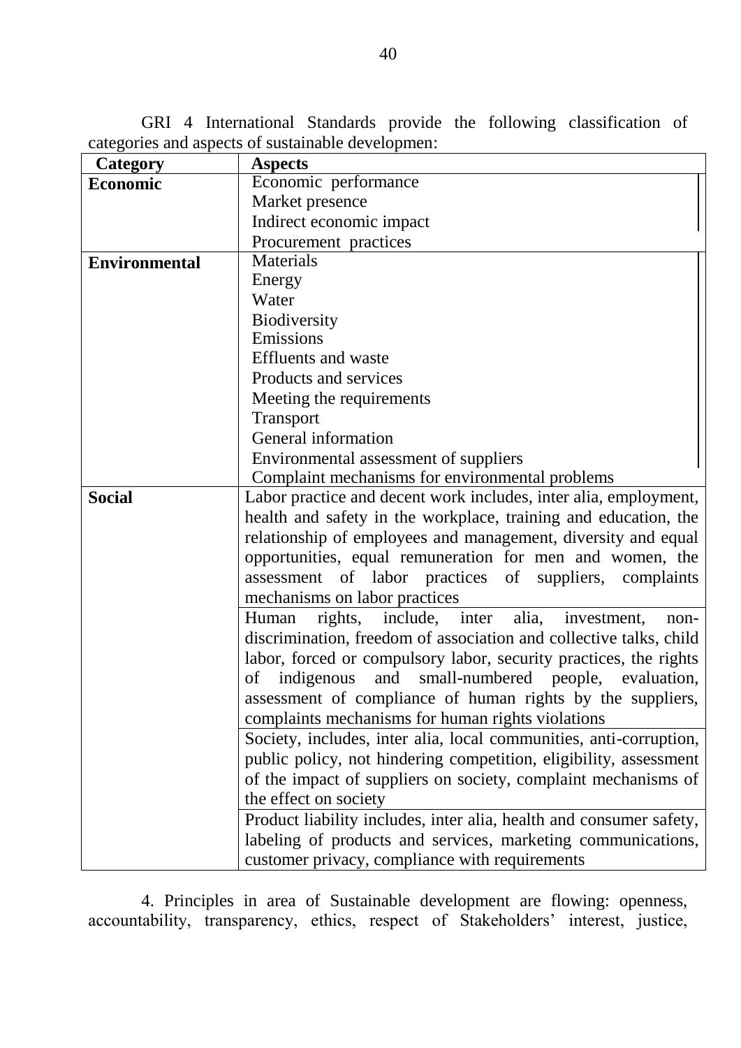GRI 4 International Standards provide the following classification of categories and aspects of sustainable developmen:

| Category | Aspects |
|---|---|
| **Economic** | Economic performance<br>Market presence<br>Indirect economic impact<br>Procurement practices |
| **Environmental** | Materials<br>Energy<br>Water<br>Biodiversity<br>Emissions<br>Effluents and waste<br>Products and services<br>Meeting the requirements<br>Transport<br>General information<br>Environmental assessment of suppliers<br>Complaint mechanisms for environmental problems |
| **Social** | Labor practice and decent work includes, inter alia, employment, health and safety in the workplace, training and education, the relationship of employees and management, diversity and equal opportunities, equal remuneration for men and women, the assessment of labor practices of suppliers, complaints mechanisms on labor practices |
| | Human rights, include, inter alia, investment, non-discrimination, freedom of association and collective talks, child labor, forced or compulsory labor, security practices, the rights of indigenous and small-numbered people, evaluation, assessment of compliance of human rights by the suppliers, complaints mechanisms for human rights violations |
| | Society, includes, inter alia, local communities, anti-corruption, public policy, not hindering competition, eligibility, assessment of the impact of suppliers on society, complaint mechanisms of the effect on society |
| | Product liability includes, inter alia, health and consumer safety, labeling of products and services, marketing communications, customer privacy, compliance with requirements |

4. Principles in area of Sustainable development are flowing: openness, accountability, transparency, ethics, respect of Stakeholders' interest, justice,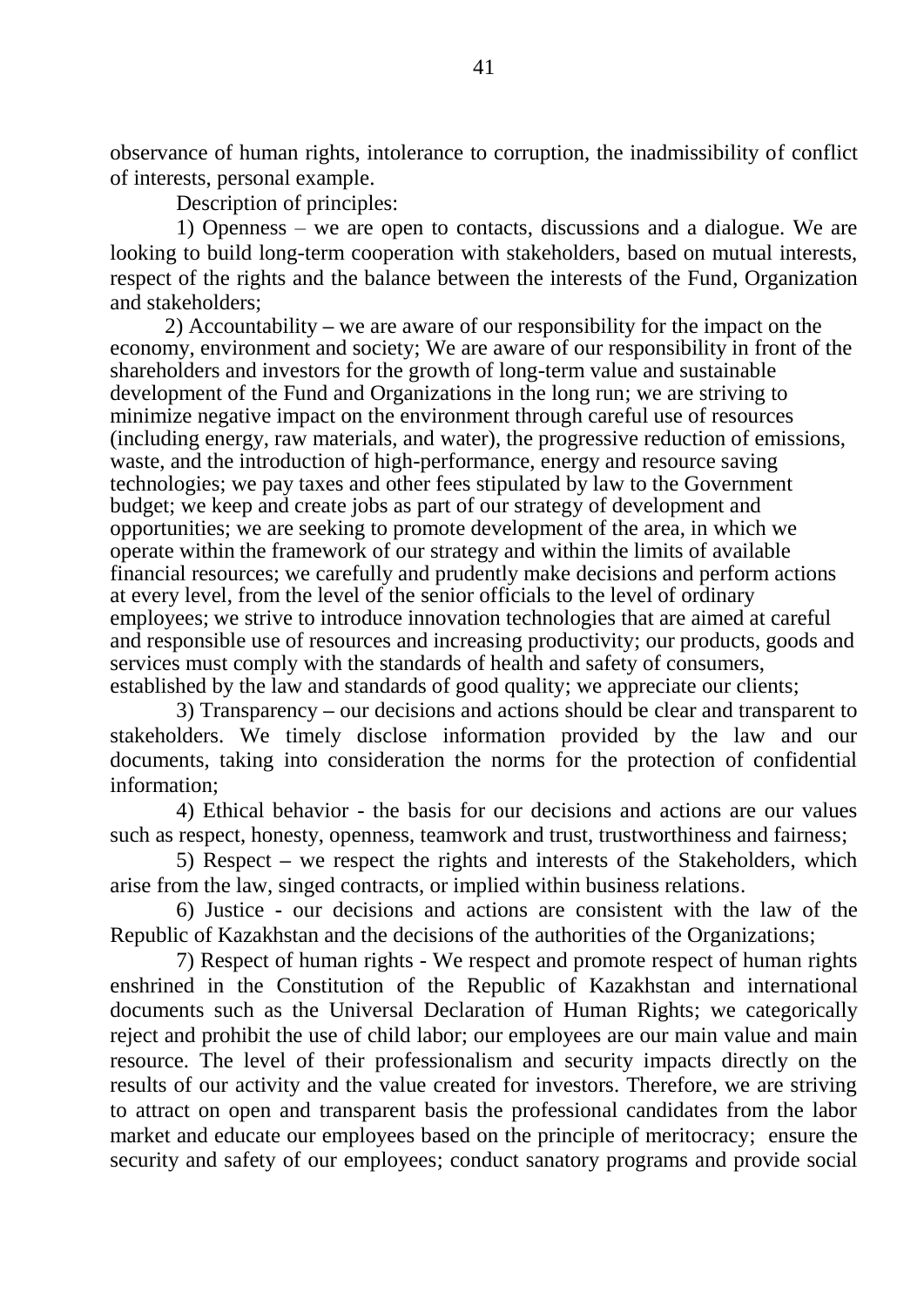observance of human rights, intolerance to corruption, the inadmissibility of conflict of interests, personal example.

Description of principles:

1) Openness – we are open to contacts, discussions and a dialogue. We are looking to build long-term cooperation with stakeholders, based on mutual interests, respect of the rights and the balance between the interests of the Fund, Organization and stakeholders;

2) Accountability – we are aware of our responsibility for the impact on the economy, environment and society; We are aware of our responsibility in front of the shareholders and investors for the growth of long-term value and sustainable development of the Fund and Organizations in the long run; we are striving to minimize negative impact on the environment through careful use of resources (including energy, raw materials, and water), the progressive reduction of emissions, waste, and the introduction of high-performance, energy and resource saving technologies; we pay taxes and other fees stipulated by law to the Government budget; we keep and create jobs as part of our strategy of development and opportunities; we are seeking to promote development of the area, in which we operate within the framework of our strategy and within the limits of available financial resources; we carefully and prudently make decisions and perform actions at every level, from the level of the senior officials to the level of ordinary employees; we strive to introduce innovation technologies that are aimed at careful and responsible use of resources and increasing productivity; our products, goods and services must comply with the standards of health and safety of consumers, established by the law and standards of good quality; we appreciate our clients;

3) Transparency – our decisions and actions should be clear and transparent to stakeholders. We timely disclose information provided by the law and our documents, taking into consideration the norms for the protection of confidential information;

4) Ethical behavior - the basis for our decisions and actions are our values such as respect, honesty, openness, teamwork and trust, trustworthiness and fairness;

5) Respect – we respect the rights and interests of the Stakeholders, which arise from the law, singed contracts, or implied within business relations.

6) Justice - our decisions and actions are consistent with the law of the Republic of Kazakhstan and the decisions of the authorities of the Organizations;

7) Respect of human rights - We respect and promote respect of human rights enshrined in the Constitution of the Republic of Kazakhstan and international documents such as the Universal Declaration of Human Rights; we categorically reject and prohibit the use of child labor; our employees are our main value and main resource. The level of their professionalism and security impacts directly on the results of our activity and the value created for investors. Therefore, we are striving to attract on open and transparent basis the professional candidates from the labor market and educate our employees based on the principle of meritocracy; ensure the security and safety of our employees; conduct sanatory programs and provide social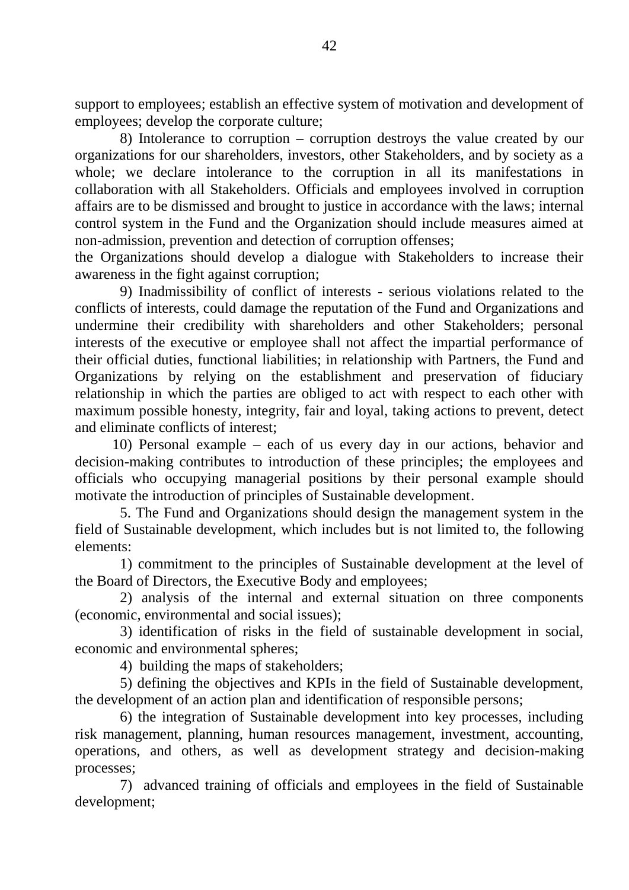support to employees; establish an effective system of motivation and development of employees; develop the corporate culture;

8) Intolerance to corruption – corruption destroys the value created by our organizations for our shareholders, investors, other Stakeholders, and by society as a whole; we declare intolerance to the corruption in all its manifestations in collaboration with all Stakeholders. Officials and employees involved in corruption affairs are to be dismissed and brought to justice in accordance with the laws; internal control system in the Fund and the Organization should include measures aimed at non-admission, prevention and detection of corruption offenses;

the Organizations should develop a dialogue with Stakeholders to increase their awareness in the fight against corruption;

9) Inadmissibility of conflict of interests - serious violations related to the conflicts of interests, could damage the reputation of the Fund and Organizations and undermine their credibility with shareholders and other Stakeholders; personal interests of the executive or employee shall not affect the impartial performance of their official duties, functional liabilities; in relationship with Partners, the Fund and Organizations by relying on the establishment and preservation of fiduciary relationship in which the parties are obliged to act with respect to each other with maximum possible honesty, integrity, fair and loyal, taking actions to prevent, detect and eliminate conflicts of interest;

10) Personal example – each of us every day in our actions, behavior and decision-making contributes to introduction of these principles; the employees and officials who occupying managerial positions by their personal example should motivate the introduction of principles of Sustainable development.

5. The Fund and Organizations should design the management system in the field of Sustainable development, which includes but is not limited to, the following elements:

1) commitment to the principles of Sustainable development at the level of the Board of Directors, the Executive Body and employees;

2) analysis of the internal and external situation on three components (economic, environmental and social issues);

3) identification of risks in the field of sustainable development in social, economic and environmental spheres;

4) building the maps of stakeholders;

5) defining the objectives and KPIs in the field of Sustainable development, the development of an action plan and identification of responsible persons;

6) the integration of Sustainable development into key processes, including risk management, planning, human resources management, investment, accounting, operations, and others, as well as development strategy and decision-making processes;

7) advanced training of officials and employees in the field of Sustainable development;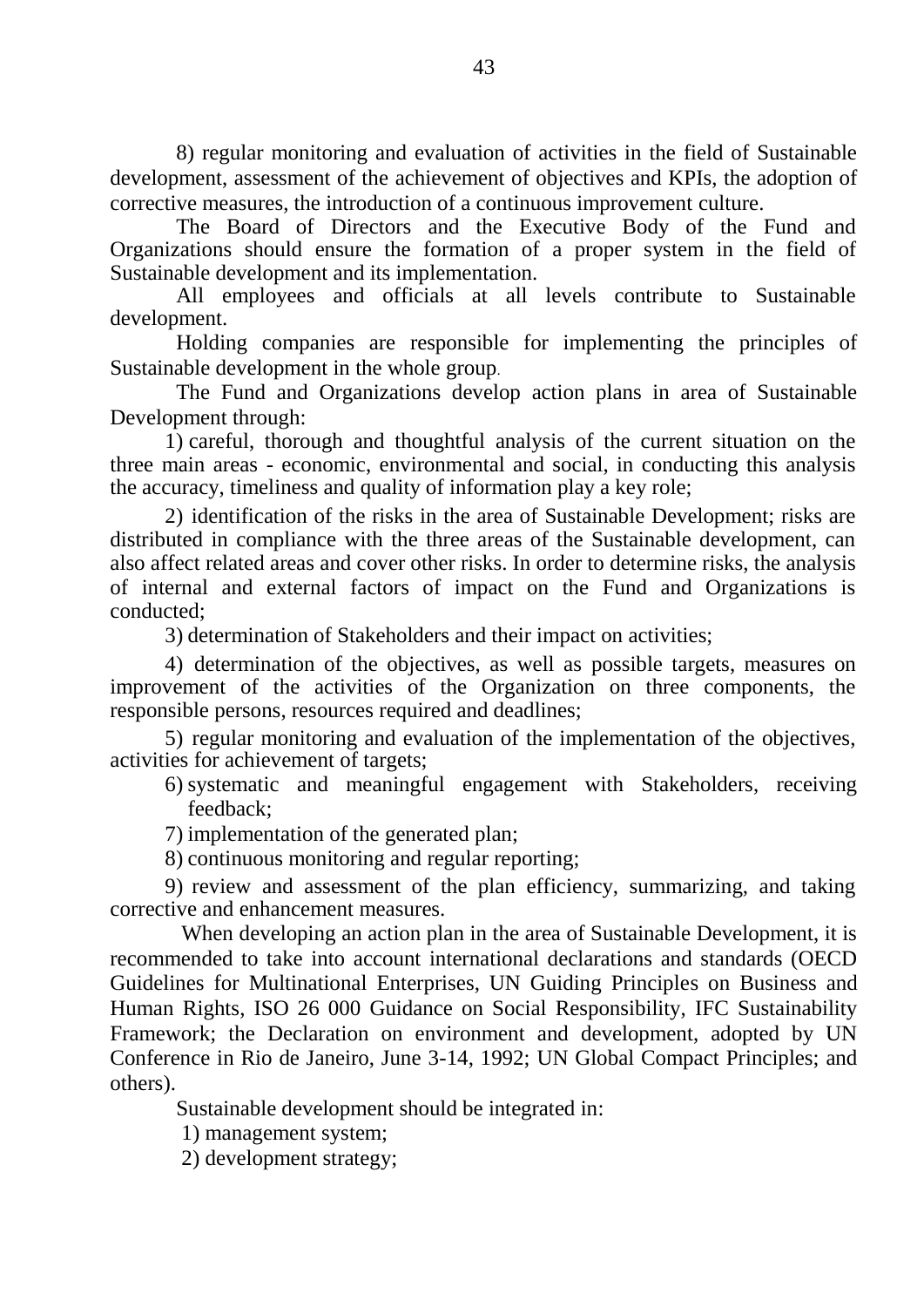8) regular monitoring and evaluation of activities in the field of Sustainable development, assessment of the achievement of objectives and KPIs, the adoption of corrective measures, the introduction of a continuous improvement culture.

The Board of Directors and the Executive Body of the Fund and Organizations should ensure the formation of a proper system in the field of Sustainable development and its implementation.

All employees and officials at all levels contribute to Sustainable development.

Holding companies are responsible for implementing the principles of Sustainable development in the whole group.

The Fund and Organizations develop action plans in area of Sustainable Development through:

1) careful, thorough and thoughtful analysis of the current situation on the three main areas - economic, environmental and social, in conducting this analysis the accuracy, timeliness and quality of information play a key role;

2) identification of the risks in the area of Sustainable Development; risks are distributed in compliance with the three areas of the Sustainable development, can also affect related areas and cover other risks. In order to determine risks, the analysis of internal and external factors of impact on the Fund and Organizations is conducted;

3) determination of Stakeholders and their impact on activities;

4) determination of the objectives, as well as possible targets, measures on improvement of the activities of the Organization on three components, the responsible persons, resources required and deadlines;

5) regular monitoring and evaluation of the implementation of the objectives, activities for achievement of targets;

6) systematic and meaningful engagement with Stakeholders, receiving feedback;

7) implementation of the generated plan;

8) continuous monitoring and regular reporting;

9) review and assessment of the plan efficiency, summarizing, and taking corrective and enhancement measures.

When developing an action plan in the area of Sustainable Development, it is recommended to take into account international declarations and standards (OECD Guidelines for Multinational Enterprises, UN Guiding Principles on Business and Human Rights, ISO 26 000 Guidance on Social Responsibility, IFC Sustainability Framework; the Declaration on environment and development, adopted by UN Conference in Rio de Janeiro, June 3-14, 1992; UN Global Compact Principles; and others).

Sustainable development should be integrated in:

1) management system;

2) development strategy;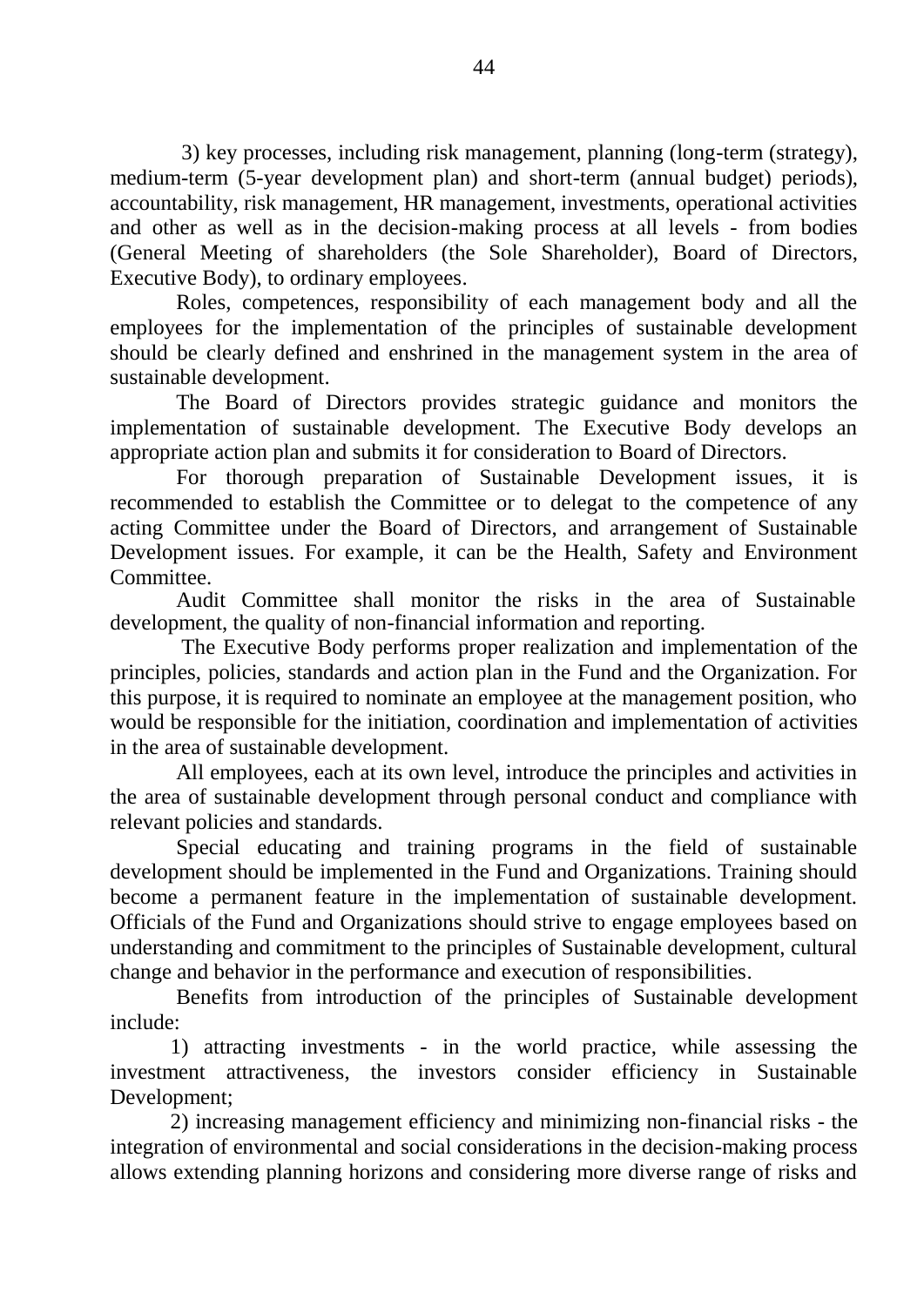3) key processes, including risk management, planning (long-term (strategy), medium-term (5-year development plan) and short-term (annual budget) periods), accountability, risk management, HR management, investments, operational activities and other as well as in the decision-making process at all levels - from bodies (General Meeting of shareholders (the Sole Shareholder), Board of Directors, Executive Body), to ordinary employees.

Roles, competences, responsibility of each management body and all the employees for the implementation of the principles of sustainable development should be clearly defined and enshrined in the management system in the area of sustainable development.

The Board of Directors provides strategic guidance and monitors the implementation of sustainable development. The Executive Body develops an appropriate action plan and submits it for consideration to Board of Directors.

For thorough preparation of Sustainable Development issues, it is recommended to establish the Committee or to delegat to the competence of any acting Committee under the Board of Directors, and arrangement of Sustainable Development issues. For example, it can be the Health, Safety and Environment Committee.

Audit Committee shall monitor the risks in the area of Sustainable development, the quality of non-financial information and reporting.

The Executive Body performs proper realization and implementation of the principles, policies, standards and action plan in the Fund and the Organization. For this purpose, it is required to nominate an employee at the management position, who would be responsible for the initiation, coordination and implementation of activities in the area of sustainable development.

All employees, each at its own level, introduce the principles and activities in the area of sustainable development through personal conduct and compliance with relevant policies and standards.

Special educating and training programs in the field of sustainable development should be implemented in the Fund and Organizations. Training should become a permanent feature in the implementation of sustainable development. Officials of the Fund and Organizations should strive to engage employees based on understanding and commitment to the principles of Sustainable development, cultural change and behavior in the performance and execution of responsibilities.

Benefits from introduction of the principles of Sustainable development include:

1) attracting investments - in the world practice, while assessing the investment attractiveness, the investors consider efficiency in Sustainable Development;

2) increasing management efficiency and minimizing non-financial risks - the integration of environmental and social considerations in the decision-making process allows extending planning horizons and considering more diverse range of risks and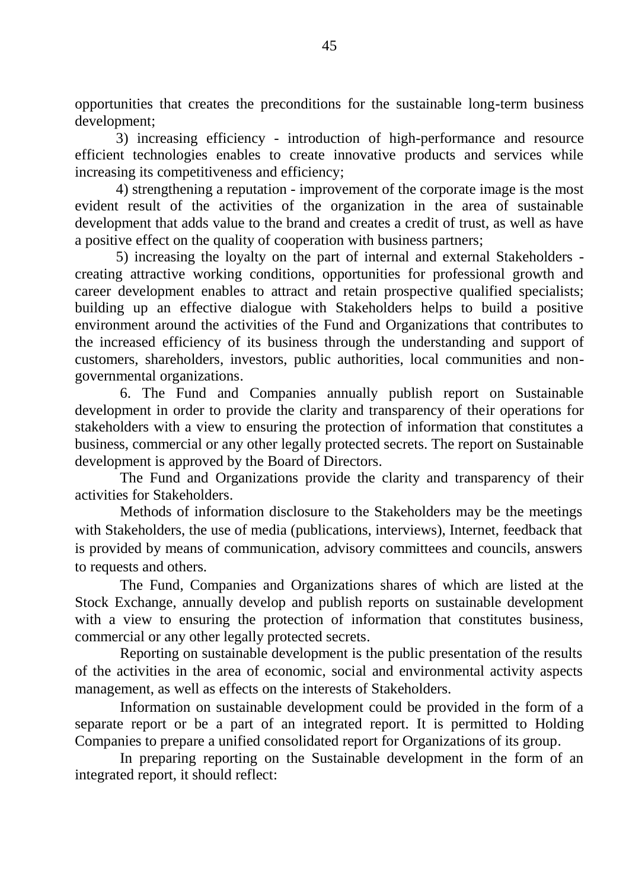opportunities that creates the preconditions for the sustainable long-term business development;

3) increasing efficiency - introduction of high-performance and resource efficient technologies enables to create innovative products and services while increasing its competitiveness and efficiency;

4) strengthening a reputation - improvement of the corporate image is the most evident result of the activities of the organization in the area of sustainable development that adds value to the brand and creates a credit of trust, as well as have a positive effect on the quality of cooperation with business partners;

5) increasing the loyalty on the part of internal and external Stakeholders - creating attractive working conditions, opportunities for professional growth and career development enables to attract and retain prospective qualified specialists; building up an effective dialogue with Stakeholders helps to build a positive environment around the activities of the Fund and Organizations that contributes to the increased efficiency of its business through the understanding and support of customers, shareholders, investors, public authorities, local communities and non-governmental organizations.

6. The Fund and Companies annually publish report on Sustainable development in order to provide the clarity and transparency of their operations for stakeholders with a view to ensuring the protection of information that constitutes a business, commercial or any other legally protected secrets. The report on Sustainable development is approved by the Board of Directors.

The Fund and Organizations provide the clarity and transparency of their activities for Stakeholders.

Methods of information disclosure to the Stakeholders may be the meetings with Stakeholders, the use of media (publications, interviews), Internet, feedback that is provided by means of communication, advisory committees and councils, answers to requests and others.

The Fund, Companies and Organizations shares of which are listed at the Stock Exchange, annually develop and publish reports on sustainable development with a view to ensuring the protection of information that constitutes business, commercial or any other legally protected secrets.

Reporting on sustainable development is the public presentation of the results of the activities in the area of economic, social and environmental activity aspects management, as well as effects on the interests of Stakeholders.

Information on sustainable development could be provided in the form of a separate report or be a part of an integrated report. It is permitted to Holding Companies to prepare a unified consolidated report for Organizations of its group.

In preparing reporting on the Sustainable development in the form of an integrated report, it should reflect: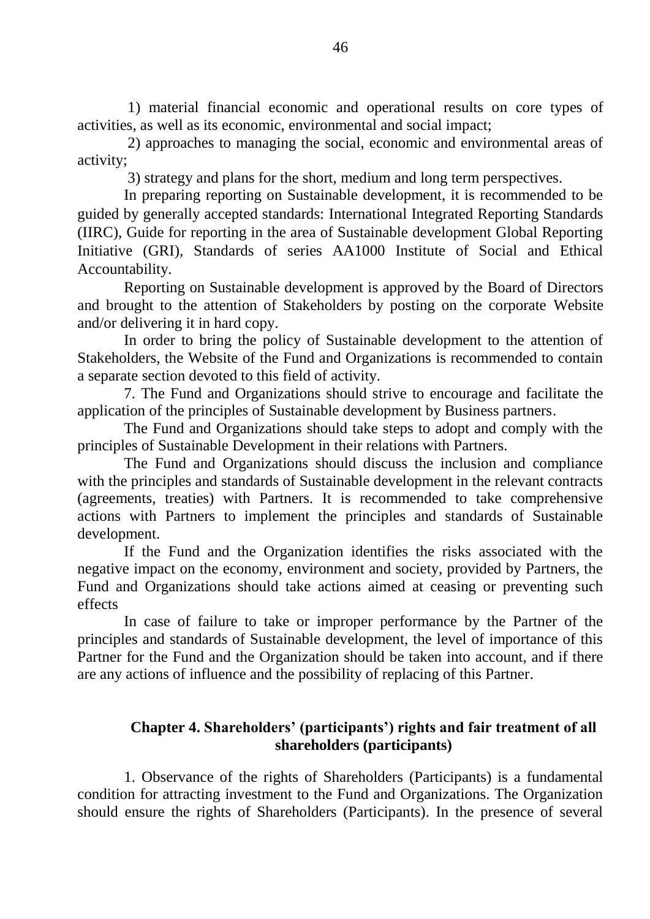1) material financial economic and operational results on core types of activities, as well as its economic, environmental and social impact;

2) approaches to managing the social, economic and environmental areas of activity;

3) strategy and plans for the short, medium and long term perspectives.

In preparing reporting on Sustainable development, it is recommended to be guided by generally accepted standards: International Integrated Reporting Standards (IIRC), Guide for reporting in the area of Sustainable development Global Reporting Initiative (GRI), Standards of series AA1000 Institute of Social and Ethical Accountability.

Reporting on Sustainable development is approved by the Board of Directors and brought to the attention of Stakeholders by posting on the corporate Website and/or delivering it in hard copy.

In order to bring the policy of Sustainable development to the attention of Stakeholders, the Website of the Fund and Organizations is recommended to contain a separate section devoted to this field of activity.

7. The Fund and Organizations should strive to encourage and facilitate the application of the principles of Sustainable development by Business partners.

The Fund and Organizations should take steps to adopt and comply with the principles of Sustainable Development in their relations with Partners.

The Fund and Organizations should discuss the inclusion and compliance with the principles and standards of Sustainable development in the relevant contracts (agreements, treaties) with Partners. It is recommended to take comprehensive actions with Partners to implement the principles and standards of Sustainable development.

If the Fund and the Organization identifies the risks associated with the negative impact on the economy, environment and society, provided by Partners, the Fund and Organizations should take actions aimed at ceasing or preventing such effects

In case of failure to take or improper performance by the Partner of the principles and standards of Sustainable development, the level of importance of this Partner for the Fund and the Organization should be taken into account, and if there are any actions of influence and the possibility of replacing of this Partner.

## Chapter 4. Shareholders' (participants') rights and fair treatment of all shareholders (participants)

1. Observance of the rights of Shareholders (Participants) is a fundamental condition for attracting investment to the Fund and Organizations. The Organization should ensure the rights of Shareholders (Participants). In the presence of several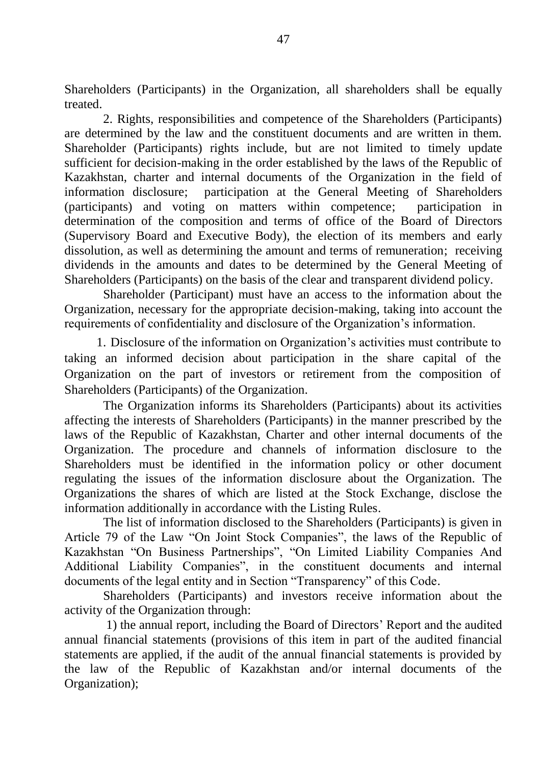Shareholders (Participants) in the Organization, all shareholders shall be equally treated.

2. Rights, responsibilities and competence of the Shareholders (Participants) are determined by the law and the constituent documents and are written in them. Shareholder (Participants) rights include, but are not limited to timely update sufficient for decision-making in the order established by the laws of the Republic of Kazakhstan, charter and internal documents of the Organization in the field of information disclosure; participation at the General Meeting of Shareholders (participants) and voting on matters within competence; participation in determination of the composition and terms of office of the Board of Directors (Supervisory Board and Executive Body), the election of its members and early dissolution, as well as determining the amount and terms of remuneration; receiving dividends in the amounts and dates to be determined by the General Meeting of Shareholders (Participants) on the basis of the clear and transparent dividend policy.

Shareholder (Participant) must have an access to the information about the Organization, necessary for the appropriate decision-making, taking into account the requirements of confidentiality and disclosure of the Organization's information.

1. Disclosure of the information on Organization's activities must contribute to taking an informed decision about participation in the share capital of the Organization on the part of investors or retirement from the composition of Shareholders (Participants) of the Organization.

The Organization informs its Shareholders (Participants) about its activities affecting the interests of Shareholders (Participants) in the manner prescribed by the laws of the Republic of Kazakhstan, Charter and other internal documents of the Organization. The procedure and channels of information disclosure to the Shareholders must be identified in the information policy or other document regulating the issues of the information disclosure about the Organization. The Organizations the shares of which are listed at the Stock Exchange, disclose the information additionally in accordance with the Listing Rules.

The list of information disclosed to the Shareholders (Participants) is given in Article 79 of the Law "On Joint Stock Companies", the laws of the Republic of Kazakhstan "On Business Partnerships", "On Limited Liability Companies And Additional Liability Companies", in the constituent documents and internal documents of the legal entity and in Section "Transparency" of this Code.

Shareholders (Participants) and investors receive information about the activity of the Organization through:

1) the annual report, including the Board of Directors' Report and the audited annual financial statements (provisions of this item in part of the audited financial statements are applied, if the audit of the annual financial statements is provided by the law of the Republic of Kazakhstan and/or internal documents of the Organization);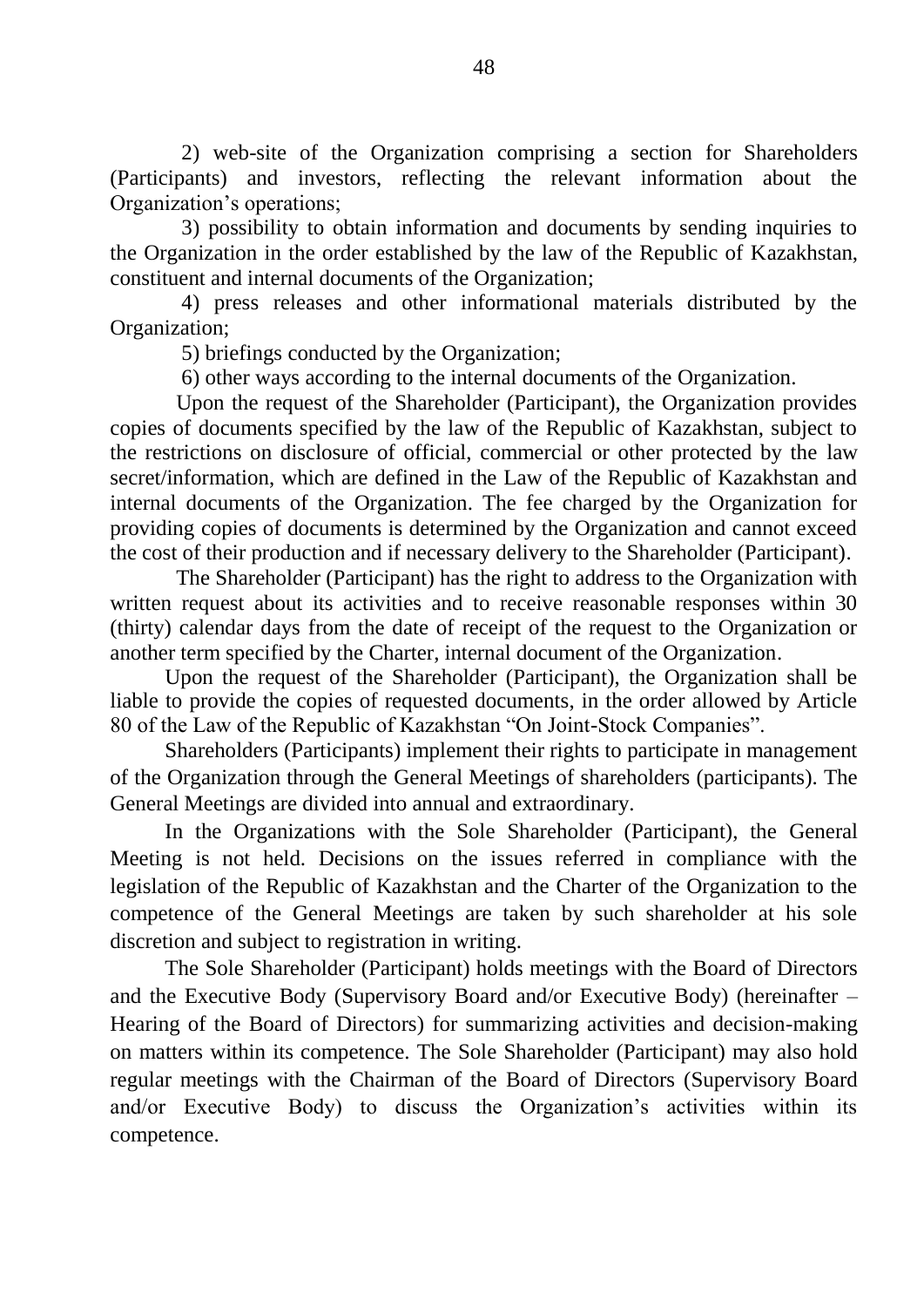2) web-site of the Organization comprising a section for Shareholders (Participants) and investors, reflecting the relevant information about the Organization's operations;

3) possibility to obtain information and documents by sending inquiries to the Organization in the order established by the law of the Republic of Kazakhstan, constituent and internal documents of the Organization;

4) press releases and other informational materials distributed by the Organization;

5) briefings conducted by the Organization;

6) other ways according to the internal documents of the Organization.

Upon the request of the Shareholder (Participant), the Organization provides copies of documents specified by the law of the Republic of Kazakhstan, subject to the restrictions on disclosure of official, commercial or other protected by the law secret/information, which are defined in the Law of the Republic of Kazakhstan and internal documents of the Organization. The fee charged by the Organization for providing copies of documents is determined by the Organization and cannot exceed the cost of their production and if necessary delivery to the Shareholder (Participant).

The Shareholder (Participant) has the right to address to the Organization with written request about its activities and to receive reasonable responses within 30 (thirty) calendar days from the date of receipt of the request to the Organization or another term specified by the Charter, internal document of the Organization.

Upon the request of the Shareholder (Participant), the Organization shall be liable to provide the copies of requested documents, in the order allowed by Article 80 of the Law of the Republic of Kazakhstan "On Joint-Stock Companies".

Shareholders (Participants) implement their rights to participate in management of the Organization through the General Meetings of shareholders (participants). The General Meetings are divided into annual and extraordinary.

In the Organizations with the Sole Shareholder (Participant), the General Meeting is not held. Decisions on the issues referred in compliance with the legislation of the Republic of Kazakhstan and the Charter of the Organization to the competence of the General Meetings are taken by such shareholder at his sole discretion and subject to registration in writing.

The Sole Shareholder (Participant) holds meetings with the Board of Directors and the Executive Body (Supervisory Board and/or Executive Body) (hereinafter – Hearing of the Board of Directors) for summarizing activities and decision-making on matters within its competence. The Sole Shareholder (Participant) may also hold regular meetings with the Chairman of the Board of Directors (Supervisory Board and/or Executive Body) to discuss the Organization's activities within its competence.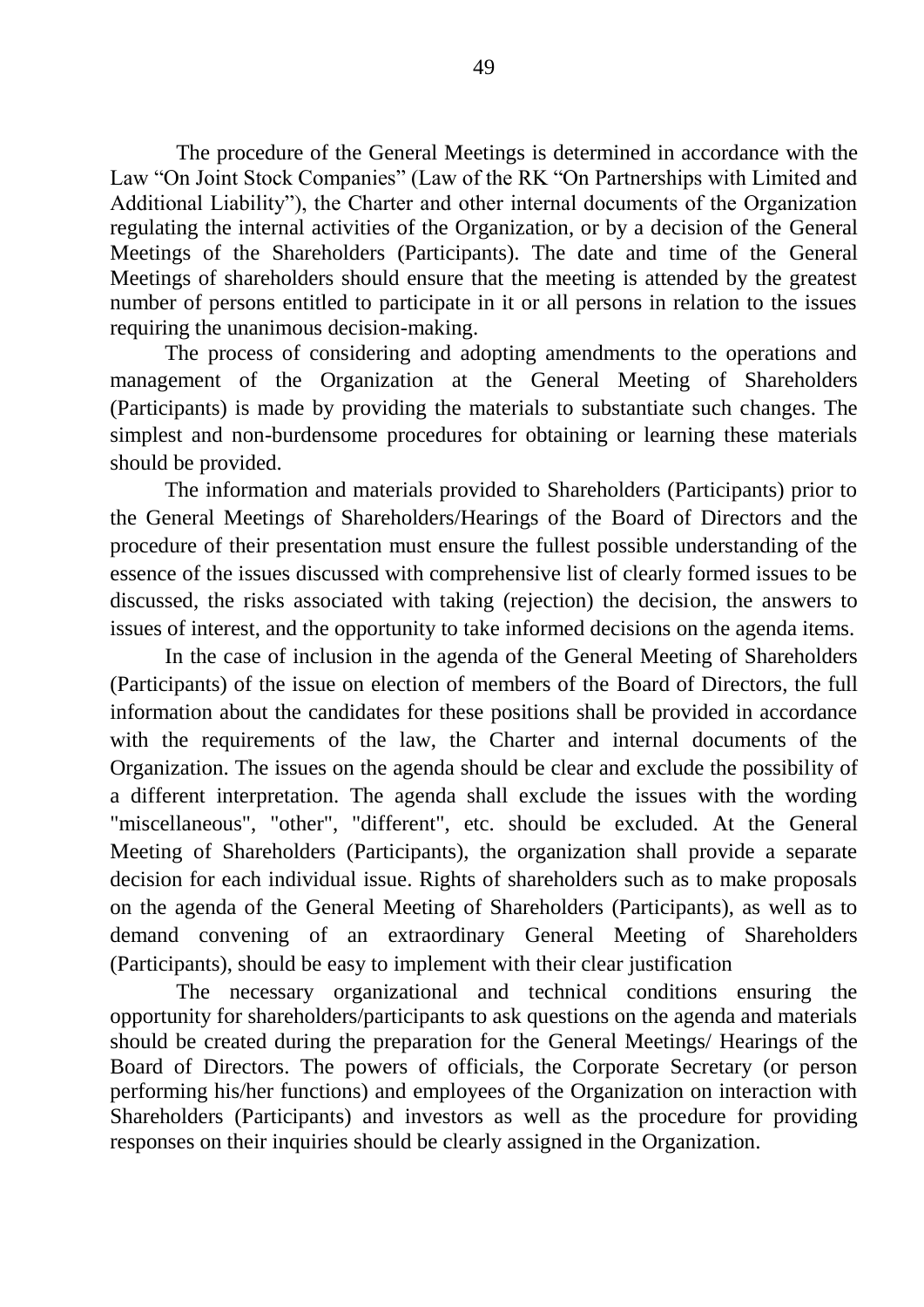The procedure of the General Meetings is determined in accordance with the Law "On Joint Stock Companies" (Law of the RK "On Partnerships with Limited and Additional Liability"), the Charter and other internal documents of the Organization regulating the internal activities of the Organization, or by a decision of the General Meetings of the Shareholders (Participants). The date and time of the General Meetings of shareholders should ensure that the meeting is attended by the greatest number of persons entitled to participate in it or all persons in relation to the issues requiring the unanimous decision-making.

The process of considering and adopting amendments to the operations and management of the Organization at the General Meeting of Shareholders (Participants) is made by providing the materials to substantiate such changes. The simplest and non-burdensome procedures for obtaining or learning these materials should be provided.

The information and materials provided to Shareholders (Participants) prior to the General Meetings of Shareholders/Hearings of the Board of Directors and the procedure of their presentation must ensure the fullest possible understanding of the essence of the issues discussed with comprehensive list of clearly formed issues to be discussed, the risks associated with taking (rejection) the decision, the answers to issues of interest, and the opportunity to take informed decisions on the agenda items.

In the case of inclusion in the agenda of the General Meeting of Shareholders (Participants) of the issue on election of members of the Board of Directors, the full information about the candidates for these positions shall be provided in accordance with the requirements of the law, the Charter and internal documents of the Organization. The issues on the agenda should be clear and exclude the possibility of a different interpretation. The agenda shall exclude the issues with the wording "miscellaneous", "other", "different", etc. should be excluded. At the General Meeting of Shareholders (Participants), the organization shall provide a separate decision for each individual issue. Rights of shareholders such as to make proposals on the agenda of the General Meeting of Shareholders (Participants), as well as to demand convening of an extraordinary General Meeting of Shareholders (Participants), should be easy to implement with their clear justification

The necessary organizational and technical conditions ensuring the opportunity for shareholders/participants to ask questions on the agenda and materials should be created during the preparation for the General Meetings/ Hearings of the Board of Directors. The powers of officials, the Corporate Secretary (or person performing his/her functions) and employees of the Organization on interaction with Shareholders (Participants) and investors as well as the procedure for providing responses on their inquiries should be clearly assigned in the Organization.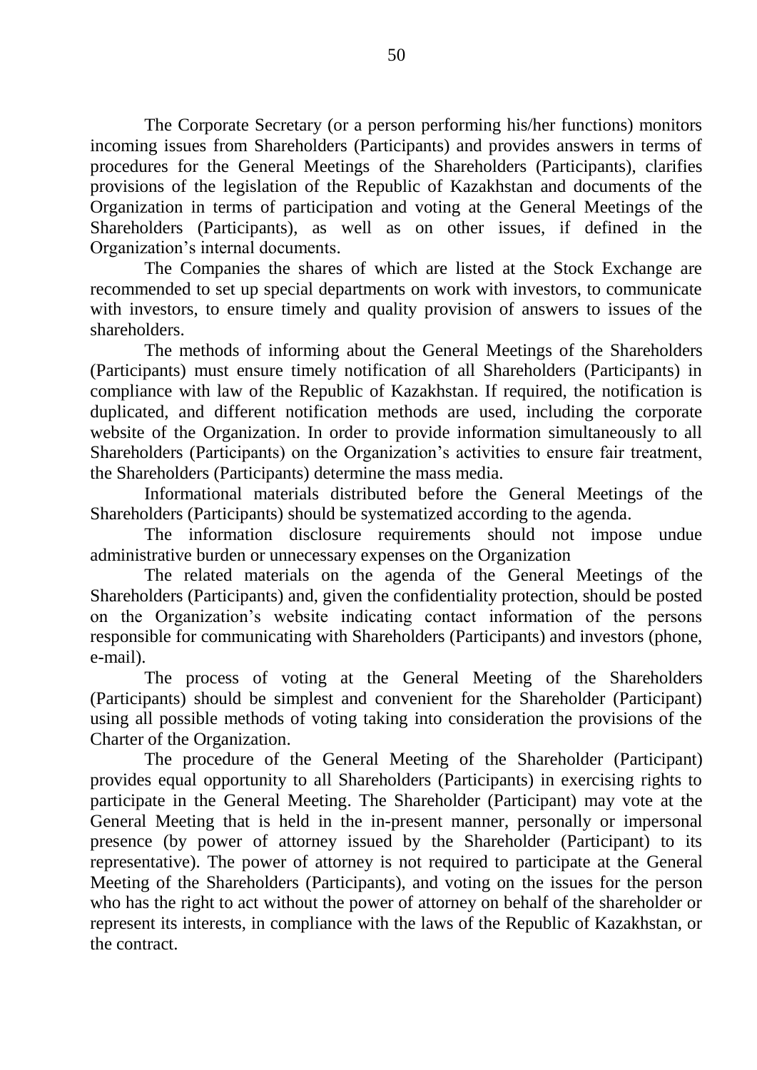The Corporate Secretary (or a person performing his/her functions) monitors incoming issues from Shareholders (Participants) and provides answers in terms of procedures for the General Meetings of the Shareholders (Participants), clarifies provisions of the legislation of the Republic of Kazakhstan and documents of the Organization in terms of participation and voting at the General Meetings of the Shareholders (Participants), as well as on other issues, if defined in the Organization's internal documents.

The Companies the shares of which are listed at the Stock Exchange are recommended to set up special departments on work with investors, to communicate with investors, to ensure timely and quality provision of answers to issues of the shareholders.

The methods of informing about the General Meetings of the Shareholders (Participants) must ensure timely notification of all Shareholders (Participants) in compliance with law of the Republic of Kazakhstan. If required, the notification is duplicated, and different notification methods are used, including the corporate website of the Organization. In order to provide information simultaneously to all Shareholders (Participants) on the Organization's activities to ensure fair treatment, the Shareholders (Participants) determine the mass media.

Informational materials distributed before the General Meetings of the Shareholders (Participants) should be systematized according to the agenda.

The information disclosure requirements should not impose undue administrative burden or unnecessary expenses on the Organization

The related materials on the agenda of the General Meetings of the Shareholders (Participants) and, given the confidentiality protection, should be posted on the Organization's website indicating contact information of the persons responsible for communicating with Shareholders (Participants) and investors (phone, e-mail).

The process of voting at the General Meeting of the Shareholders (Participants) should be simplest and convenient for the Shareholder (Participant) using all possible methods of voting taking into consideration the provisions of the Charter of the Organization.

The procedure of the General Meeting of the Shareholder (Participant) provides equal opportunity to all Shareholders (Participants) in exercising rights to participate in the General Meeting. The Shareholder (Participant) may vote at the General Meeting that is held in the in-present manner, personally or impersonal presence (by power of attorney issued by the Shareholder (Participant) to its representative). The power of attorney is not required to participate at the General Meeting of the Shareholders (Participants), and voting on the issues for the person who has the right to act without the power of attorney on behalf of the shareholder or represent its interests, in compliance with the laws of the Republic of Kazakhstan, or the contract.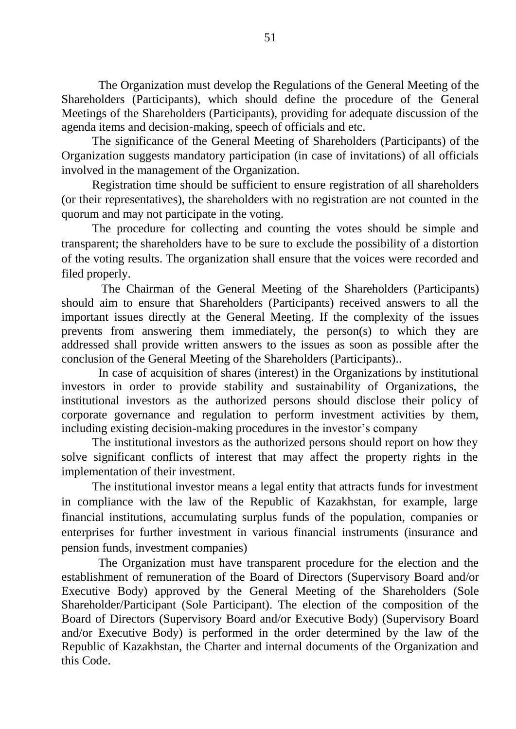The Organization must develop the Regulations of the General Meeting of the Shareholders (Participants), which should define the procedure of the General Meetings of the Shareholders (Participants), providing for adequate discussion of the agenda items and decision-making, speech of officials and etc.

The significance of the General Meeting of Shareholders (Participants) of the Organization suggests mandatory participation (in case of invitations) of all officials involved in the management of the Organization.

Registration time should be sufficient to ensure registration of all shareholders (or their representatives), the shareholders with no registration are not counted in the quorum and may not participate in the voting.

The procedure for collecting and counting the votes should be simple and transparent; the shareholders have to be sure to exclude the possibility of a distortion of the voting results. The organization shall ensure that the voices were recorded and filed properly.

The Chairman of the General Meeting of the Shareholders (Participants) should aim to ensure that Shareholders (Participants) received answers to all the important issues directly at the General Meeting. If the complexity of the issues prevents from answering them immediately, the person(s) to which they are addressed shall provide written answers to the issues as soon as possible after the conclusion of the General Meeting of the Shareholders (Participants)..

In case of acquisition of shares (interest) in the Organizations by institutional investors in order to provide stability and sustainability of Organizations, the institutional investors as the authorized persons should disclose their policy of corporate governance and regulation to perform investment activities by them, including existing decision-making procedures in the investor's company

The institutional investors as the authorized persons should report on how they solve significant conflicts of interest that may affect the property rights in the implementation of their investment.

The institutional investor means a legal entity that attracts funds for investment in compliance with the law of the Republic of Kazakhstan, for example, large financial institutions, accumulating surplus funds of the population, companies or enterprises for further investment in various financial instruments (insurance and pension funds, investment companies)

The Organization must have transparent procedure for the election and the establishment of remuneration of the Board of Directors (Supervisory Board and/or Executive Body) approved by the General Meeting of the Shareholders (Sole Shareholder/Participant (Sole Participant). The election of the composition of the Board of Directors (Supervisory Board and/or Executive Body) (Supervisory Board and/or Executive Body) is performed in the order determined by the law of the Republic of Kazakhstan, the Charter and internal documents of the Organization and this Code.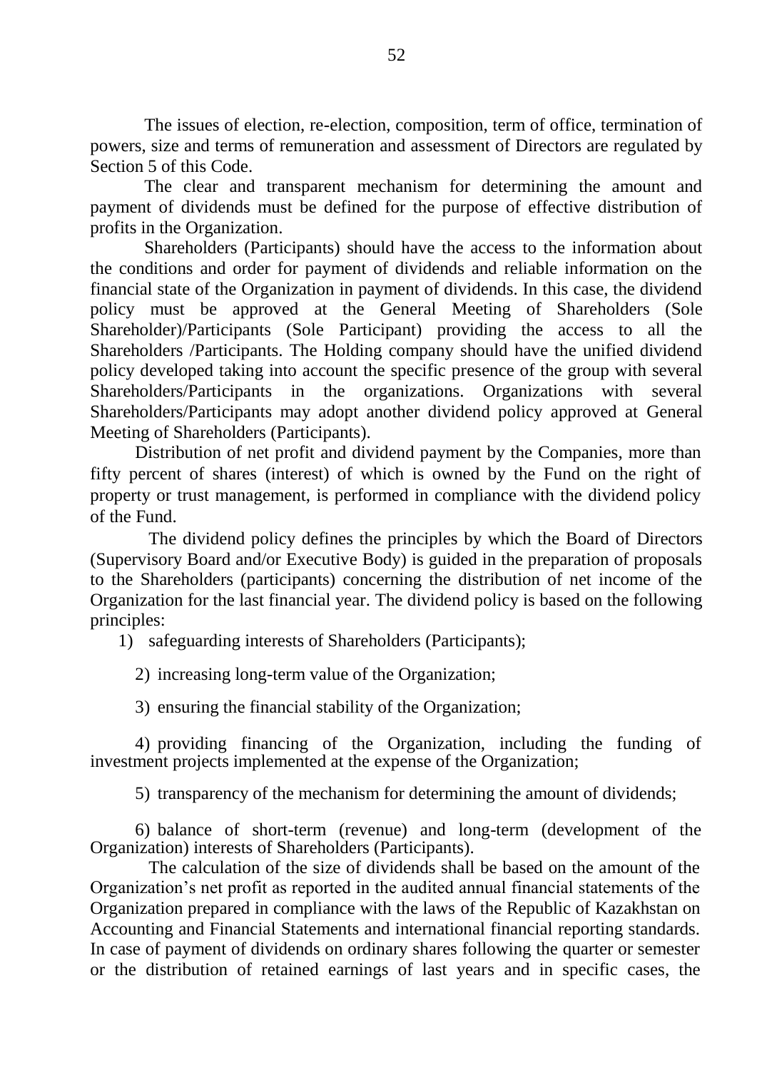The issues of election, re-election, composition, term of office, termination of powers, size and terms of remuneration and assessment of Directors are regulated by Section 5 of this Code.

The clear and transparent mechanism for determining the amount and payment of dividends must be defined for the purpose of effective distribution of profits in the Organization.

Shareholders (Participants) should have the access to the information about the conditions and order for payment of dividends and reliable information on the financial state of the Organization in payment of dividends. In this case, the dividend policy must be approved at the General Meeting of Shareholders (Sole Shareholder)/Participants (Sole Participant) providing the access to all the Shareholders /Participants. The Holding company should have the unified dividend policy developed taking into account the specific presence of the group with several Shareholders/Participants in the organizations. Organizations with several Shareholders/Participants may adopt another dividend policy approved at General Meeting of Shareholders (Participants).

Distribution of net profit and dividend payment by the Companies, more than fifty percent of shares (interest) of which is owned by the Fund on the right of property or trust management, is performed in compliance with the dividend policy of the Fund.

The dividend policy defines the principles by which the Board of Directors (Supervisory Board and/or Executive Body) is guided in the preparation of proposals to the Shareholders (participants) concerning the distribution of net income of the Organization for the last financial year. The dividend policy is based on the following principles:

1) safeguarding interests of Shareholders (Participants);

2) increasing long-term value of the Organization;

3) ensuring the financial stability of the Organization;

4) providing financing of the Organization, including the funding of investment projects implemented at the expense of the Organization;

5) transparency of the mechanism for determining the amount of dividends;

6) balance of short-term (revenue) and long-term (development of the Organization) interests of Shareholders (Participants).

The calculation of the size of dividends shall be based on the amount of the Organization's net profit as reported in the audited annual financial statements of the Organization prepared in compliance with the laws of the Republic of Kazakhstan on Accounting and Financial Statements and international financial reporting standards. In case of payment of dividends on ordinary shares following the quarter or semester or the distribution of retained earnings of last years and in specific cases, the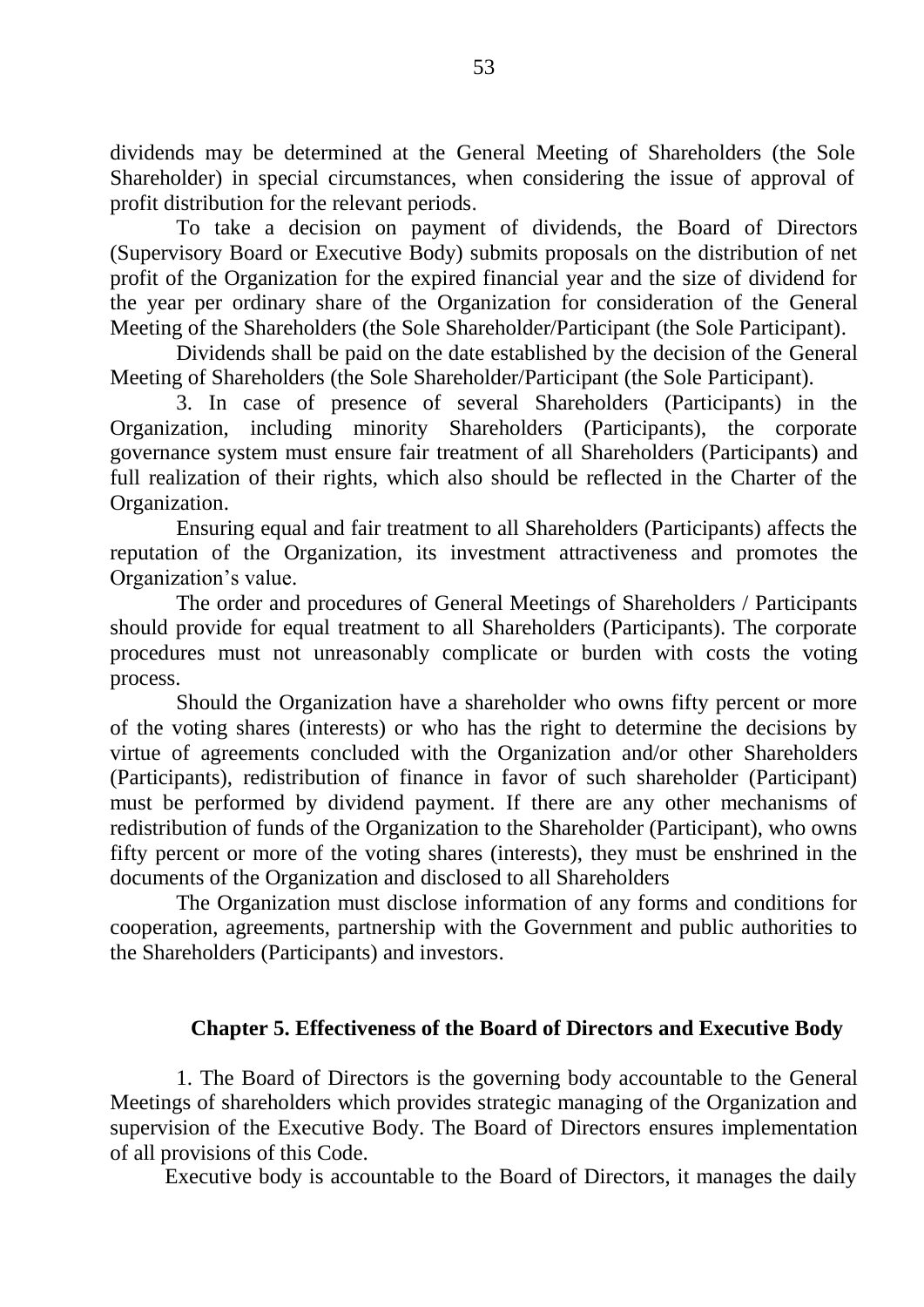dividends may be determined at the General Meeting of Shareholders (the Sole Shareholder) in special circumstances, when considering the issue of approval of profit distribution for the relevant periods.

To take a decision on payment of dividends, the Board of Directors (Supervisory Board or Executive Body) submits proposals on the distribution of net profit of the Organization for the expired financial year and the size of dividend for the year per ordinary share of the Organization for consideration of the General Meeting of the Shareholders (the Sole Shareholder/Participant (the Sole Participant).

Dividends shall be paid on the date established by the decision of the General Meeting of Shareholders (the Sole Shareholder/Participant (the Sole Participant).

3. In case of presence of several Shareholders (Participants) in the Organization, including minority Shareholders (Participants), the corporate governance system must ensure fair treatment of all Shareholders (Participants) and full realization of their rights, which also should be reflected in the Charter of the Organization.

Ensuring equal and fair treatment to all Shareholders (Participants) affects the reputation of the Organization, its investment attractiveness and promotes the Organization's value.

The order and procedures of General Meetings of Shareholders / Participants should provide for equal treatment to all Shareholders (Participants). The corporate procedures must not unreasonably complicate or burden with costs the voting process.

Should the Organization have a shareholder who owns fifty percent or more of the voting shares (interests) or who has the right to determine the decisions by virtue of agreements concluded with the Organization and/or other Shareholders (Participants), redistribution of finance in favor of such shareholder (Participant) must be performed by dividend payment. If there are any other mechanisms of redistribution of funds of the Organization to the Shareholder (Participant), who owns fifty percent or more of the voting shares (interests), they must be enshrined in the documents of the Organization and disclosed to all Shareholders

The Organization must disclose information of any forms and conditions for cooperation, agreements, partnership with the Government and public authorities to the Shareholders (Participants) and investors.

## Chapter 5. Effectiveness of the Board of Directors and Executive Body

1. The Board of Directors is the governing body accountable to the General Meetings of shareholders which provides strategic managing of the Organization and supervision of the Executive Body. The Board of Directors ensures implementation of all provisions of this Code.

Executive body is accountable to the Board of Directors, it manages the daily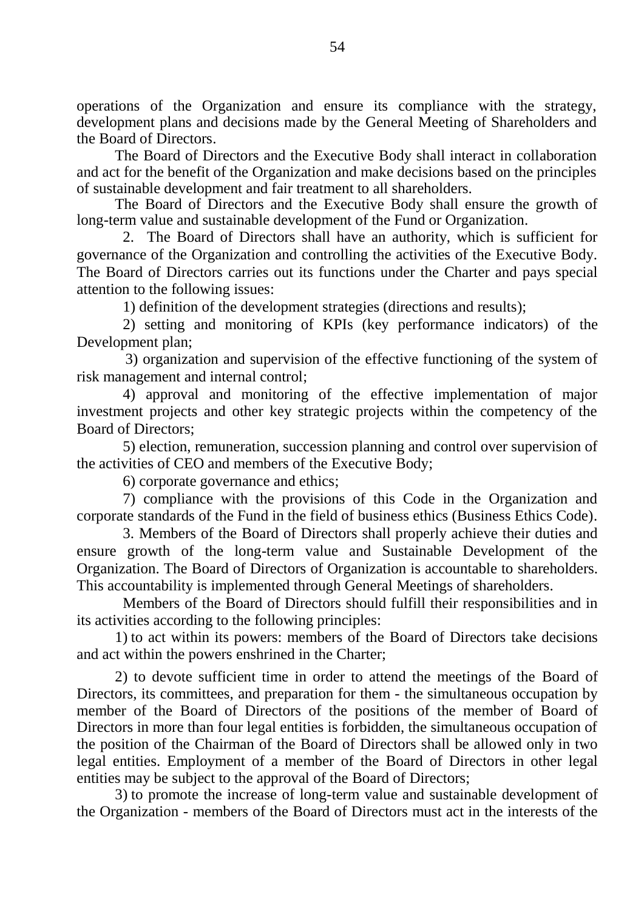operations of the Organization and ensure its compliance with the strategy, development plans and decisions made by the General Meeting of Shareholders and the Board of Directors.

The Board of Directors and the Executive Body shall interact in collaboration and act for the benefit of the Organization and make decisions based on the principles of sustainable development and fair treatment to all shareholders.

The Board of Directors and the Executive Body shall ensure the growth of long-term value and sustainable development of the Fund or Organization.

2. The Board of Directors shall have an authority, which is sufficient for governance of the Organization and controlling the activities of the Executive Body. The Board of Directors carries out its functions under the Charter and pays special attention to the following issues:

1) definition of the development strategies (directions and results);

2) setting and monitoring of KPIs (key performance indicators) of the Development plan;

3) organization and supervision of the effective functioning of the system of risk management and internal control;

4) approval and monitoring of the effective implementation of major investment projects and other key strategic projects within the competency of the Board of Directors;

5) election, remuneration, succession planning and control over supervision of the activities of CEO and members of the Executive Body;

6) corporate governance and ethics;

7) compliance with the provisions of this Code in the Organization and corporate standards of the Fund in the field of business ethics (Business Ethics Code).

3. Members of the Board of Directors shall properly achieve their duties and ensure growth of the long-term value and Sustainable Development of the Organization. The Board of Directors of Organization is accountable to shareholders. This accountability is implemented through General Meetings of shareholders.

Members of the Board of Directors should fulfill their responsibilities and in its activities according to the following principles:

1) to act within its powers: members of the Board of Directors take decisions and act within the powers enshrined in the Charter;

2) to devote sufficient time in order to attend the meetings of the Board of Directors, its committees, and preparation for them - the simultaneous occupation by member of the Board of Directors of the positions of the member of Board of Directors in more than four legal entities is forbidden, the simultaneous occupation of the position of the Chairman of the Board of Directors shall be allowed only in two legal entities. Employment of a member of the Board of Directors in other legal entities may be subject to the approval of the Board of Directors;

3) to promote the increase of long-term value and sustainable development of the Organization - members of the Board of Directors must act in the interests of the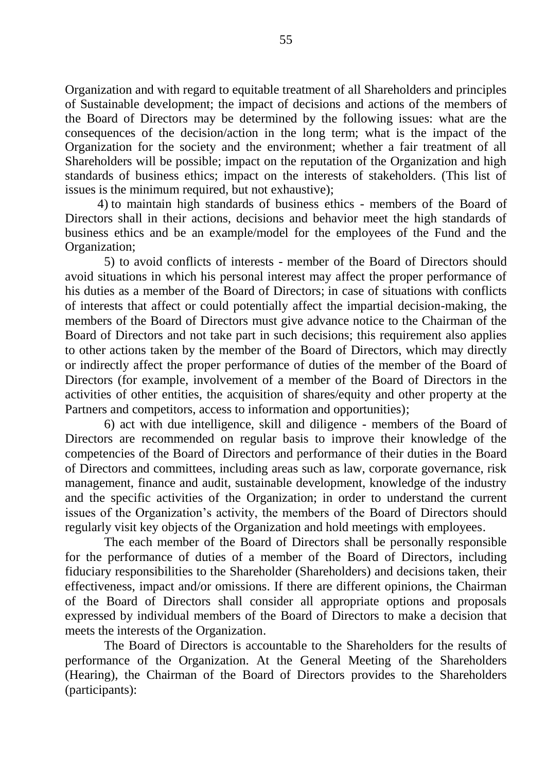Organization and with regard to equitable treatment of all Shareholders and principles of Sustainable development; the impact of decisions and actions of the members of the Board of Directors may be determined by the following issues: what are the consequences of the decision/action in the long term; what is the impact of the Organization for the society and the environment; whether a fair treatment of all Shareholders will be possible; impact on the reputation of the Organization and high standards of business ethics; impact on the interests of stakeholders. (This list of issues is the minimum required, but not exhaustive);

4) to maintain high standards of business ethics - members of the Board of Directors shall in their actions, decisions and behavior meet the high standards of business ethics and be an example/model for the employees of the Fund and the Organization;

5) to avoid conflicts of interests - member of the Board of Directors should avoid situations in which his personal interest may affect the proper performance of his duties as a member of the Board of Directors; in case of situations with conflicts of interests that affect or could potentially affect the impartial decision-making, the members of the Board of Directors must give advance notice to the Chairman of the Board of Directors and not take part in such decisions; this requirement also applies to other actions taken by the member of the Board of Directors, which may directly or indirectly affect the proper performance of duties of the member of the Board of Directors (for example, involvement of a member of the Board of Directors in the activities of other entities, the acquisition of shares/equity and other property at the Partners and competitors, access to information and opportunities);

6) act with due intelligence, skill and diligence - members of the Board of Directors are recommended on regular basis to improve their knowledge of the competencies of the Board of Directors and performance of their duties in the Board of Directors and committees, including areas such as law, corporate governance, risk management, finance and audit, sustainable development, knowledge of the industry and the specific activities of the Organization; in order to understand the current issues of the Organization's activity, the members of the Board of Directors should regularly visit key objects of the Organization and hold meetings with employees.

The each member of the Board of Directors shall be personally responsible for the performance of duties of a member of the Board of Directors, including fiduciary responsibilities to the Shareholder (Shareholders) and decisions taken, their effectiveness, impact and/or omissions. If there are different opinions, the Chairman of the Board of Directors shall consider all appropriate options and proposals expressed by individual members of the Board of Directors to make a decision that meets the interests of the Organization.

The Board of Directors is accountable to the Shareholders for the results of performance of the Organization. At the General Meeting of the Shareholders (Hearing), the Chairman of the Board of Directors provides to the Shareholders (participants):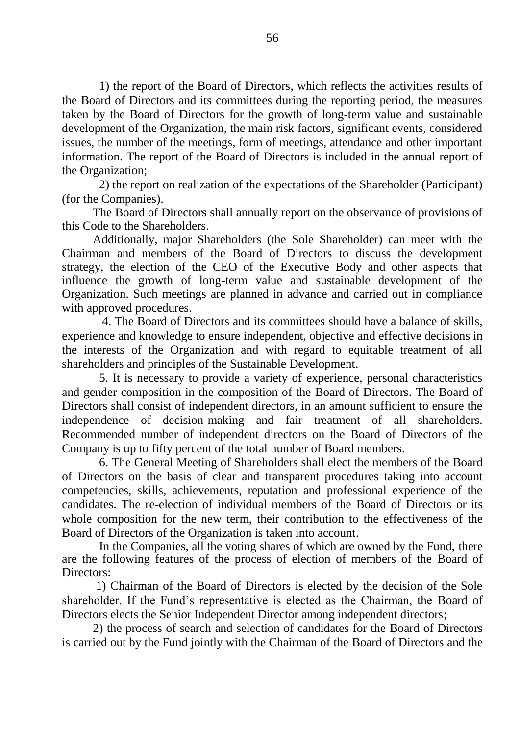1) the report of the Board of Directors, which reflects the activities results of the Board of Directors and its committees during the reporting period, the measures taken by the Board of Directors for the growth of long-term value and sustainable development of the Organization, the main risk factors, significant events, considered issues, the number of the meetings, form of meetings, attendance and other important information. The report of the Board of Directors is included in the annual report of the Organization;

2) the report on realization of the expectations of the Shareholder (Participant) (for the Companies).

The Board of Directors shall annually report on the observance of provisions of this Code to the Shareholders.

Additionally, major Shareholders (the Sole Shareholder) can meet with the Chairman and members of the Board of Directors to discuss the development strategy, the election of the CEO of the Executive Body and other aspects that influence the growth of long-term value and sustainable development of the Organization. Such meetings are planned in advance and carried out in compliance with approved procedures.

4. The Board of Directors and its committees should have a balance of skills, experience and knowledge to ensure independent, objective and effective decisions in the interests of the Organization and with regard to equitable treatment of all shareholders and principles of the Sustainable Development.

5. It is necessary to provide a variety of experience, personal characteristics and gender composition in the composition of the Board of Directors. The Board of Directors shall consist of independent directors, in an amount sufficient to ensure the independence of decision-making and fair treatment of all shareholders. Recommended number of independent directors on the Board of Directors of the Company is up to fifty percent of the total number of Board members.

6. The General Meeting of Shareholders shall elect the members of the Board of Directors on the basis of clear and transparent procedures taking into account competencies, skills, achievements, reputation and professional experience of the candidates. The re-election of individual members of the Board of Directors or its whole composition for the new term, their contribution to the effectiveness of the Board of Directors of the Organization is taken into account.

In the Companies, all the voting shares of which are owned by the Fund, there are the following features of the process of election of members of the Board of Directors:

1) Chairman of the Board of Directors is elected by the decision of the Sole shareholder. If the Fund's representative is elected as the Chairman, the Board of Directors elects the Senior Independent Director among independent directors;

2) the process of search and selection of candidates for the Board of Directors is carried out by the Fund jointly with the Chairman of the Board of Directors and the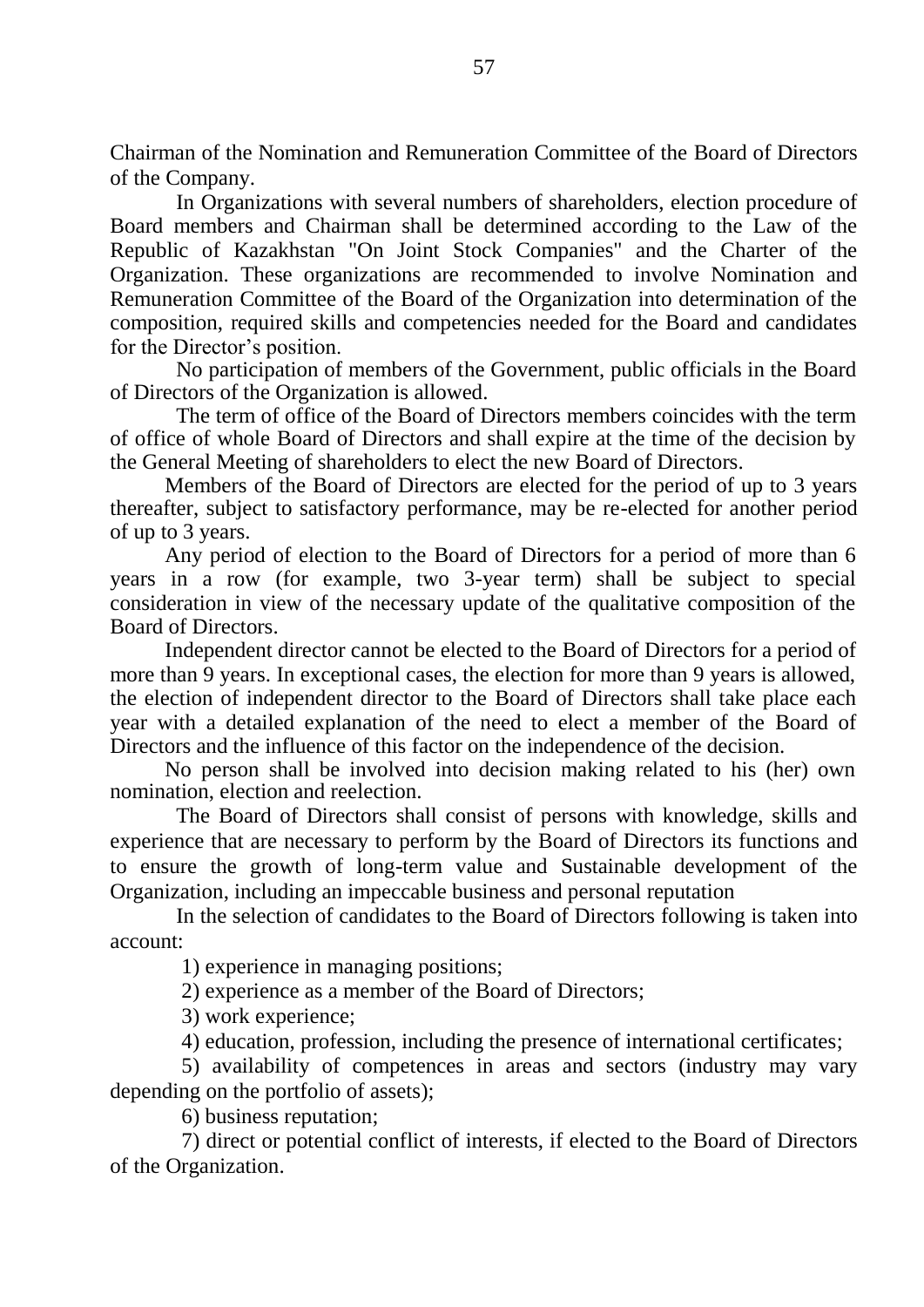Chairman of the Nomination and Remuneration Committee of the Board of Directors of the Company.

In Organizations with several numbers of shareholders, election procedure of Board members and Chairman shall be determined according to the Law of the Republic of Kazakhstan "On Joint Stock Companies" and the Charter of the Organization. These organizations are recommended to involve Nomination and Remuneration Committee of the Board of the Organization into determination of the composition, required skills and competencies needed for the Board and candidates for the Director's position.

No participation of members of the Government, public officials in the Board of Directors of the Organization is allowed.

The term of office of the Board of Directors members coincides with the term of office of whole Board of Directors and shall expire at the time of the decision by the General Meeting of shareholders to elect the new Board of Directors.

Members of the Board of Directors are elected for the period of up to 3 years thereafter, subject to satisfactory performance, may be re-elected for another period of up to 3 years.

Any period of election to the Board of Directors for a period of more than 6 years in a row (for example, two 3-year term) shall be subject to special consideration in view of the necessary update of the qualitative composition of the Board of Directors.

Independent director cannot be elected to the Board of Directors for a period of more than 9 years. In exceptional cases, the election for more than 9 years is allowed, the election of independent director to the Board of Directors shall take place each year with a detailed explanation of the need to elect a member of the Board of Directors and the influence of this factor on the independence of the decision.

No person shall be involved into decision making related to his (her) own nomination, election and reelection.

The Board of Directors shall consist of persons with knowledge, skills and experience that are necessary to perform by the Board of Directors its functions and to ensure the growth of long-term value and Sustainable development of the Organization, including an impeccable business and personal reputation

In the selection of candidates to the Board of Directors following is taken into account:

1) experience in managing positions;

2) experience as a member of the Board of Directors;

3) work experience;

4) education, profession, including the presence of international certificates;

5) availability of competences in areas and sectors (industry may vary depending on the portfolio of assets);

6) business reputation;

7) direct or potential conflict of interests, if elected to the Board of Directors of the Organization.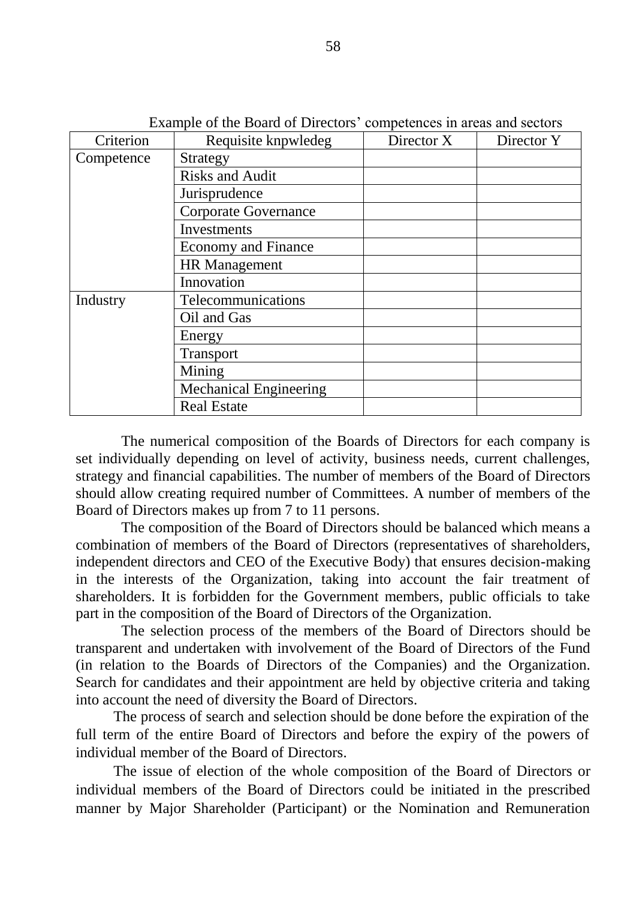Example of the Board of Directors' competences in areas and sectors

| Criterion | Requisite knpwledeg | Director X | Director Y |
|---|---|---|---|
| Competence | Strategy | | |
| | Risks and Audit | | |
| | Jurisprudence | | |
| | Corporate Governance | | |
| | Investments | | |
| | Economy and Finance | | |
| | HR Management | | |
| | Innovation | | |
| Industry | Telecommunications | | |
| | Oil and Gas | | |
| | Energy | | |
| | Transport | | |
| | Mining | | |
| | Mechanical Engineering | | |
| | Real Estate | | |

The numerical composition of the Boards of Directors for each company is set individually depending on level of activity, business needs, current challenges, strategy and financial capabilities. The number of members of the Board of Directors should allow creating required number of Committees. A number of members of the Board of Directors makes up from 7 to 11 persons.

The composition of the Board of Directors should be balanced which means a combination of members of the Board of Directors (representatives of shareholders, independent directors and CEO of the Executive Body) that ensures decision-making in the interests of the Organization, taking into account the fair treatment of shareholders. It is forbidden for the Government members, public officials to take part in the composition of the Board of Directors of the Organization.

The selection process of the members of the Board of Directors should be transparent and undertaken with involvement of the Board of Directors of the Fund (in relation to the Boards of Directors of the Companies) and the Organization. Search for candidates and their appointment are held by objective criteria and taking into account the need of diversity the Board of Directors.

The process of search and selection should be done before the expiration of the full term of the entire Board of Directors and before the expiry of the powers of individual member of the Board of Directors.

The issue of election of the whole composition of the Board of Directors or individual members of the Board of Directors could be initiated in the prescribed manner by Major Shareholder (Participant) or the Nomination and Remuneration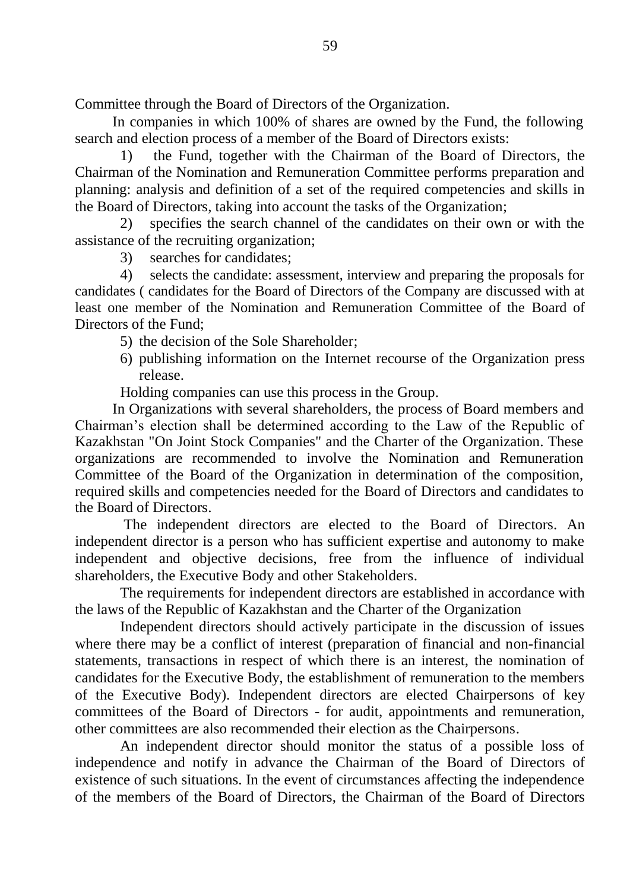Committee through the Board of Directors of the Organization.

In companies in which 100% of shares are owned by the Fund, the following search and election process of a member of the Board of Directors exists:

1) the Fund, together with the Chairman of the Board of Directors, the Chairman of the Nomination and Remuneration Committee performs preparation and planning: analysis and definition of a set of the required competencies and skills in the Board of Directors, taking into account the tasks of the Organization;

2) specifies the search channel of the candidates on their own or with the assistance of the recruiting organization;

3) searches for candidates;

4) selects the candidate: assessment, interview and preparing the proposals for candidates ( candidates for the Board of Directors of the Company are discussed with at least one member of the Nomination and Remuneration Committee of the Board of Directors of the Fund;

5) the decision of the Sole Shareholder;

6) publishing information on the Internet recourse of the Organization press release.

Holding companies can use this process in the Group.

In Organizations with several shareholders, the process of Board members and Chairman's election shall be determined according to the Law of the Republic of Kazakhstan "On Joint Stock Companies" and the Charter of the Organization. These organizations are recommended to involve the Nomination and Remuneration Committee of the Board of the Organization in determination of the composition, required skills and competencies needed for the Board of Directors and candidates to the Board of Directors.

The independent directors are elected to the Board of Directors. An independent director is a person who has sufficient expertise and autonomy to make independent and objective decisions, free from the influence of individual shareholders, the Executive Body and other Stakeholders.

The requirements for independent directors are established in accordance with the laws of the Republic of Kazakhstan and the Charter of the Organization

Independent directors should actively participate in the discussion of issues where there may be a conflict of interest (preparation of financial and non-financial statements, transactions in respect of which there is an interest, the nomination of candidates for the Executive Body, the establishment of remuneration to the members of the Executive Body). Independent directors are elected Chairpersons of key committees of the Board of Directors - for audit, appointments and remuneration, other committees are also recommended their election as the Chairpersons.

An independent director should monitor the status of a possible loss of independence and notify in advance the Chairman of the Board of Directors of existence of such situations. In the event of circumstances affecting the independence of the members of the Board of Directors, the Chairman of the Board of Directors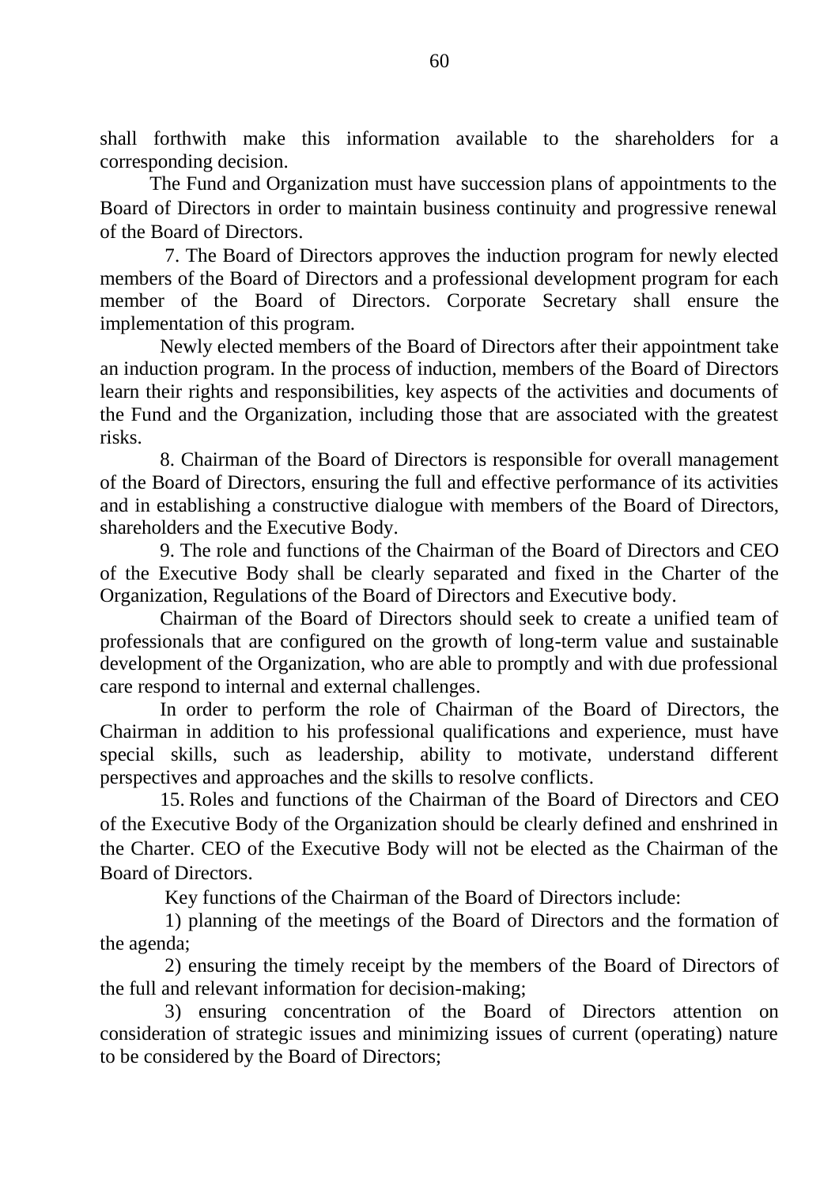shall forthwith make this information available to the shareholders for a corresponding decision.

The Fund and Organization must have succession plans of appointments to the Board of Directors in order to maintain business continuity and progressive renewal of the Board of Directors.

7. The Board of Directors approves the induction program for newly elected members of the Board of Directors and a professional development program for each member of the Board of Directors. Corporate Secretary shall ensure the implementation of this program.

Newly elected members of the Board of Directors after their appointment take an induction program. In the process of induction, members of the Board of Directors learn their rights and responsibilities, key aspects of the activities and documents of the Fund and the Organization, including those that are associated with the greatest risks.

8. Chairman of the Board of Directors is responsible for overall management of the Board of Directors, ensuring the full and effective performance of its activities and in establishing a constructive dialogue with members of the Board of Directors, shareholders and the Executive Body.

9. The role and functions of the Chairman of the Board of Directors and CEO of the Executive Body shall be clearly separated and fixed in the Charter of the Organization, Regulations of the Board of Directors and Executive body.

Chairman of the Board of Directors should seek to create a unified team of professionals that are configured on the growth of long-term value and sustainable development of the Organization, who are able to promptly and with due professional care respond to internal and external challenges.

In order to perform the role of Chairman of the Board of Directors, the Chairman in addition to his professional qualifications and experience, must have special skills, such as leadership, ability to motivate, understand different perspectives and approaches and the skills to resolve conflicts.

15. Roles and functions of the Chairman of the Board of Directors and CEO of the Executive Body of the Organization should be clearly defined and enshrined in the Charter. CEO of the Executive Body will not be elected as the Chairman of the Board of Directors.

Key functions of the Chairman of the Board of Directors include:

1) planning of the meetings of the Board of Directors and the formation of the agenda;

2) ensuring the timely receipt by the members of the Board of Directors of the full and relevant information for decision-making;

3) ensuring concentration of the Board of Directors attention on consideration of strategic issues and minimizing issues of current (operating) nature to be considered by the Board of Directors;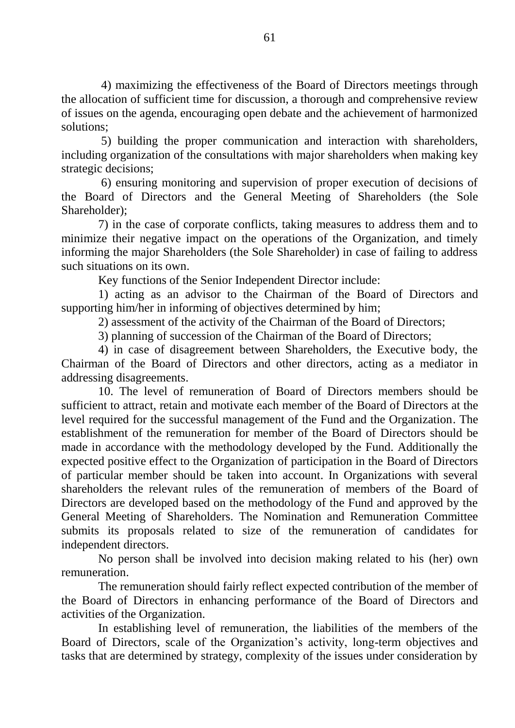4) maximizing the effectiveness of the Board of Directors meetings through the allocation of sufficient time for discussion, a thorough and comprehensive review of issues on the agenda, encouraging open debate and the achievement of harmonized solutions;

5) building the proper communication and interaction with shareholders, including organization of the consultations with major shareholders when making key strategic decisions;

6) ensuring monitoring and supervision of proper execution of decisions of the Board of Directors and the General Meeting of Shareholders (the Sole Shareholder);

7) in the case of corporate conflicts, taking measures to address them and to minimize their negative impact on the operations of the Organization, and timely informing the major Shareholders (the Sole Shareholder) in case of failing to address such situations on its own.

Key functions of the Senior Independent Director include:

1) acting as an advisor to the Chairman of the Board of Directors and supporting him/her in informing of objectives determined by him;

2) assessment of the activity of the Chairman of the Board of Directors;

3) planning of succession of the Chairman of the Board of Directors;

4) in case of disagreement between Shareholders, the Executive body, the Chairman of the Board of Directors and other directors, acting as a mediator in addressing disagreements.

10. The level of remuneration of Board of Directors members should be sufficient to attract, retain and motivate each member of the Board of Directors at the level required for the successful management of the Fund and the Organization. The establishment of the remuneration for member of the Board of Directors should be made in accordance with the methodology developed by the Fund. Additionally the expected positive effect to the Organization of participation in the Board of Directors of particular member should be taken into account. In Organizations with several shareholders the relevant rules of the remuneration of members of the Board of Directors are developed based on the methodology of the Fund and approved by the General Meeting of Shareholders. The Nomination and Remuneration Committee submits its proposals related to size of the remuneration of candidates for independent directors.

No person shall be involved into decision making related to his (her) own remuneration.

The remuneration should fairly reflect expected contribution of the member of the Board of Directors in enhancing performance of the Board of Directors and activities of the Organization.

In establishing level of remuneration, the liabilities of the members of the Board of Directors, scale of the Organization's activity, long-term objectives and tasks that are determined by strategy, complexity of the issues under consideration by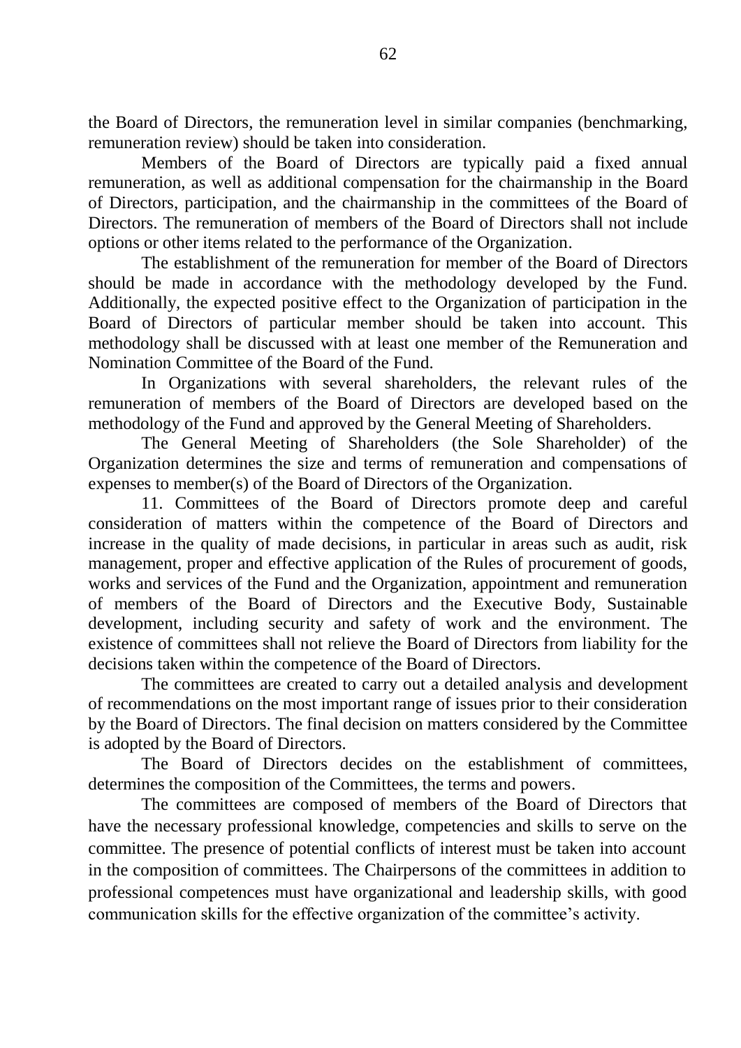the Board of Directors, the remuneration level in similar companies (benchmarking, remuneration review) should be taken into consideration.

Members of the Board of Directors are typically paid a fixed annual remuneration, as well as additional compensation for the chairmanship in the Board of Directors, participation, and the chairmanship in the committees of the Board of Directors. The remuneration of members of the Board of Directors shall not include options or other items related to the performance of the Organization.

The establishment of the remuneration for member of the Board of Directors should be made in accordance with the methodology developed by the Fund. Additionally, the expected positive effect to the Organization of participation in the Board of Directors of particular member should be taken into account. This methodology shall be discussed with at least one member of the Remuneration and Nomination Committee of the Board of the Fund.

In Organizations with several shareholders, the relevant rules of the remuneration of members of the Board of Directors are developed based on the methodology of the Fund and approved by the General Meeting of Shareholders.

The General Meeting of Shareholders (the Sole Shareholder) of the Organization determines the size and terms of remuneration and compensations of expenses to member(s) of the Board of Directors of the Organization.

11. Committees of the Board of Directors promote deep and careful consideration of matters within the competence of the Board of Directors and increase in the quality of made decisions, in particular in areas such as audit, risk management, proper and effective application of the Rules of procurement of goods, works and services of the Fund and the Organization, appointment and remuneration of members of the Board of Directors and the Executive Body, Sustainable development, including security and safety of work and the environment. The existence of committees shall not relieve the Board of Directors from liability for the decisions taken within the competence of the Board of Directors.

The committees are created to carry out a detailed analysis and development of recommendations on the most important range of issues prior to their consideration by the Board of Directors. The final decision on matters considered by the Committee is adopted by the Board of Directors.

The Board of Directors decides on the establishment of committees, determines the composition of the Committees, the terms and powers.

The committees are composed of members of the Board of Directors that have the necessary professional knowledge, competencies and skills to serve on the committee. The presence of potential conflicts of interest must be taken into account in the composition of committees. The Chairpersons of the committees in addition to professional competences must have organizational and leadership skills, with good communication skills for the effective organization of the committee's activity.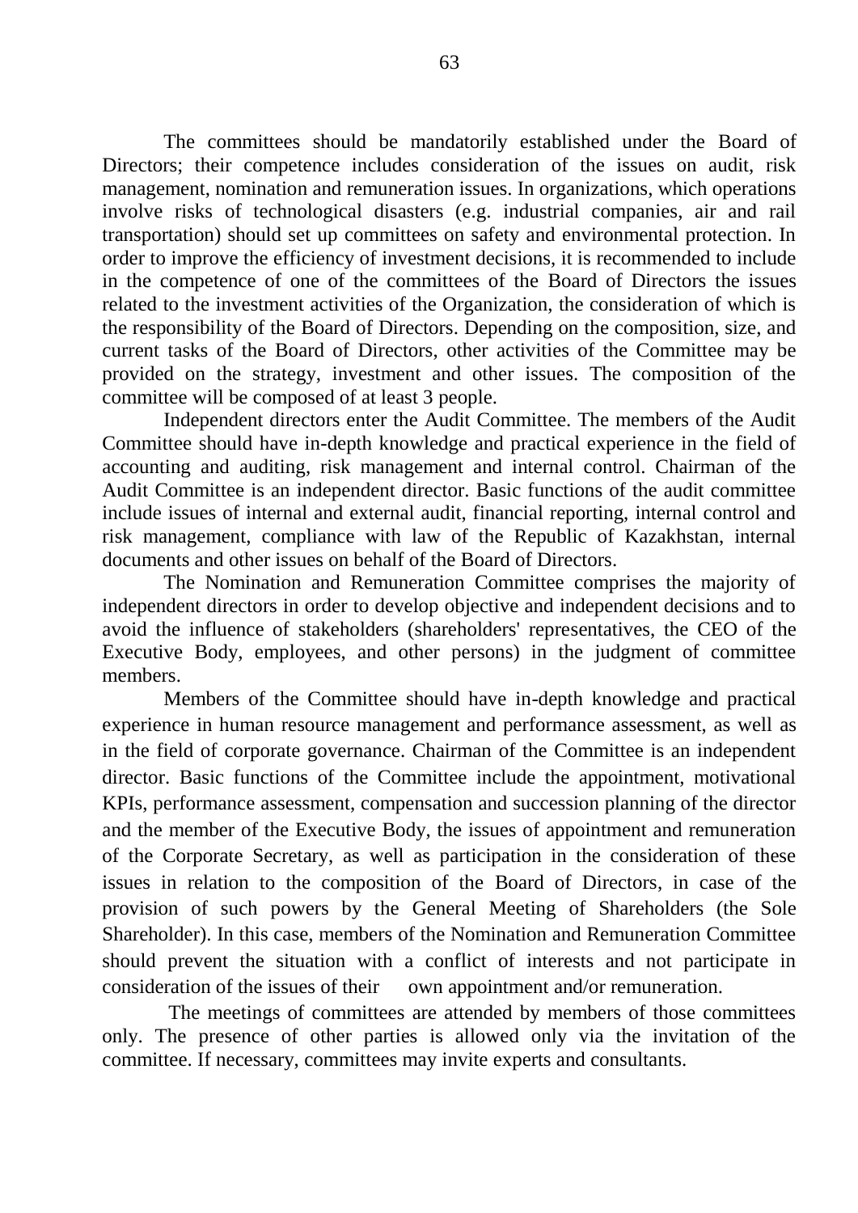The committees should be mandatorily established under the Board of Directors; their competence includes consideration of the issues on audit, risk management, nomination and remuneration issues. In organizations, which operations involve risks of technological disasters (e.g. industrial companies, air and rail transportation) should set up committees on safety and environmental protection. In order to improve the efficiency of investment decisions, it is recommended to include in the competence of one of the committees of the Board of Directors the issues related to the investment activities of the Organization, the consideration of which is the responsibility of the Board of Directors. Depending on the composition, size, and current tasks of the Board of Directors, other activities of the Committee may be provided on the strategy, investment and other issues. The composition of the committee will be composed of at least 3 people.

Independent directors enter the Audit Committee. The members of the Audit Committee should have in-depth knowledge and practical experience in the field of accounting and auditing, risk management and internal control. Chairman of the Audit Committee is an independent director. Basic functions of the audit committee include issues of internal and external audit, financial reporting, internal control and risk management, compliance with law of the Republic of Kazakhstan, internal documents and other issues on behalf of the Board of Directors.

The Nomination and Remuneration Committee comprises the majority of independent directors in order to develop objective and independent decisions and to avoid the influence of stakeholders (shareholders' representatives, the CEO of the Executive Body, employees, and other persons) in the judgment of committee members.

Members of the Committee should have in-depth knowledge and practical experience in human resource management and performance assessment, as well as in the field of corporate governance. Chairman of the Committee is an independent director. Basic functions of the Committee include the appointment, motivational KPIs, performance assessment, compensation and succession planning of the director and the member of the Executive Body, the issues of appointment and remuneration of the Corporate Secretary, as well as participation in the consideration of these issues in relation to the composition of the Board of Directors, in case of the provision of such powers by the General Meeting of Shareholders (the Sole Shareholder). In this case, members of the Nomination and Remuneration Committee should prevent the situation with a conflict of interests and not participate in consideration of the issues of their own appointment and/or remuneration.

The meetings of committees are attended by members of those committees only. The presence of other parties is allowed only via the invitation of the committee. If necessary, committees may invite experts and consultants.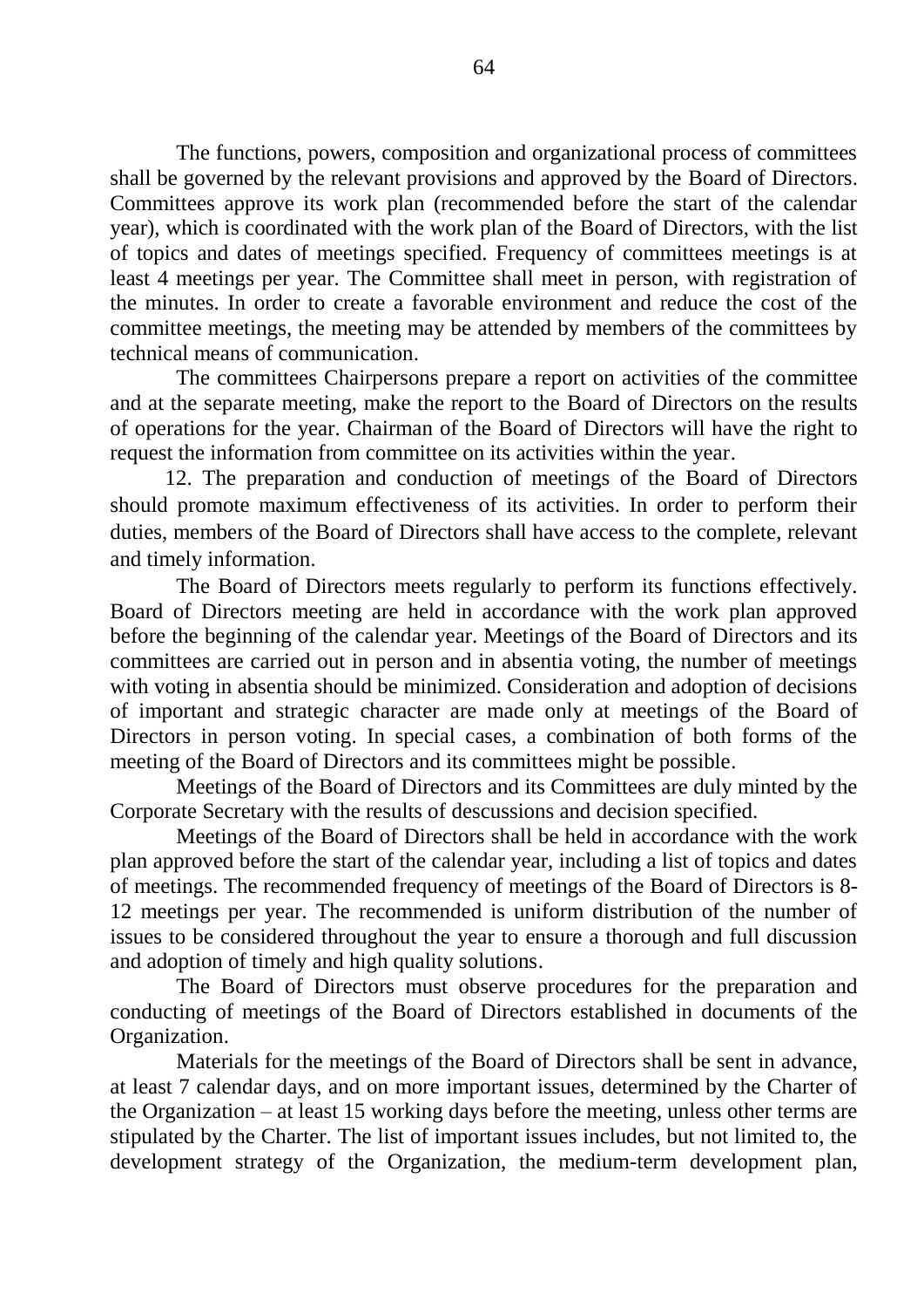The functions, powers, composition and organizational process of committees shall be governed by the relevant provisions and approved by the Board of Directors. Committees approve its work plan (recommended before the start of the calendar year), which is coordinated with the work plan of the Board of Directors, with the list of topics and dates of meetings specified. Frequency of committees meetings is at least 4 meetings per year. The Committee shall meet in person, with registration of the minutes. In order to create a favorable environment and reduce the cost of the committee meetings, the meeting may be attended by members of the committees by technical means of communication.

The committees Chairpersons prepare a report on activities of the committee and at the separate meeting, make the report to the Board of Directors on the results of operations for the year. Chairman of the Board of Directors will have the right to request the information from committee on its activities within the year.

12. The preparation and conduction of meetings of the Board of Directors should promote maximum effectiveness of its activities. In order to perform their duties, members of the Board of Directors shall have access to the complete, relevant and timely information.

The Board of Directors meets regularly to perform its functions effectively. Board of Directors meeting are held in accordance with the work plan approved before the beginning of the calendar year. Meetings of the Board of Directors and its committees are carried out in person and in absentia voting, the number of meetings with voting in absentia should be minimized. Consideration and adoption of decisions of important and strategic character are made only at meetings of the Board of Directors in person voting. In special cases, a combination of both forms of the meeting of the Board of Directors and its committees might be possible.

Meetings of the Board of Directors and its Committees are duly minted by the Corporate Secretary with the results of descussions and decision specified.

Meetings of the Board of Directors shall be held in accordance with the work plan approved before the start of the calendar year, including a list of topics and dates of meetings. The recommended frequency of meetings of the Board of Directors is 8-12 meetings per year. The recommended is uniform distribution of the number of issues to be considered throughout the year to ensure a thorough and full discussion and adoption of timely and high quality solutions.

The Board of Directors must observe procedures for the preparation and conducting of meetings of the Board of Directors established in documents of the Organization.

Materials for the meetings of the Board of Directors shall be sent in advance, at least 7 calendar days, and on more important issues, determined by the Charter of the Organization – at least 15 working days before the meeting, unless other terms are stipulated by the Charter. The list of important issues includes, but not limited to, the development strategy of the Organization, the medium-term development plan,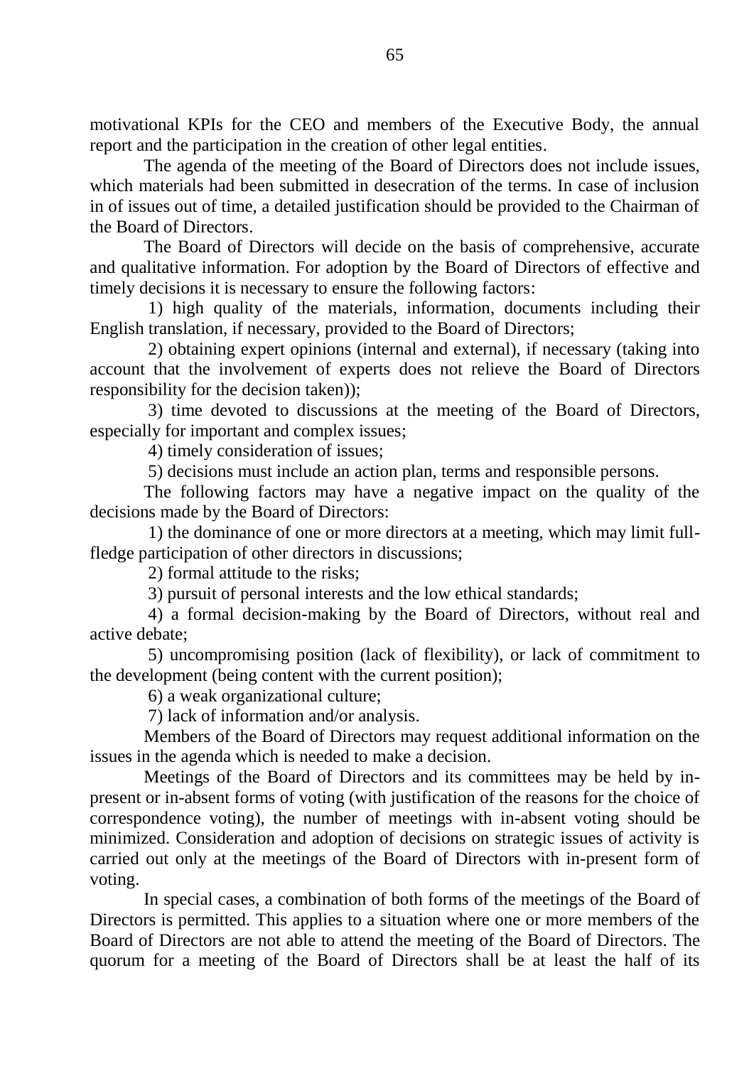motivational KPIs for the CEO and members of the Executive Body, the annual report and the participation in the creation of other legal entities.

The agenda of the meeting of the Board of Directors does not include issues, which materials had been submitted in desecration of the terms. In case of inclusion in of issues out of time, a detailed justification should be provided to the Chairman of the Board of Directors.

The Board of Directors will decide on the basis of comprehensive, accurate and qualitative information. For adoption by the Board of Directors of effective and timely decisions it is necessary to ensure the following factors:

1) high quality of the materials, information, documents including their English translation, if necessary, provided to the Board of Directors;

2) obtaining expert opinions (internal and external), if necessary (taking into account that the involvement of experts does not relieve the Board of Directors responsibility for the decision taken));

3) time devoted to discussions at the meeting of the Board of Directors, especially for important and complex issues;

4) timely consideration of issues;

5) decisions must include an action plan, terms and responsible persons.

The following factors may have a negative impact on the quality of the decisions made by the Board of Directors:

1) the dominance of one or more directors at a meeting, which may limit full-fledge participation of other directors in discussions;

2) formal attitude to the risks;

3) pursuit of personal interests and the low ethical standards;

4) a formal decision-making by the Board of Directors, without real and active debate;

5) uncompromising position (lack of flexibility), or lack of commitment to the development (being content with the current position);

6) a weak organizational culture;

7) lack of information and/or analysis.

Members of the Board of Directors may request additional information on the issues in the agenda which is needed to make a decision.

Meetings of the Board of Directors and its committees may be held by in-present or in-absent forms of voting (with justification of the reasons for the choice of correspondence voting), the number of meetings with in-absent voting should be minimized. Consideration and adoption of decisions on strategic issues of activity is carried out only at the meetings of the Board of Directors with in-present form of voting.

In special cases, a combination of both forms of the meetings of the Board of Directors is permitted. This applies to a situation where one or more members of the Board of Directors are not able to attend the meeting of the Board of Directors. The quorum for a meeting of the Board of Directors shall be at least the half of its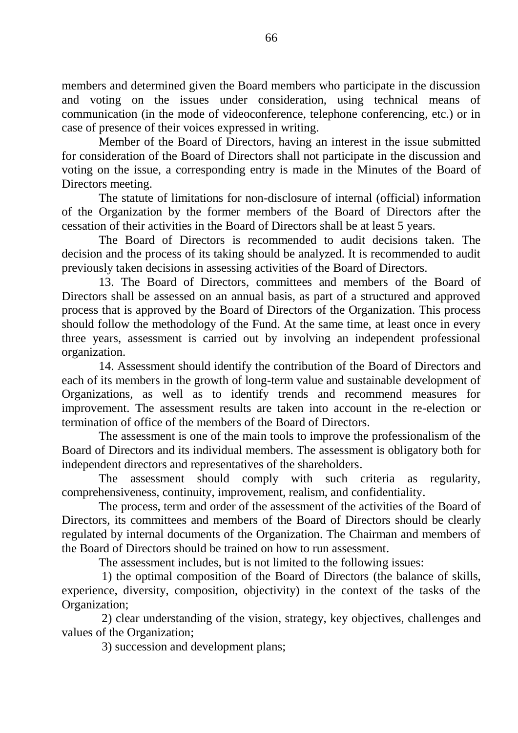members and determined given the Board members who participate in the discussion and voting on the issues under consideration, using technical means of communication (in the mode of videoconference, telephone conferencing, etc.) or in case of presence of their voices expressed in writing.

Member of the Board of Directors, having an interest in the issue submitted for consideration of the Board of Directors shall not participate in the discussion and voting on the issue, a corresponding entry is made in the Minutes of the Board of Directors meeting.

The statute of limitations for non-disclosure of internal (official) information of the Organization by the former members of the Board of Directors after the cessation of their activities in the Board of Directors shall be at least 5 years.

The Board of Directors is recommended to audit decisions taken. The decision and the process of its taking should be analyzed. It is recommended to audit previously taken decisions in assessing activities of the Board of Directors.

13. The Board of Directors, committees and members of the Board of Directors shall be assessed on an annual basis, as part of a structured and approved process that is approved by the Board of Directors of the Organization. This process should follow the methodology of the Fund. At the same time, at least once in every three years, assessment is carried out by involving an independent professional organization.

14. Assessment should identify the contribution of the Board of Directors and each of its members in the growth of long-term value and sustainable development of Organizations, as well as to identify trends and recommend measures for improvement. The assessment results are taken into account in the re-election or termination of office of the members of the Board of Directors.

The assessment is one of the main tools to improve the professionalism of the Board of Directors and its individual members. The assessment is obligatory both for independent directors and representatives of the shareholders.

The assessment should comply with such criteria as regularity, comprehensiveness, continuity, improvement, realism, and confidentiality.

The process, term and order of the assessment of the activities of the Board of Directors, its committees and members of the Board of Directors should be clearly regulated by internal documents of the Organization. The Chairman and members of the Board of Directors should be trained on how to run assessment.

The assessment includes, but is not limited to the following issues:

1) the optimal composition of the Board of Directors (the balance of skills, experience, diversity, composition, objectivity) in the context of the tasks of the Organization;

2) clear understanding of the vision, strategy, key objectives, challenges and values of the Organization;

3) succession and development plans;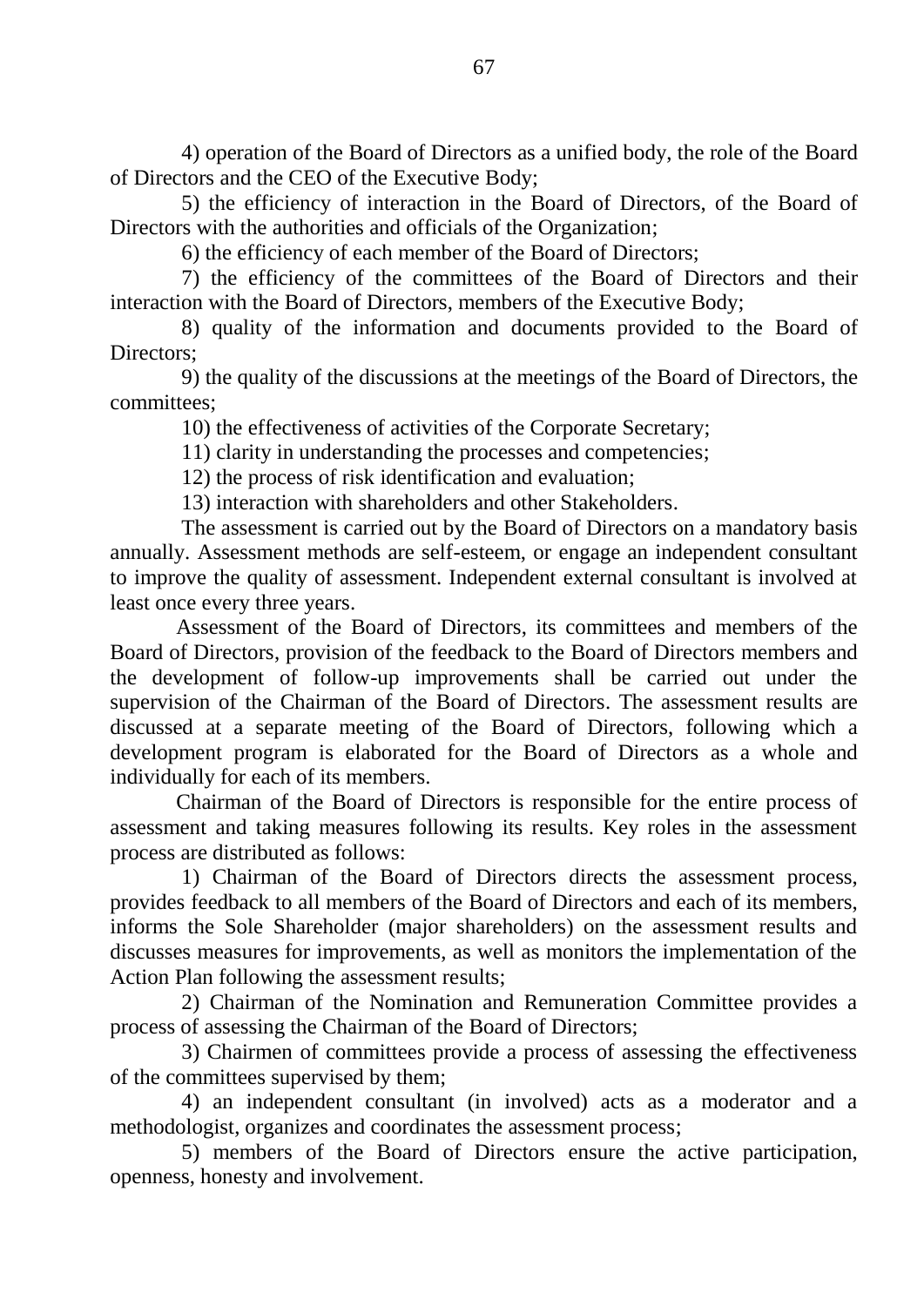4) operation of the Board of Directors as a unified body, the role of the Board of Directors and the CEO of the Executive Body;

5) the efficiency of interaction in the Board of Directors, of the Board of Directors with the authorities and officials of the Organization;

6) the efficiency of each member of the Board of Directors;

7) the efficiency of the committees of the Board of Directors and their interaction with the Board of Directors, members of the Executive Body;

8) quality of the information and documents provided to the Board of Directors;

9) the quality of the discussions at the meetings of the Board of Directors, the committees;

10) the effectiveness of activities of the Corporate Secretary;

11) clarity in understanding the processes and competencies;

12) the process of risk identification and evaluation;

13) interaction with shareholders and other Stakeholders.

The assessment is carried out by the Board of Directors on a mandatory basis annually. Assessment methods are self-esteem, or engage an independent consultant to improve the quality of assessment. Independent external consultant is involved at least once every three years.

Assessment of the Board of Directors, its committees and members of the Board of Directors, provision of the feedback to the Board of Directors members and the development of follow-up improvements shall be carried out under the supervision of the Chairman of the Board of Directors. The assessment results are discussed at a separate meeting of the Board of Directors, following which a development program is elaborated for the Board of Directors as a whole and individually for each of its members.

Chairman of the Board of Directors is responsible for the entire process of assessment and taking measures following its results. Key roles in the assessment process are distributed as follows:

1) Chairman of the Board of Directors directs the assessment process, provides feedback to all members of the Board of Directors and each of its members, informs the Sole Shareholder (major shareholders) on the assessment results and discusses measures for improvements, as well as monitors the implementation of the Action Plan following the assessment results;

2) Chairman of the Nomination and Remuneration Committee provides a process of assessing the Chairman of the Board of Directors;

3) Chairmen of committees provide a process of assessing the effectiveness of the committees supervised by them;

4) an independent consultant (in involved) acts as a moderator and a methodologist, organizes and coordinates the assessment process;

5) members of the Board of Directors ensure the active participation, openness, honesty and involvement.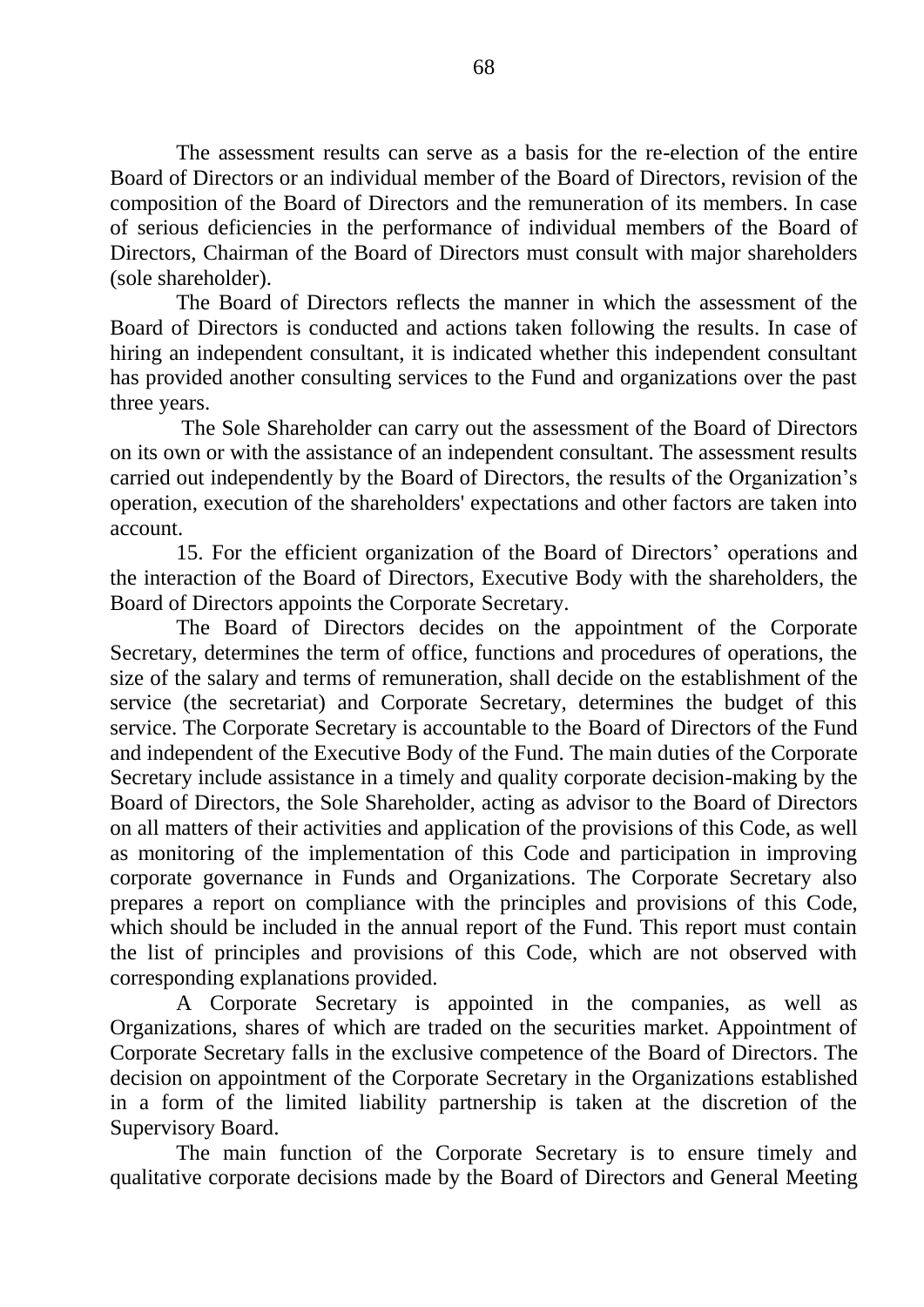The assessment results can serve as a basis for the re-election of the entire Board of Directors or an individual member of the Board of Directors, revision of the composition of the Board of Directors and the remuneration of its members. In case of serious deficiencies in the performance of individual members of the Board of Directors, Chairman of the Board of Directors must consult with major shareholders (sole shareholder).

The Board of Directors reflects the manner in which the assessment of the Board of Directors is conducted and actions taken following the results. In case of hiring an independent consultant, it is indicated whether this independent consultant has provided another consulting services to the Fund and organizations over the past three years.

The Sole Shareholder can carry out the assessment of the Board of Directors on its own or with the assistance of an independent consultant. The assessment results carried out independently by the Board of Directors, the results of the Organization's operation, execution of the shareholders' expectations and other factors are taken into account.

15. For the efficient organization of the Board of Directors' operations and the interaction of the Board of Directors, Executive Body with the shareholders, the Board of Directors appoints the Corporate Secretary.

The Board of Directors decides on the appointment of the Corporate Secretary, determines the term of office, functions and procedures of operations, the size of the salary and terms of remuneration, shall decide on the establishment of the service (the secretariat) and Corporate Secretary, determines the budget of this service. The Corporate Secretary is accountable to the Board of Directors of the Fund and independent of the Executive Body of the Fund. The main duties of the Corporate Secretary include assistance in a timely and quality corporate decision-making by the Board of Directors, the Sole Shareholder, acting as advisor to the Board of Directors on all matters of their activities and application of the provisions of this Code, as well as monitoring of the implementation of this Code and participation in improving corporate governance in Funds and Organizations. The Corporate Secretary also prepares a report on compliance with the principles and provisions of this Code, which should be included in the annual report of the Fund. This report must contain the list of principles and provisions of this Code, which are not observed with corresponding explanations provided.

A Corporate Secretary is appointed in the companies, as well as Organizations, shares of which are traded on the securities market. Appointment of Corporate Secretary falls in the exclusive competence of the Board of Directors. The decision on appointment of the Corporate Secretary in the Organizations established in a form of the limited liability partnership is taken at the discretion of the Supervisory Board.

The main function of the Corporate Secretary is to ensure timely and qualitative corporate decisions made by the Board of Directors and General Meeting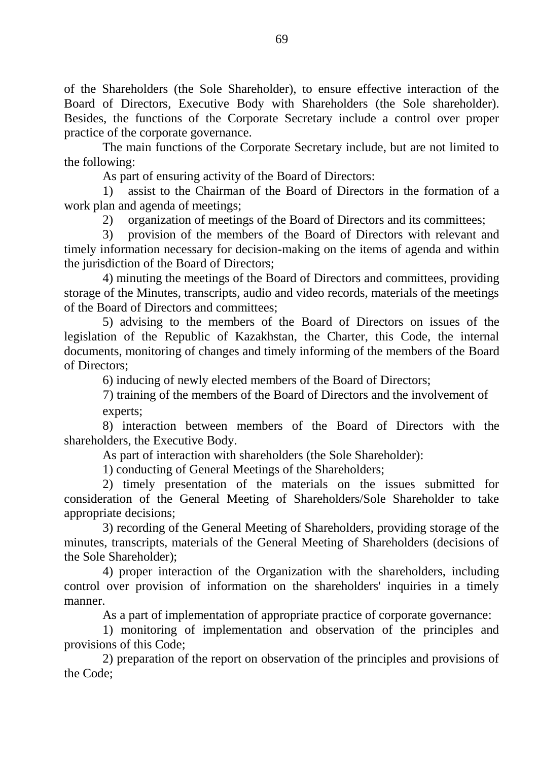of the Shareholders (the Sole Shareholder), to ensure effective interaction of the Board of Directors, Executive Body with Shareholders (the Sole shareholder). Besides, the functions of the Corporate Secretary include a control over proper practice of the corporate governance.

The main functions of the Corporate Secretary include, but are not limited to the following:

As part of ensuring activity of the Board of Directors:

1) assist to the Chairman of the Board of Directors in the formation of a work plan and agenda of meetings;

2) organization of meetings of the Board of Directors and its committees;

3) provision of the members of the Board of Directors with relevant and timely information necessary for decision-making on the items of agenda and within the jurisdiction of the Board of Directors;

4) minuting the meetings of the Board of Directors and committees, providing storage of the Minutes, transcripts, audio and video records, materials of the meetings of the Board of Directors and committees;

5) advising to the members of the Board of Directors on issues of the legislation of the Republic of Kazakhstan, the Charter, this Code, the internal documents, monitoring of changes and timely informing of the members of the Board of Directors;

6) inducing of newly elected members of the Board of Directors;

7) training of the members of the Board of Directors and the involvement of experts;

8) interaction between members of the Board of Directors with the shareholders, the Executive Body.

As part of interaction with shareholders (the Sole Shareholder):

1) conducting of General Meetings of the Shareholders;

2) timely presentation of the materials on the issues submitted for consideration of the General Meeting of Shareholders/Sole Shareholder to take appropriate decisions;

3) recording of the General Meeting of Shareholders, providing storage of the minutes, transcripts, materials of the General Meeting of Shareholders (decisions of the Sole Shareholder);

4) proper interaction of the Organization with the shareholders, including control over provision of information on the shareholders' inquiries in a timely manner.

As a part of implementation of appropriate practice of corporate governance:

1) monitoring of implementation and observation of the principles and provisions of this Code;

2) preparation of the report on observation of the principles and provisions of the Code;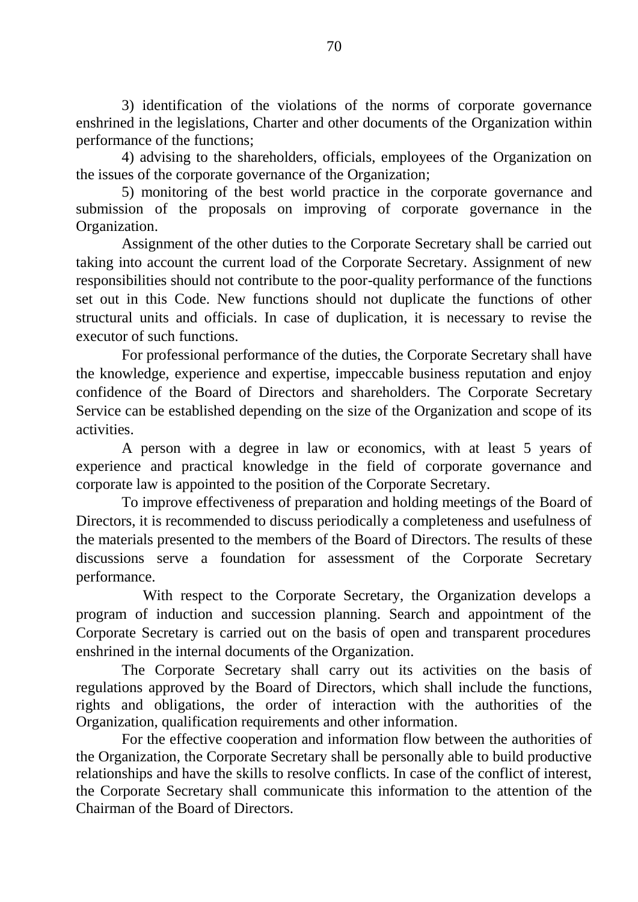3) identification of the violations of the norms of corporate governance enshrined in the legislations, Charter and other documents of the Organization within performance of the functions;

4) advising to the shareholders, officials, employees of the Organization on the issues of the corporate governance of the Organization;

5) monitoring of the best world practice in the corporate governance and submission of the proposals on improving of corporate governance in the Organization.

Assignment of the other duties to the Corporate Secretary shall be carried out taking into account the current load of the Corporate Secretary. Assignment of new responsibilities should not contribute to the poor-quality performance of the functions set out in this Code. New functions should not duplicate the functions of other structural units and officials. In case of duplication, it is necessary to revise the executor of such functions.

For professional performance of the duties, the Corporate Secretary shall have the knowledge, experience and expertise, impeccable business reputation and enjoy confidence of the Board of Directors and shareholders. The Corporate Secretary Service can be established depending on the size of the Organization and scope of its activities.

A person with a degree in law or economics, with at least 5 years of experience and practical knowledge in the field of corporate governance and corporate law is appointed to the position of the Corporate Secretary.

To improve effectiveness of preparation and holding meetings of the Board of Directors, it is recommended to discuss periodically a completeness and usefulness of the materials presented to the members of the Board of Directors. The results of these discussions serve a foundation for assessment of the Corporate Secretary performance.

With respect to the Corporate Secretary, the Organization develops a program of induction and succession planning. Search and appointment of the Corporate Secretary is carried out on the basis of open and transparent procedures enshrined in the internal documents of the Organization.

The Corporate Secretary shall carry out its activities on the basis of regulations approved by the Board of Directors, which shall include the functions, rights and obligations, the order of interaction with the authorities of the Organization, qualification requirements and other information.

For the effective cooperation and information flow between the authorities of the Organization, the Corporate Secretary shall be personally able to build productive relationships and have the skills to resolve conflicts. In case of the conflict of interest, the Corporate Secretary shall communicate this information to the attention of the Chairman of the Board of Directors.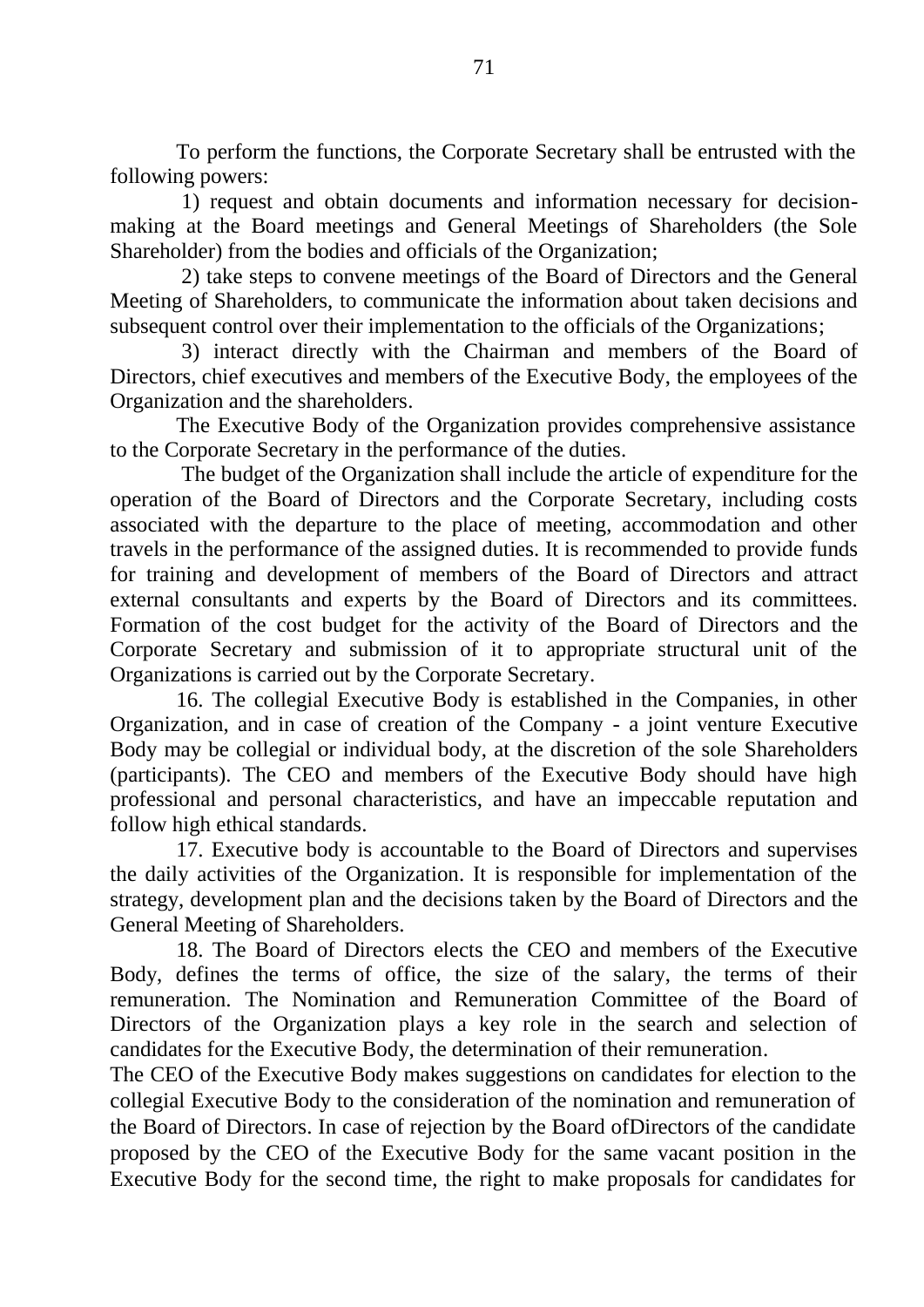To perform the functions, the Corporate Secretary shall be entrusted with the following powers:

1) request and obtain documents and information necessary for decision-making at the Board meetings and General Meetings of Shareholders (the Sole Shareholder) from the bodies and officials of the Organization;

2) take steps to convene meetings of the Board of Directors and the General Meeting of Shareholders, to communicate the information about taken decisions and subsequent control over their implementation to the officials of the Organizations;

3) interact directly with the Chairman and members of the Board of Directors, chief executives and members of the Executive Body, the employees of the Organization and the shareholders.

The Executive Body of the Organization provides comprehensive assistance to the Corporate Secretary in the performance of the duties.

The budget of the Organization shall include the article of expenditure for the operation of the Board of Directors and the Corporate Secretary, including costs associated with the departure to the place of meeting, accommodation and other travels in the performance of the assigned duties. It is recommended to provide funds for training and development of members of the Board of Directors and attract external consultants and experts by the Board of Directors and its committees. Formation of the cost budget for the activity of the Board of Directors and the Corporate Secretary and submission of it to appropriate structural unit of the Organizations is carried out by the Corporate Secretary.

16. The collegial Executive Body is established in the Companies, in other Organization, and in case of creation of the Company - a joint venture Executive Body may be collegial or individual body, at the discretion of the sole Shareholders (participants). The CEO and members of the Executive Body should have high professional and personal characteristics, and have an impeccable reputation and follow high ethical standards.

17. Executive body is accountable to the Board of Directors and supervises the daily activities of the Organization. It is responsible for implementation of the strategy, development plan and the decisions taken by the Board of Directors and the General Meeting of Shareholders.

18. The Board of Directors elects the CEO and members of the Executive Body, defines the terms of office, the size of the salary, the terms of their remuneration. The Nomination and Remuneration Committee of the Board of Directors of the Organization plays a key role in the search and selection of candidates for the Executive Body, the determination of their remuneration.

The CEO of the Executive Body makes suggestions on candidates for election to the collegial Executive Body to the consideration of the nomination and remuneration of the Board of Directors. In case of rejection by the Board ofDirectors of the candidate proposed by the CEO of the Executive Body for the same vacant position in the Executive Body for the second time, the right to make proposals for candidates for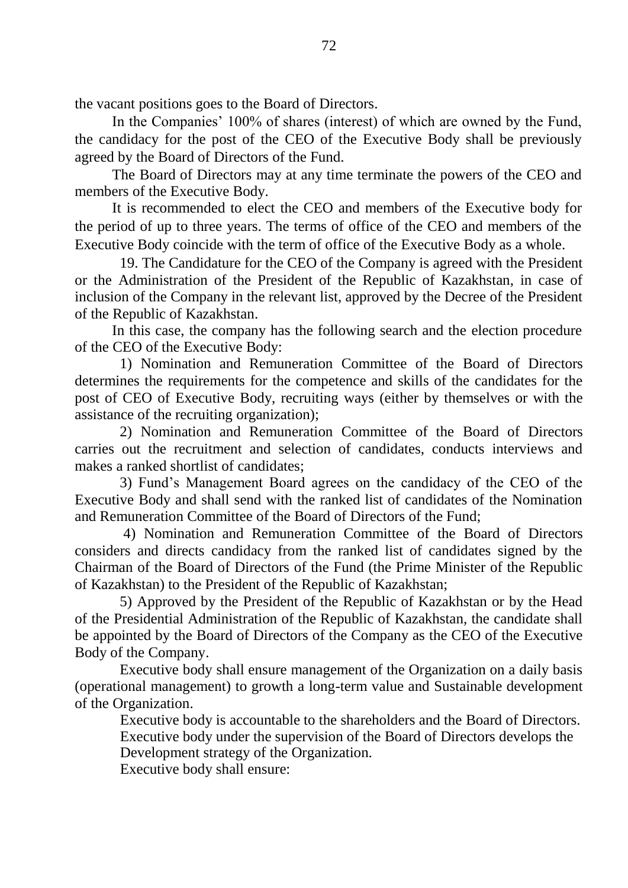the vacant positions goes to the Board of Directors.

In the Companies' 100% of shares (interest) of which are owned by the Fund, the candidacy for the post of the CEO of the Executive Body shall be previously agreed by the Board of Directors of the Fund.

The Board of Directors may at any time terminate the powers of the CEO and members of the Executive Body.

It is recommended to elect the CEO and members of the Executive body for the period of up to three years. The terms of office of the CEO and members of the Executive Body coincide with the term of office of the Executive Body as a whole.

19. The Candidature for the CEO of the Company is agreed with the President or the Administration of the President of the Republic of Kazakhstan, in case of inclusion of the Company in the relevant list, approved by the Decree of the President of the Republic of Kazakhstan.

In this case, the company has the following search and the election procedure of the CEO of the Executive Body:

1) Nomination and Remuneration Committee of the Board of Directors determines the requirements for the competence and skills of the candidates for the post of CEO of Executive Body, recruiting ways (either by themselves or with the assistance of the recruiting organization);

2) Nomination and Remuneration Committee of the Board of Directors carries out the recruitment and selection of candidates, conducts interviews and makes a ranked shortlist of candidates;

3) Fund's Management Board agrees on the candidacy of the CEO of the Executive Body and shall send with the ranked list of candidates of the Nomination and Remuneration Committee of the Board of Directors of the Fund;

4) Nomination and Remuneration Committee of the Board of Directors considers and directs candidacy from the ranked list of candidates signed by the Chairman of the Board of Directors of the Fund (the Prime Minister of the Republic of Kazakhstan) to the President of the Republic of Kazakhstan;

5) Approved by the President of the Republic of Kazakhstan or by the Head of the Presidential Administration of the Republic of Kazakhstan, the candidate shall be appointed by the Board of Directors of the Company as the CEO of the Executive Body of the Company.

Executive body shall ensure management of the Organization on a daily basis (operational management) to growth a long-term value and Sustainable development of the Organization.

Executive body is accountable to the shareholders and the Board of Directors.

Executive body under the supervision of the Board of Directors develops the Development strategy of the Organization.

Executive body shall ensure: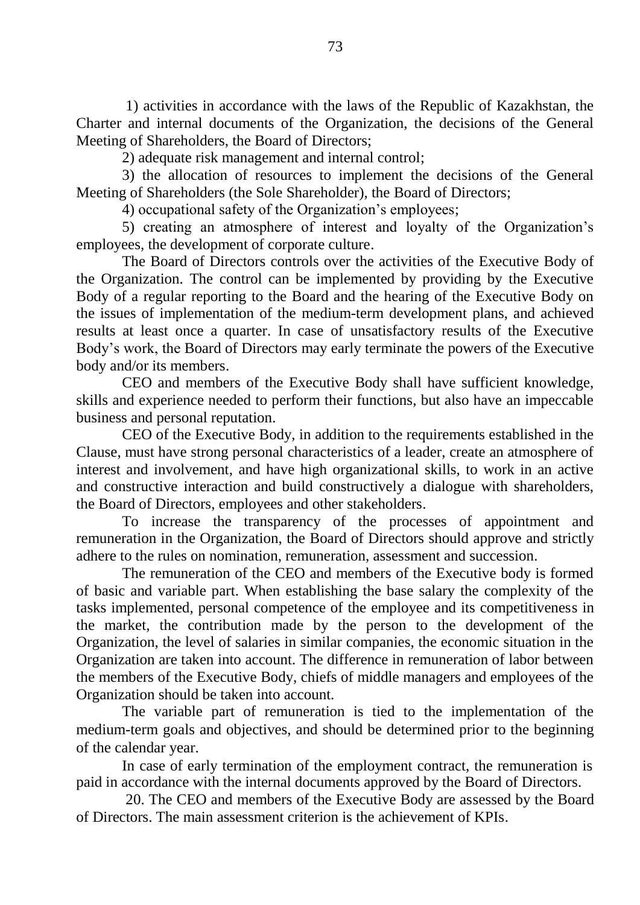1) activities in accordance with the laws of the Republic of Kazakhstan, the Charter and internal documents of the Organization, the decisions of the General Meeting of Shareholders, the Board of Directors;

2) adequate risk management and internal control;

3) the allocation of resources to implement the decisions of the General Meeting of Shareholders (the Sole Shareholder), the Board of Directors;

4) occupational safety of the Organization's employees;

5) creating an atmosphere of interest and loyalty of the Organization's employees, the development of corporate culture.

The Board of Directors controls over the activities of the Executive Body of the Organization. The control can be implemented by providing by the Executive Body of a regular reporting to the Board and the hearing of the Executive Body on the issues of implementation of the medium-term development plans, and achieved results at least once a quarter. In case of unsatisfactory results of the Executive Body's work, the Board of Directors may early terminate the powers of the Executive body and/or its members.

CEO and members of the Executive Body shall have sufficient knowledge, skills and experience needed to perform their functions, but also have an impeccable business and personal reputation.

CEO of the Executive Body, in addition to the requirements established in the Clause, must have strong personal characteristics of a leader, create an atmosphere of interest and involvement, and have high organizational skills, to work in an active and constructive interaction and build constructively a dialogue with shareholders, the Board of Directors, employees and other stakeholders.

To increase the transparency of the processes of appointment and remuneration in the Organization, the Board of Directors should approve and strictly adhere to the rules on nomination, remuneration, assessment and succession.

The remuneration of the CEO and members of the Executive body is formed of basic and variable part. When establishing the base salary the complexity of the tasks implemented, personal competence of the employee and its competitiveness in the market, the contribution made by the person to the development of the Organization, the level of salaries in similar companies, the economic situation in the Organization are taken into account. The difference in remuneration of labor between the members of the Executive Body, chiefs of middle managers and employees of the Organization should be taken into account.

The variable part of remuneration is tied to the implementation of the medium-term goals and objectives, and should be determined prior to the beginning of the calendar year.

In case of early termination of the employment contract, the remuneration is paid in accordance with the internal documents approved by the Board of Directors.

20. The CEO and members of the Executive Body are assessed by the Board of Directors. The main assessment criterion is the achievement of KPIs.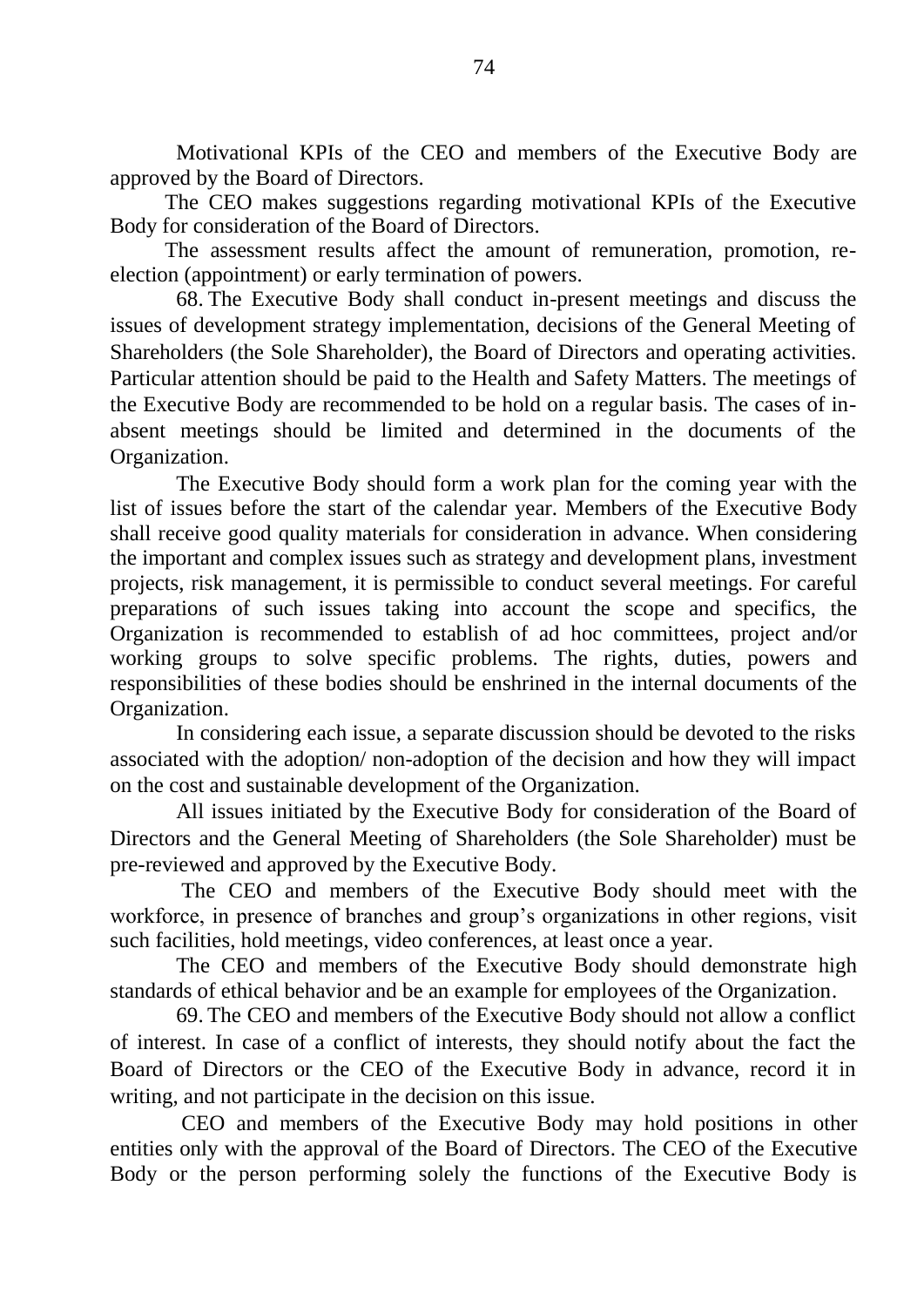Motivational KPIs of the CEO and members of the Executive Body are approved by the Board of Directors.

The CEO makes suggestions regarding motivational KPIs of the Executive Body for consideration of the Board of Directors.

The assessment results affect the amount of remuneration, promotion, re-election (appointment) or early termination of powers.

68. The Executive Body shall conduct in-present meetings and discuss the issues of development strategy implementation, decisions of the General Meeting of Shareholders (the Sole Shareholder), the Board of Directors and operating activities. Particular attention should be paid to the Health and Safety Matters. The meetings of the Executive Body are recommended to be hold on a regular basis. The cases of in-absent meetings should be limited and determined in the documents of the Organization.

The Executive Body should form a work plan for the coming year with the list of issues before the start of the calendar year. Members of the Executive Body shall receive good quality materials for consideration in advance. When considering the important and complex issues such as strategy and development plans, investment projects, risk management, it is permissible to conduct several meetings. For careful preparations of such issues taking into account the scope and specifics, the Organization is recommended to establish of ad hoc committees, project and/or working groups to solve specific problems. The rights, duties, powers and responsibilities of these bodies should be enshrined in the internal documents of the Organization.

In considering each issue, a separate discussion should be devoted to the risks associated with the adoption/ non-adoption of the decision and how they will impact on the cost and sustainable development of the Organization.

All issues initiated by the Executive Body for consideration of the Board of Directors and the General Meeting of Shareholders (the Sole Shareholder) must be pre-reviewed and approved by the Executive Body.

The CEO and members of the Executive Body should meet with the workforce, in presence of branches and group's organizations in other regions, visit such facilities, hold meetings, video conferences, at least once a year.

The CEO and members of the Executive Body should demonstrate high standards of ethical behavior and be an example for employees of the Organization.

69. The CEO and members of the Executive Body should not allow a conflict of interest. In case of a conflict of interests, they should notify about the fact the Board of Directors or the CEO of the Executive Body in advance, record it in writing, and not participate in the decision on this issue.

CEO and members of the Executive Body may hold positions in other entities only with the approval of the Board of Directors. The CEO of the Executive Body or the person performing solely the functions of the Executive Body is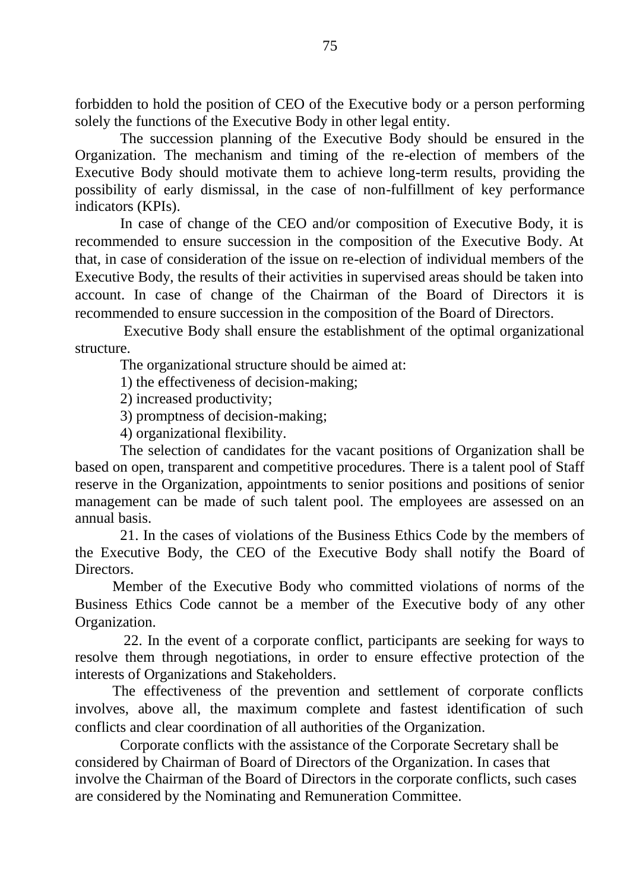forbidden to hold the position of CEO of the Executive body or a person performing solely the functions of the Executive Body in other legal entity.

The succession planning of the Executive Body should be ensured in the Organization. The mechanism and timing of the re-election of members of the Executive Body should motivate them to achieve long-term results, providing the possibility of early dismissal, in the case of non-fulfillment of key performance indicators (KPIs).

In case of change of the CEO and/or composition of Executive Body, it is recommended to ensure succession in the composition of the Executive Body. At that, in case of consideration of the issue on re-election of individual members of the Executive Body, the results of their activities in supervised areas should be taken into account. In case of change of the Chairman of the Board of Directors it is recommended to ensure succession in the composition of the Board of Directors.

Executive Body shall ensure the establishment of the optimal organizational structure.

The organizational structure should be aimed at:

1) the effectiveness of decision-making;

2) increased productivity;

3) promptness of decision-making;

4) organizational flexibility.

The selection of candidates for the vacant positions of Organization shall be based on open, transparent and competitive procedures. There is a talent pool of Staff reserve in the Organization, appointments to senior positions and positions of senior management can be made of such talent pool. The employees are assessed on an annual basis.

21. In the cases of violations of the Business Ethics Code by the members of the Executive Body, the CEO of the Executive Body shall notify the Board of Directors.

Member of the Executive Body who committed violations of norms of the Business Ethics Code cannot be a member of the Executive body of any other Organization.

22. In the event of a corporate conflict, participants are seeking for ways to resolve them through negotiations, in order to ensure effective protection of the interests of Organizations and Stakeholders.

The effectiveness of the prevention and settlement of corporate conflicts involves, above all, the maximum complete and fastest identification of such conflicts and clear coordination of all authorities of the Organization.

Corporate conflicts with the assistance of the Corporate Secretary shall be considered by Chairman of Board of Directors of the Organization. In cases that involve the Chairman of the Board of Directors in the corporate conflicts, such cases are considered by the Nominating and Remuneration Committee.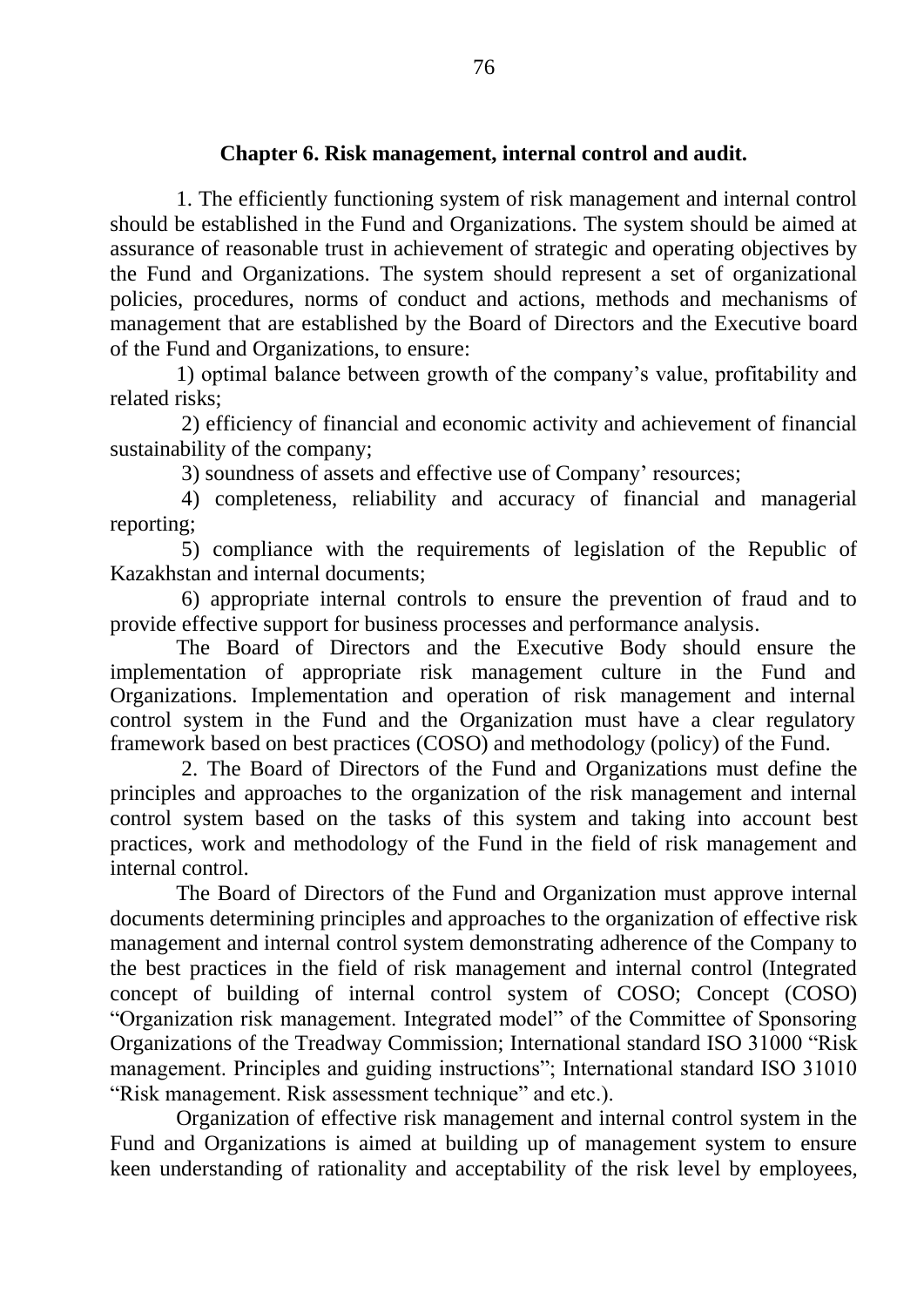## Chapter 6. Risk management, internal control and audit.

1. The efficiently functioning system of risk management and internal control should be established in the Fund and Organizations. The system should be aimed at assurance of reasonable trust in achievement of strategic and operating objectives by the Fund and Organizations. The system should represent a set of organizational policies, procedures, norms of conduct and actions, methods and mechanisms of management that are established by the Board of Directors and the Executive board of the Fund and Organizations, to ensure:

1) optimal balance between growth of the company's value, profitability and related risks;

2) efficiency of financial and economic activity and achievement of financial sustainability of the company;

3) soundness of assets and effective use of Company' resources;

4) completeness, reliability and accuracy of financial and managerial reporting;

5) compliance with the requirements of legislation of the Republic of Kazakhstan and internal documents;

6) appropriate internal controls to ensure the prevention of fraud and to provide effective support for business processes and performance analysis.

The Board of Directors and the Executive Body should ensure the implementation of appropriate risk management culture in the Fund and Organizations. Implementation and operation of risk management and internal control system in the Fund and the Organization must have a clear regulatory framework based on best practices (COSO) and methodology (policy) of the Fund.

2. The Board of Directors of the Fund and Organizations must define the principles and approaches to the organization of the risk management and internal control system based on the tasks of this system and taking into account best practices, work and methodology of the Fund in the field of risk management and internal control.

The Board of Directors of the Fund and Organization must approve internal documents determining principles and approaches to the organization of effective risk management and internal control system demonstrating adherence of the Company to the best practices in the field of risk management and internal control (Integrated concept of building of internal control system of COSO; Concept (COSO) "Organization risk management. Integrated model" of the Committee of Sponsoring Organizations of the Treadway Commission; International standard ISO 31000 "Risk management. Principles and guiding instructions"; International standard ISO 31010 "Risk management. Risk assessment technique" and etc.).

Organization of effective risk management and internal control system in the Fund and Organizations is aimed at building up of management system to ensure keen understanding of rationality and acceptability of the risk level by employees,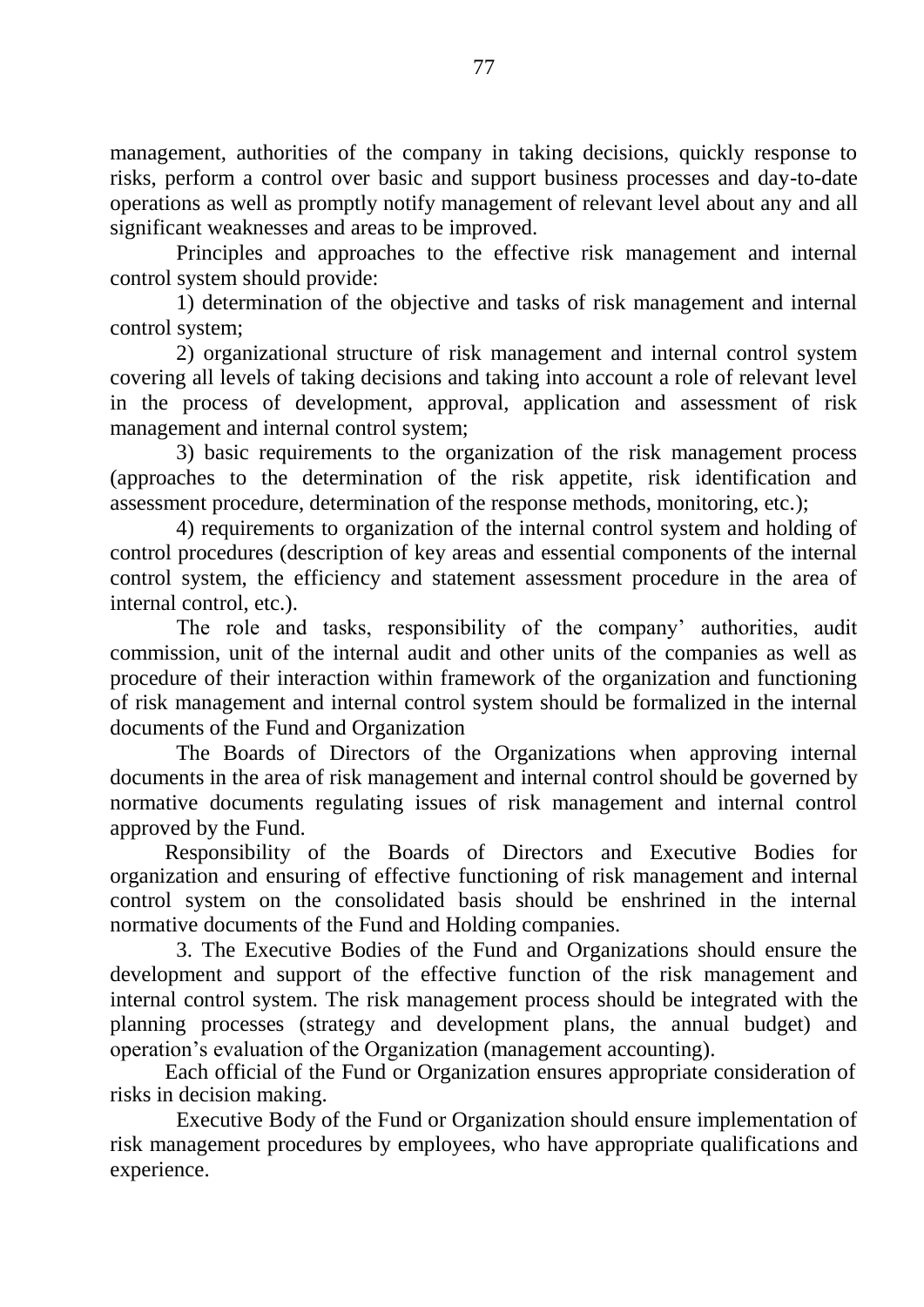management, authorities of the company in taking decisions, quickly response to risks, perform a control over basic and support business processes and day-to-date operations as well as promptly notify management of relevant level about any and all significant weaknesses and areas to be improved.

Principles and approaches to the effective risk management and internal control system should provide:

1) determination of the objective and tasks of risk management and internal control system;

2) organizational structure of risk management and internal control system covering all levels of taking decisions and taking into account a role of relevant level in the process of development, approval, application and assessment of risk management and internal control system;

3) basic requirements to the organization of the risk management process (approaches to the determination of the risk appetite, risk identification and assessment procedure, determination of the response methods, monitoring, etc.);

4) requirements to organization of the internal control system and holding of control procedures (description of key areas and essential components of the internal control system, the efficiency and statement assessment procedure in the area of internal control, etc.).

The role and tasks, responsibility of the company' authorities, audit commission, unit of the internal audit and other units of the companies as well as procedure of their interaction within framework of the organization and functioning of risk management and internal control system should be formalized in the internal documents of the Fund and Organization

The Boards of Directors of the Organizations when approving internal documents in the area of risk management and internal control should be governed by normative documents regulating issues of risk management and internal control approved by the Fund.

Responsibility of the Boards of Directors and Executive Bodies for organization and ensuring of effective functioning of risk management and internal control system on the consolidated basis should be enshrined in the internal normative documents of the Fund and Holding companies.

3. The Executive Bodies of the Fund and Organizations should ensure the development and support of the effective function of the risk management and internal control system. The risk management process should be integrated with the planning processes (strategy and development plans, the annual budget) and operation's evaluation of the Organization (management accounting).

Each official of the Fund or Organization ensures appropriate consideration of risks in decision making.

Executive Body of the Fund or Organization should ensure implementation of risk management procedures by employees, who have appropriate qualifications and experience.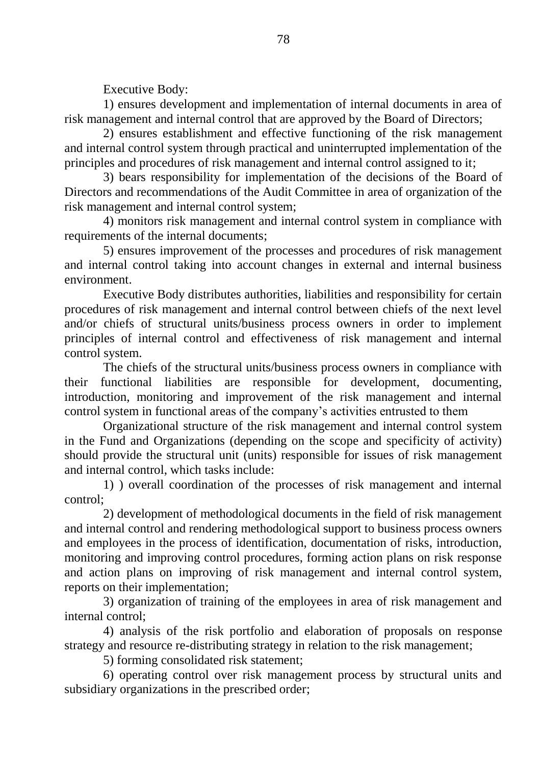Executive Body:

1) ensures development and implementation of internal documents in area of risk management and internal control that are approved by the Board of Directors;

2) ensures establishment and effective functioning of the risk management and internal control system through practical and uninterrupted implementation of the principles and procedures of risk management and internal control assigned to it;

3) bears responsibility for implementation of the decisions of the Board of Directors and recommendations of the Audit Committee in area of organization of the risk management and internal control system;

4) monitors risk management and internal control system in compliance with requirements of the internal documents;

5) ensures improvement of the processes and procedures of risk management and internal control taking into account changes in external and internal business environment.

Executive Body distributes authorities, liabilities and responsibility for certain procedures of risk management and internal control between chiefs of the next level and/or chiefs of structural units/business process owners in order to implement principles of internal control and effectiveness of risk management and internal control system.

The chiefs of the structural units/business process owners in compliance with their functional liabilities are responsible for development, documenting, introduction, monitoring and improvement of the risk management and internal control system in functional areas of the company's activities entrusted to them

Organizational structure of the risk management and internal control system in the Fund and Organizations (depending on the scope and specificity of activity) should provide the structural unit (units) responsible for issues of risk management and internal control, which tasks include:

1) ) overall coordination of the processes of risk management and internal control;

2) development of methodological documents in the field of risk management and internal control and rendering methodological support to business process owners and employees in the process of identification, documentation of risks, introduction, monitoring and improving control procedures, forming action plans on risk response and action plans on improving of risk management and internal control system, reports on their implementation;

3) organization of training of the employees in area of risk management and internal control;

4) analysis of the risk portfolio and elaboration of proposals on response strategy and resource re-distributing strategy in relation to the risk management;

5) forming consolidated risk statement;

6) operating control over risk management process by structural units and subsidiary organizations in the prescribed order;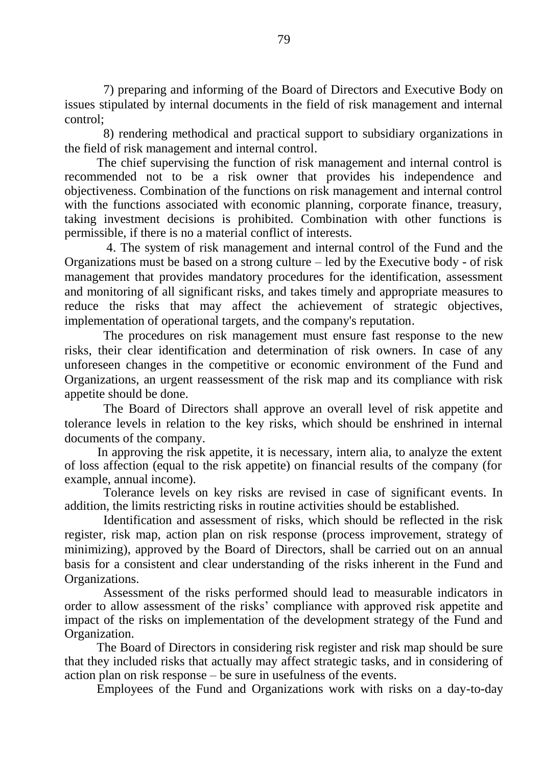7) preparing and informing of the Board of Directors and Executive Body on issues stipulated by internal documents in the field of risk management and internal control;

8) rendering methodical and practical support to subsidiary organizations in the field of risk management and internal control.

The chief supervising the function of risk management and internal control is recommended not to be a risk owner that provides his independence and objectiveness. Combination of the functions on risk management and internal control with the functions associated with economic planning, corporate finance, treasury, taking investment decisions is prohibited. Combination with other functions is permissible, if there is no a material conflict of interests.

4. The system of risk management and internal control of the Fund and the Organizations must be based on a strong culture – led by the Executive body - of risk management that provides mandatory procedures for the identification, assessment and monitoring of all significant risks, and takes timely and appropriate measures to reduce the risks that may affect the achievement of strategic objectives, implementation of operational targets, and the company's reputation.

The procedures on risk management must ensure fast response to the new risks, their clear identification and determination of risk owners. In case of any unforeseen changes in the competitive or economic environment of the Fund and Organizations, an urgent reassessment of the risk map and its compliance with risk appetite should be done.

The Board of Directors shall approve an overall level of risk appetite and tolerance levels in relation to the key risks, which should be enshrined in internal documents of the company.

In approving the risk appetite, it is necessary, intern alia, to analyze the extent of loss affection (equal to the risk appetite) on financial results of the company (for example, annual income).

Tolerance levels on key risks are revised in case of significant events. In addition, the limits restricting risks in routine activities should be established.

Identification and assessment of risks, which should be reflected in the risk register, risk map, action plan on risk response (process improvement, strategy of minimizing), approved by the Board of Directors, shall be carried out on an annual basis for a consistent and clear understanding of the risks inherent in the Fund and Organizations.

Assessment of the risks performed should lead to measurable indicators in order to allow assessment of the risks' compliance with approved risk appetite and impact of the risks on implementation of the development strategy of the Fund and Organization.

The Board of Directors in considering risk register and risk map should be sure that they included risks that actually may affect strategic tasks, and in considering of action plan on risk response – be sure in usefulness of the events.

Employees of the Fund and Organizations work with risks on a day-to-day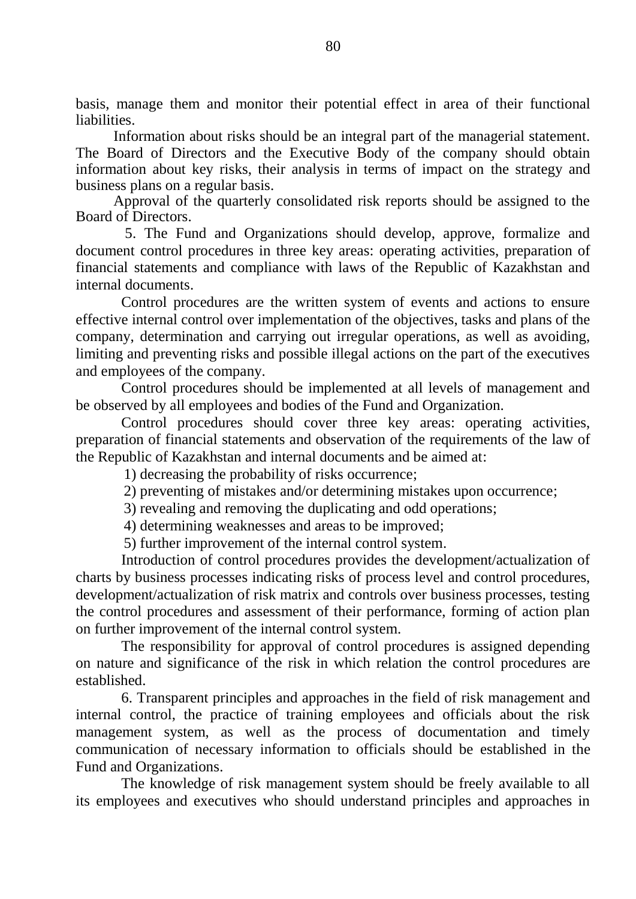basis, manage them and monitor their potential effect in area of their functional liabilities.

Information about risks should be an integral part of the managerial statement. The Board of Directors and the Executive Body of the company should obtain information about key risks, their analysis in terms of impact on the strategy and business plans on a regular basis.

Approval of the quarterly consolidated risk reports should be assigned to the Board of Directors.

5. The Fund and Organizations should develop, approve, formalize and document control procedures in three key areas: operating activities, preparation of financial statements and compliance with laws of the Republic of Kazakhstan and internal documents.

Control procedures are the written system of events and actions to ensure effective internal control over implementation of the objectives, tasks and plans of the company, determination and carrying out irregular operations, as well as avoiding, limiting and preventing risks and possible illegal actions on the part of the executives and employees of the company.

Control procedures should be implemented at all levels of management and be observed by all employees and bodies of the Fund and Organization.

Control procedures should cover three key areas: operating activities, preparation of financial statements and observation of the requirements of the law of the Republic of Kazakhstan and internal documents and be aimed at:

1) decreasing the probability of risks occurrence;

2) preventing of mistakes and/or determining mistakes upon occurrence;

3) revealing and removing the duplicating and odd operations;

4) determining weaknesses and areas to be improved;

5) further improvement of the internal control system.

Introduction of control procedures provides the development/actualization of charts by business processes indicating risks of process level and control procedures, development/actualization of risk matrix and controls over business processes, testing the control procedures and assessment of their performance, forming of action plan on further improvement of the internal control system.

The responsibility for approval of control procedures is assigned depending on nature and significance of the risk in which relation the control procedures are established.

6. Transparent principles and approaches in the field of risk management and internal control, the practice of training employees and officials about the risk management system, as well as the process of documentation and timely communication of necessary information to officials should be established in the Fund and Organizations.

The knowledge of risk management system should be freely available to all its employees and executives who should understand principles and approaches in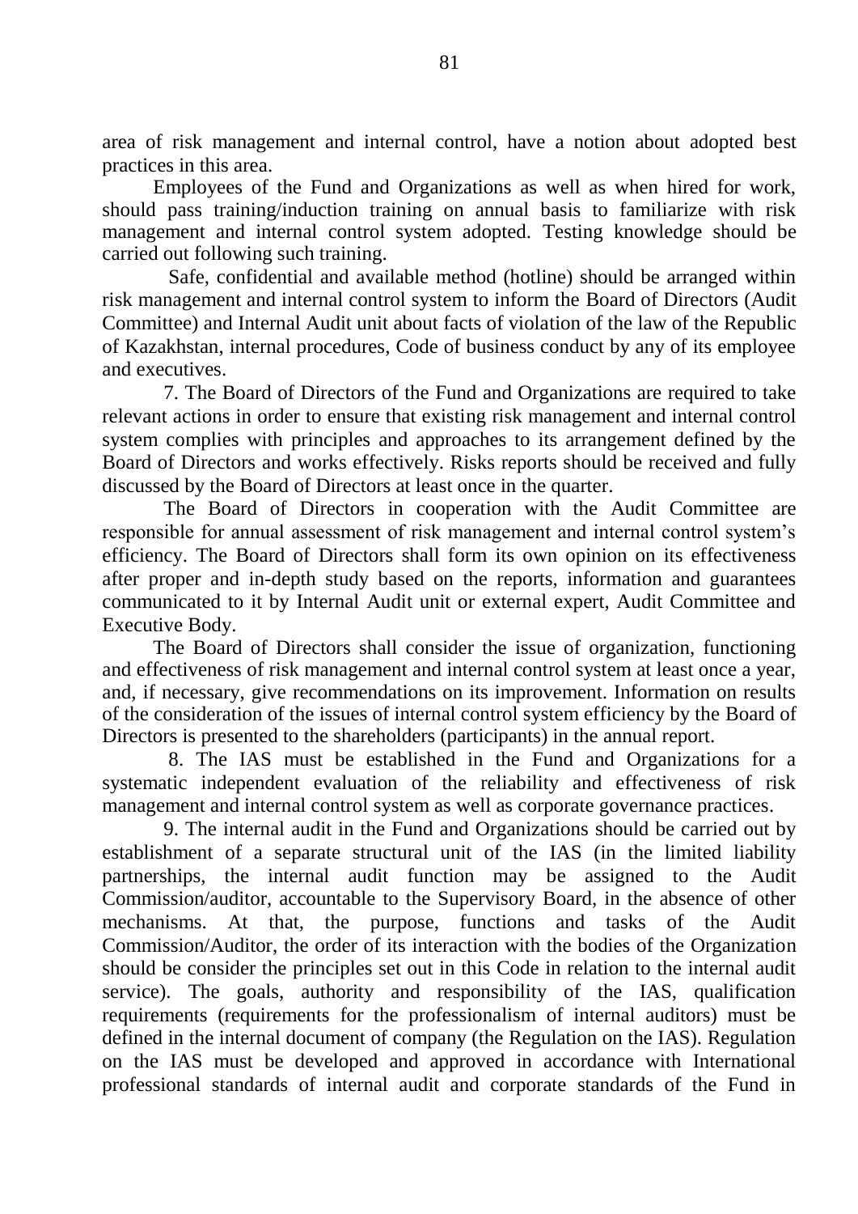area of risk management and internal control, have a notion about adopted best practices in this area.

Employees of the Fund and Organizations as well as when hired for work, should pass training/induction training on annual basis to familiarize with risk management and internal control system adopted. Testing knowledge should be carried out following such training.

Safe, confidential and available method (hotline) should be arranged within risk management and internal control system to inform the Board of Directors (Audit Committee) and Internal Audit unit about facts of violation of the law of the Republic of Kazakhstan, internal procedures, Code of business conduct by any of its employee and executives.

7. The Board of Directors of the Fund and Organizations are required to take relevant actions in order to ensure that existing risk management and internal control system complies with principles and approaches to its arrangement defined by the Board of Directors and works effectively. Risks reports should be received and fully discussed by the Board of Directors at least once in the quarter.

The Board of Directors in cooperation with the Audit Committee are responsible for annual assessment of risk management and internal control system's efficiency. The Board of Directors shall form its own opinion on its effectiveness after proper and in-depth study based on the reports, information and guarantees communicated to it by Internal Audit unit or external expert, Audit Committee and Executive Body.

The Board of Directors shall consider the issue of organization, functioning and effectiveness of risk management and internal control system at least once a year, and, if necessary, give recommendations on its improvement. Information on results of the consideration of the issues of internal control system efficiency by the Board of Directors is presented to the shareholders (participants) in the annual report.

8. The IAS must be established in the Fund and Organizations for a systematic independent evaluation of the reliability and effectiveness of risk management and internal control system as well as corporate governance practices.

9. The internal audit in the Fund and Organizations should be carried out by establishment of a separate structural unit of the IAS (in the limited liability partnerships, the internal audit function may be assigned to the Audit Commission/auditor, accountable to the Supervisory Board, in the absence of other mechanisms. At that, the purpose, functions and tasks of the Audit Commission/Auditor, the order of its interaction with the bodies of the Organization should be consider the principles set out in this Code in relation to the internal audit service). The goals, authority and responsibility of the IAS, qualification requirements (requirements for the professionalism of internal auditors) must be defined in the internal document of company (the Regulation on the IAS). Regulation on the IAS must be developed and approved in accordance with International professional standards of internal audit and corporate standards of the Fund in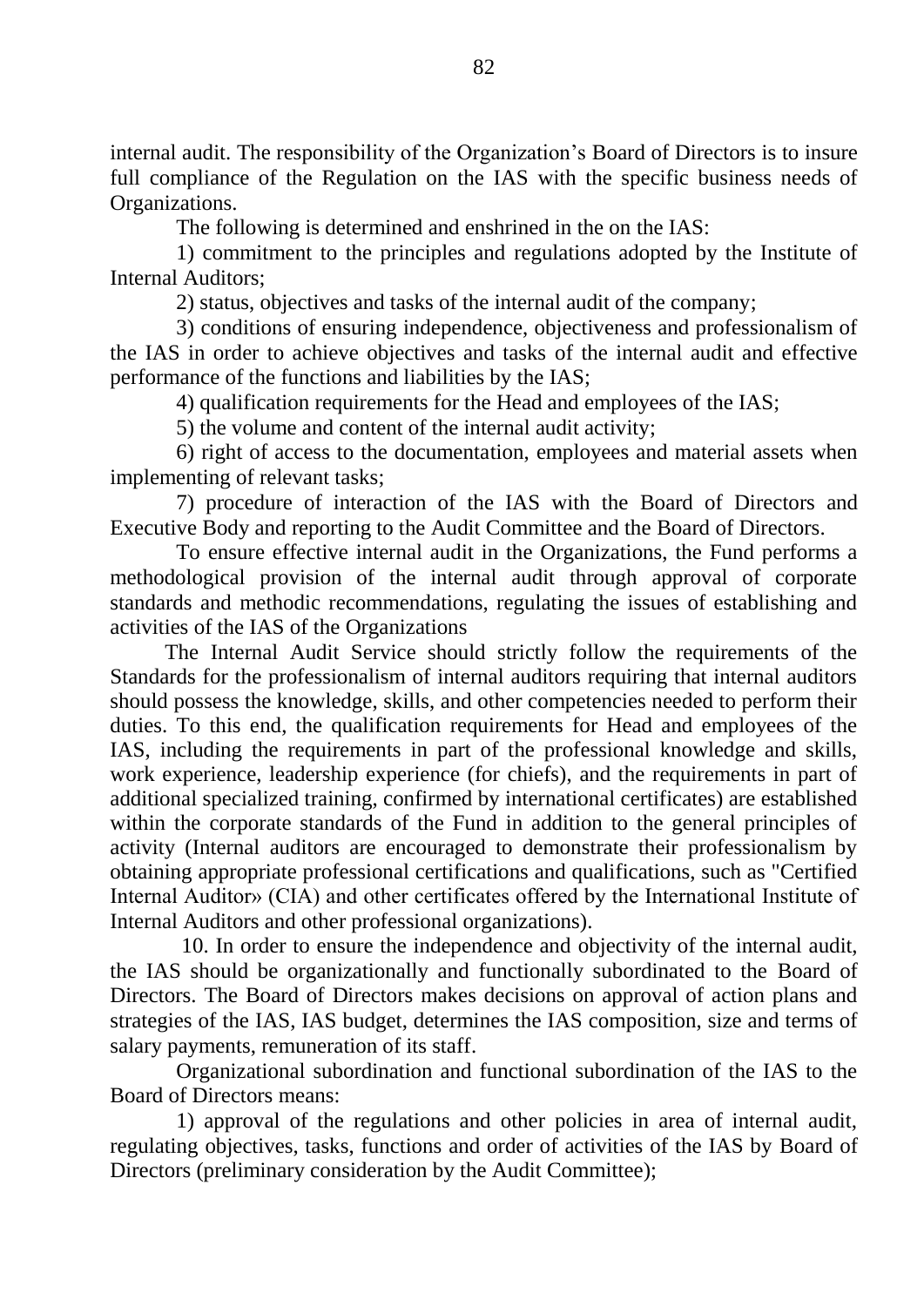internal audit. The responsibility of the Organization's Board of Directors is to insure full compliance of the Regulation on the IAS with the specific business needs of Organizations.

The following is determined and enshrined in the on the IAS:

1) commitment to the principles and regulations adopted by the Institute of Internal Auditors;

2) status, objectives and tasks of the internal audit of the company;

3) conditions of ensuring independence, objectiveness and professionalism of the IAS in order to achieve objectives and tasks of the internal audit and effective performance of the functions and liabilities by the IAS;

4) qualification requirements for the Head and employees of the IAS;

5) the volume and content of the internal audit activity;

6) right of access to the documentation, employees and material assets when implementing of relevant tasks;

7) procedure of interaction of the IAS with the Board of Directors and Executive Body and reporting to the Audit Committee and the Board of Directors.

To ensure effective internal audit in the Organizations, the Fund performs a methodological provision of the internal audit through approval of corporate standards and methodic recommendations, regulating the issues of establishing and activities of the IAS of the Organizations

The Internal Audit Service should strictly follow the requirements of the Standards for the professionalism of internal auditors requiring that internal auditors should possess the knowledge, skills, and other competencies needed to perform their duties. To this end, the qualification requirements for Head and employees of the IAS, including the requirements in part of the professional knowledge and skills, work experience, leadership experience (for chiefs), and the requirements in part of additional specialized training, confirmed by international certificates) are established within the corporate standards of the Fund in addition to the general principles of activity (Internal auditors are encouraged to demonstrate their professionalism by obtaining appropriate professional certifications and qualifications, such as "Certified Internal Auditor» (CIA) and other certificates offered by the International Institute of Internal Auditors and other professional organizations).

10. In order to ensure the independence and objectivity of the internal audit, the IAS should be organizationally and functionally subordinated to the Board of Directors. The Board of Directors makes decisions on approval of action plans and strategies of the IAS, IAS budget, determines the IAS composition, size and terms of salary payments, remuneration of its staff.

Organizational subordination and functional subordination of the IAS to the Board of Directors means:

1) approval of the regulations and other policies in area of internal audit, regulating objectives, tasks, functions and order of activities of the IAS by Board of Directors (preliminary consideration by the Audit Committee);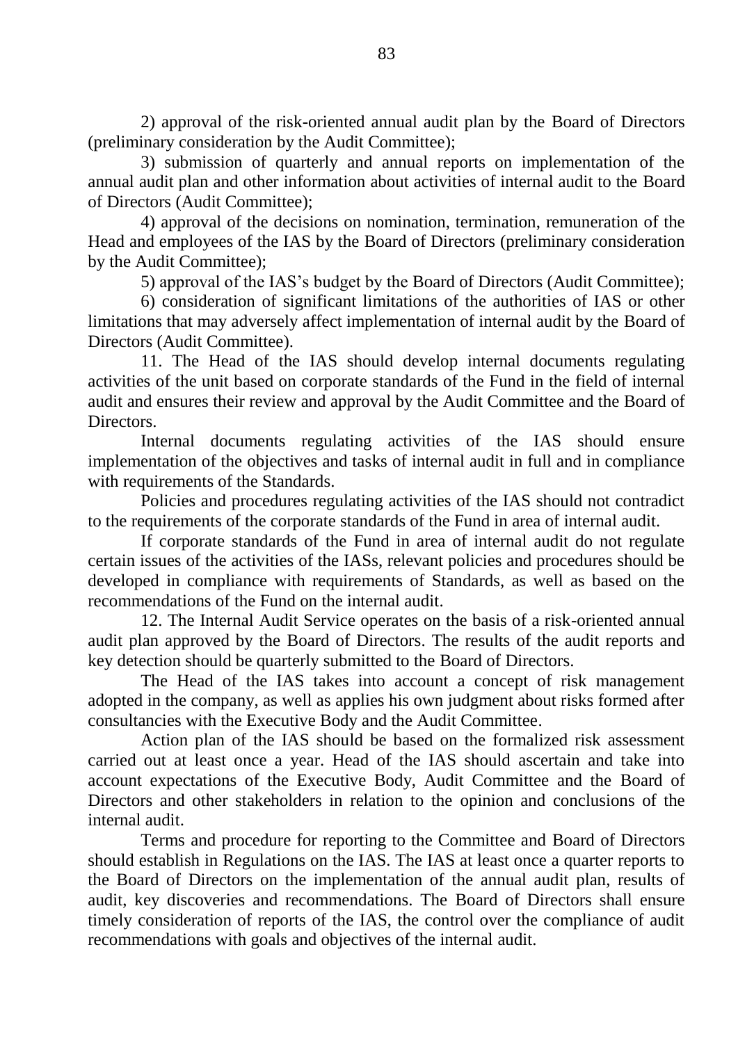2) approval of the risk-oriented annual audit plan by the Board of Directors (preliminary consideration by the Audit Committee);

3) submission of quarterly and annual reports on implementation of the annual audit plan and other information about activities of internal audit to the Board of Directors (Audit Committee);

4) approval of the decisions on nomination, termination, remuneration of the Head and employees of the IAS by the Board of Directors (preliminary consideration by the Audit Committee);

5) approval of the IAS's budget by the Board of Directors (Audit Committee);

6) consideration of significant limitations of the authorities of IAS or other limitations that may adversely affect implementation of internal audit by the Board of Directors (Audit Committee).

11. The Head of the IAS should develop internal documents regulating activities of the unit based on corporate standards of the Fund in the field of internal audit and ensures their review and approval by the Audit Committee and the Board of Directors.

Internal documents regulating activities of the IAS should ensure implementation of the objectives and tasks of internal audit in full and in compliance with requirements of the Standards.

Policies and procedures regulating activities of the IAS should not contradict to the requirements of the corporate standards of the Fund in area of internal audit.

If corporate standards of the Fund in area of internal audit do not regulate certain issues of the activities of the IASs, relevant policies and procedures should be developed in compliance with requirements of Standards, as well as based on the recommendations of the Fund on the internal audit.

12. The Internal Audit Service operates on the basis of a risk-oriented annual audit plan approved by the Board of Directors. The results of the audit reports and key detection should be quarterly submitted to the Board of Directors.

The Head of the IAS takes into account a concept of risk management adopted in the company, as well as applies his own judgment about risks formed after consultancies with the Executive Body and the Audit Committee.

Action plan of the IAS should be based on the formalized risk assessment carried out at least once a year. Head of the IAS should ascertain and take into account expectations of the Executive Body, Audit Committee and the Board of Directors and other stakeholders in relation to the opinion and conclusions of the internal audit.

Terms and procedure for reporting to the Committee and Board of Directors should establish in Regulations on the IAS. The IAS at least once a quarter reports to the Board of Directors on the implementation of the annual audit plan, results of audit, key discoveries and recommendations. The Board of Directors shall ensure timely consideration of reports of the IAS, the control over the compliance of audit recommendations with goals and objectives of the internal audit.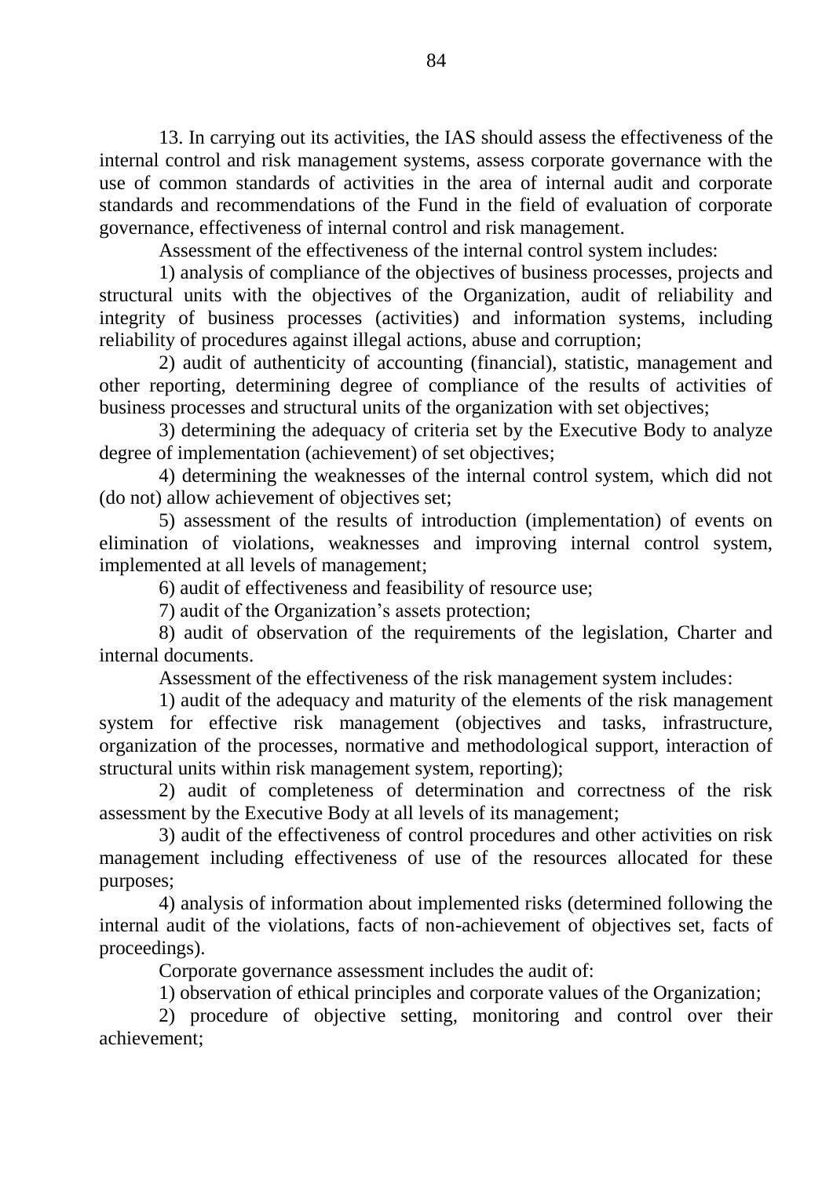13. In carrying out its activities, the IAS should assess the effectiveness of the internal control and risk management systems, assess corporate governance with the use of common standards of activities in the area of internal audit and corporate standards and recommendations of the Fund in the field of evaluation of corporate governance, effectiveness of internal control and risk management.

Assessment of the effectiveness of the internal control system includes:

1) analysis of compliance of the objectives of business processes, projects and structural units with the objectives of the Organization, audit of reliability and integrity of business processes (activities) and information systems, including reliability of procedures against illegal actions, abuse and corruption;

2) audit of authenticity of accounting (financial), statistic, management and other reporting, determining degree of compliance of the results of activities of business processes and structural units of the organization with set objectives;

3) determining the adequacy of criteria set by the Executive Body to analyze degree of implementation (achievement) of set objectives;

4) determining the weaknesses of the internal control system, which did not (do not) allow achievement of objectives set;

5) assessment of the results of introduction (implementation) of events on elimination of violations, weaknesses and improving internal control system, implemented at all levels of management;

6) audit of effectiveness and feasibility of resource use;

7) audit of the Organization's assets protection;

8) audit of observation of the requirements of the legislation, Charter and internal documents.

Assessment of the effectiveness of the risk management system includes:

1) audit of the adequacy and maturity of the elements of the risk management system for effective risk management (objectives and tasks, infrastructure, organization of the processes, normative and methodological support, interaction of structural units within risk management system, reporting);

2) audit of completeness of determination and correctness of the risk assessment by the Executive Body at all levels of its management;

3) audit of the effectiveness of control procedures and other activities on risk management including effectiveness of use of the resources allocated for these purposes;

4) analysis of information about implemented risks (determined following the internal audit of the violations, facts of non-achievement of objectives set, facts of proceedings).

Corporate governance assessment includes the audit of:

1) observation of ethical principles and corporate values of the Organization;

2) procedure of objective setting, monitoring and control over their achievement;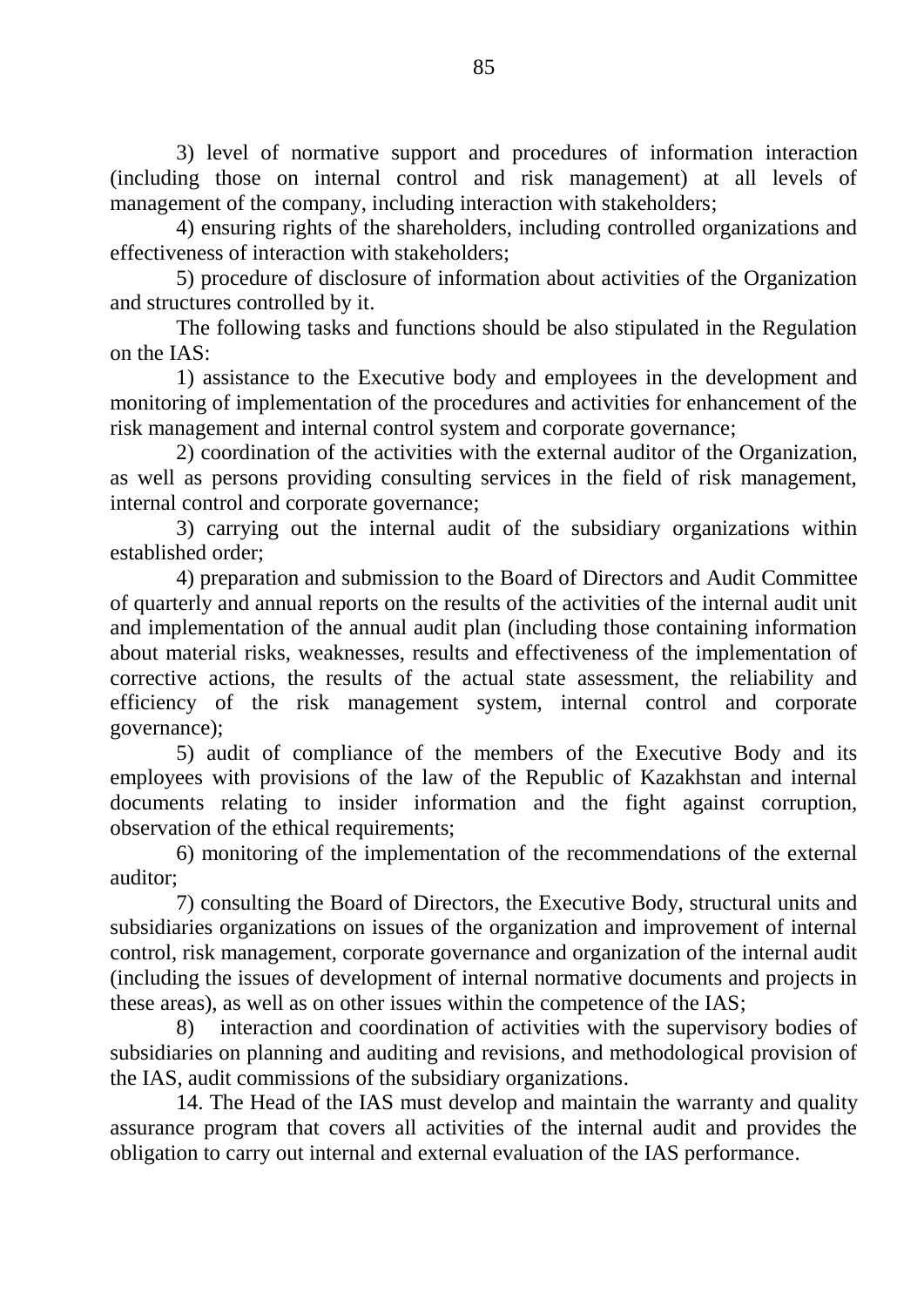3) level of normative support and procedures of information interaction (including those on internal control and risk management) at all levels of management of the company, including interaction with stakeholders;

4) ensuring rights of the shareholders, including controlled organizations and effectiveness of interaction with stakeholders;

5) procedure of disclosure of information about activities of the Organization and structures controlled by it.

The following tasks and functions should be also stipulated in the Regulation on the IAS:

1) assistance to the Executive body and employees in the development and monitoring of implementation of the procedures and activities for enhancement of the risk management and internal control system and corporate governance;

2) coordination of the activities with the external auditor of the Organization, as well as persons providing consulting services in the field of risk management, internal control and corporate governance;

3) carrying out the internal audit of the subsidiary organizations within established order;

4) preparation and submission to the Board of Directors and Audit Committee of quarterly and annual reports on the results of the activities of the internal audit unit and implementation of the annual audit plan (including those containing information about material risks, weaknesses, results and effectiveness of the implementation of corrective actions, the results of the actual state assessment, the reliability and efficiency of the risk management system, internal control and corporate governance);

5) audit of compliance of the members of the Executive Body and its employees with provisions of the law of the Republic of Kazakhstan and internal documents relating to insider information and the fight against corruption, observation of the ethical requirements;

6) monitoring of the implementation of the recommendations of the external auditor;

7) consulting the Board of Directors, the Executive Body, structural units and subsidiaries organizations on issues of the organization and improvement of internal control, risk management, corporate governance and organization of the internal audit (including the issues of development of internal normative documents and projects in these areas), as well as on other issues within the competence of the IAS;

8) interaction and coordination of activities with the supervisory bodies of subsidiaries on planning and auditing and revisions, and methodological provision of the IAS, audit commissions of the subsidiary organizations.

14. The Head of the IAS must develop and maintain the warranty and quality assurance program that covers all activities of the internal audit and provides the obligation to carry out internal and external evaluation of the IAS performance.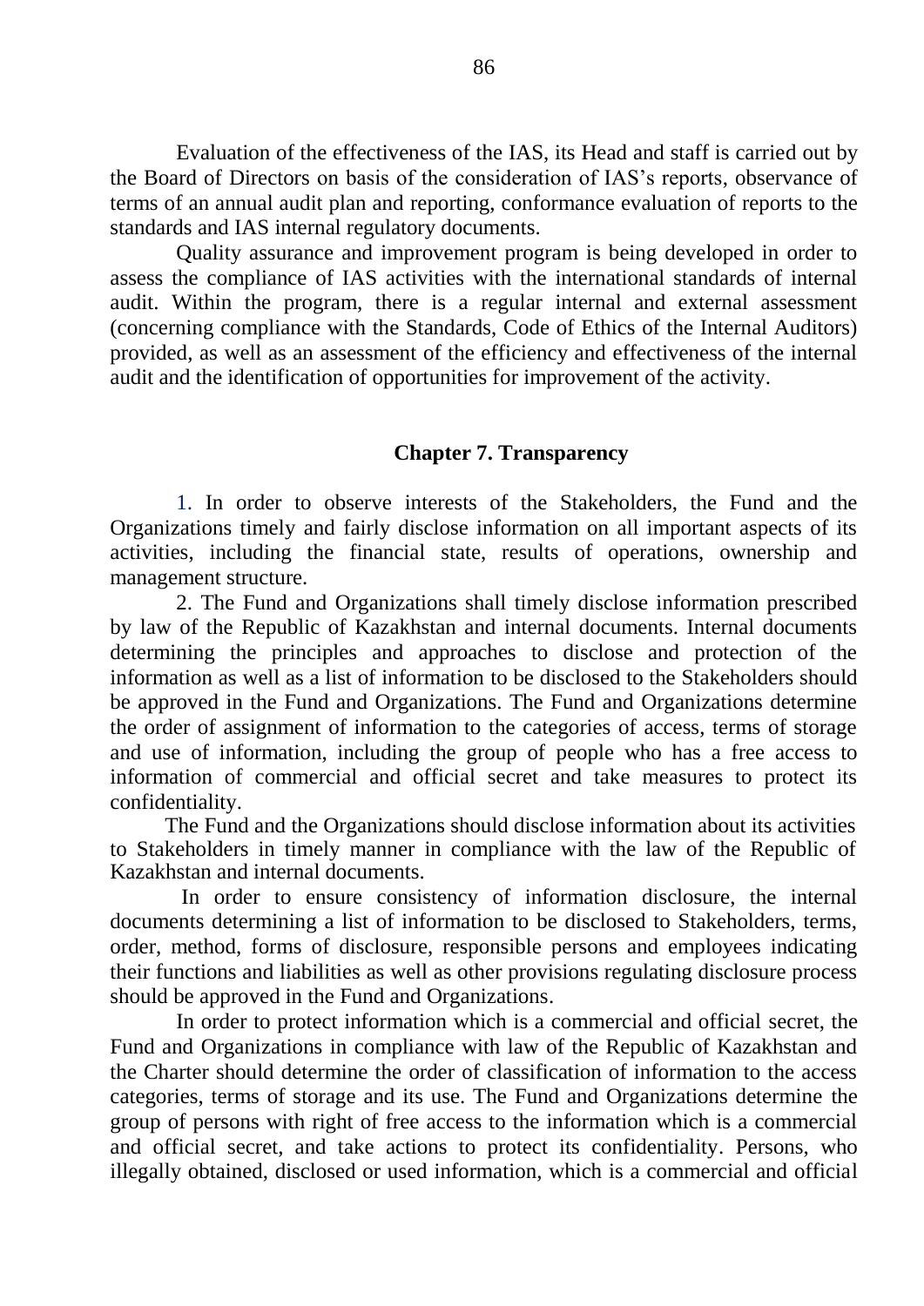Evaluation of the effectiveness of the IAS, its Head and staff is carried out by the Board of Directors on basis of the consideration of IAS's reports, observance of terms of an annual audit plan and reporting, conformance evaluation of reports to the standards and IAS internal regulatory documents.

Quality assurance and improvement program is being developed in order to assess the compliance of IAS activities with the international standards of internal audit. Within the program, there is a regular internal and external assessment (concerning compliance with the Standards, Code of Ethics of the Internal Auditors) provided, as well as an assessment of the efficiency and effectiveness of the internal audit and the identification of opportunities for improvement of the activity.

## Chapter 7. Transparency

1. In order to observe interests of the Stakeholders, the Fund and the Organizations timely and fairly disclose information on all important aspects of its activities, including the financial state, results of operations, ownership and management structure.

2. The Fund and Organizations shall timely disclose information prescribed by law of the Republic of Kazakhstan and internal documents. Internal documents determining the principles and approaches to disclose and protection of the information as well as a list of information to be disclosed to the Stakeholders should be approved in the Fund and Organizations. The Fund and Organizations determine the order of assignment of information to the categories of access, terms of storage and use of information, including the group of people who has a free access to information of commercial and official secret and take measures to protect its confidentiality.

The Fund and the Organizations should disclose information about its activities to Stakeholders in timely manner in compliance with the law of the Republic of Kazakhstan and internal documents.

In order to ensure consistency of information disclosure, the internal documents determining a list of information to be disclosed to Stakeholders, terms, order, method, forms of disclosure, responsible persons and employees indicating their functions and liabilities as well as other provisions regulating disclosure process should be approved in the Fund and Organizations.

In order to protect information which is a commercial and official secret, the Fund and Organizations in compliance with law of the Republic of Kazakhstan and the Charter should determine the order of classification of information to the access categories, terms of storage and its use. The Fund and Organizations determine the group of persons with right of free access to the information which is a commercial and official secret, and take actions to protect its confidentiality. Persons, who illegally obtained, disclosed or used information, which is a commercial and official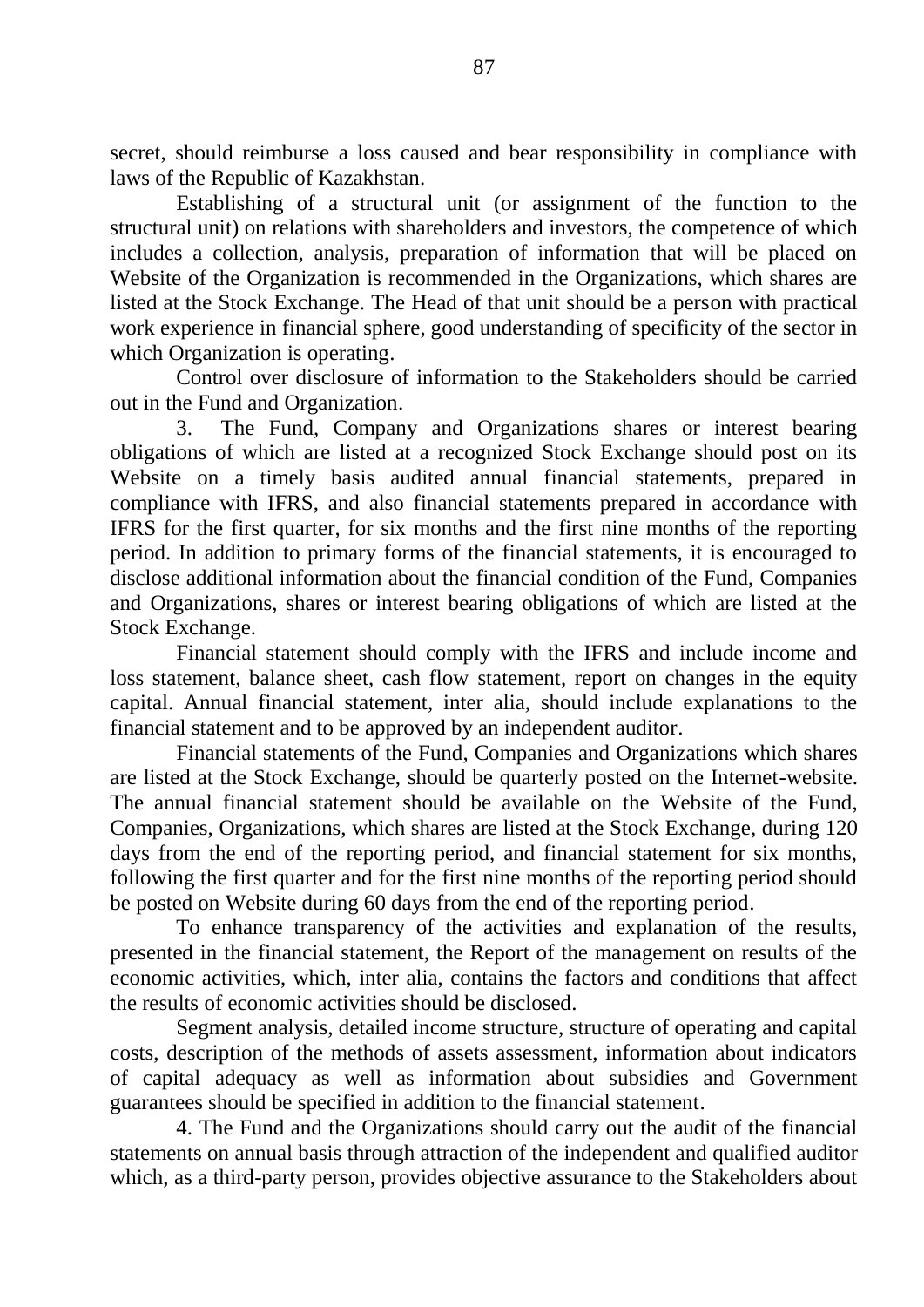secret, should reimburse a loss caused and bear responsibility in compliance with laws of the Republic of Kazakhstan.

Establishing of a structural unit (or assignment of the function to the structural unit) on relations with shareholders and investors, the competence of which includes a collection, analysis, preparation of information that will be placed on Website of the Organization is recommended in the Organizations, which shares are listed at the Stock Exchange. The Head of that unit should be a person with practical work experience in financial sphere, good understanding of specificity of the sector in which Organization is operating.

Control over disclosure of information to the Stakeholders should be carried out in the Fund and Organization.

3. The Fund, Company and Organizations shares or interest bearing obligations of which are listed at a recognized Stock Exchange should post on its Website on a timely basis audited annual financial statements, prepared in compliance with IFRS, and also financial statements prepared in accordance with IFRS for the first quarter, for six months and the first nine months of the reporting period. In addition to primary forms of the financial statements, it is encouraged to disclose additional information about the financial condition of the Fund, Companies and Organizations, shares or interest bearing obligations of which are listed at the Stock Exchange.

Financial statement should comply with the IFRS and include income and loss statement, balance sheet, cash flow statement, report on changes in the equity capital. Annual financial statement, inter alia, should include explanations to the financial statement and to be approved by an independent auditor.

Financial statements of the Fund, Companies and Organizations which shares are listed at the Stock Exchange, should be quarterly posted on the Internet-website. The annual financial statement should be available on the Website of the Fund, Companies, Organizations, which shares are listed at the Stock Exchange, during 120 days from the end of the reporting period, and financial statement for six months, following the first quarter and for the first nine months of the reporting period should be posted on Website during 60 days from the end of the reporting period.

To enhance transparency of the activities and explanation of the results, presented in the financial statement, the Report of the management on results of the economic activities, which, inter alia, contains the factors and conditions that affect the results of economic activities should be disclosed.

Segment analysis, detailed income structure, structure of operating and capital costs, description of the methods of assets assessment, information about indicators of capital adequacy as well as information about subsidies and Government guarantees should be specified in addition to the financial statement.

4. The Fund and the Organizations should carry out the audit of the financial statements on annual basis through attraction of the independent and qualified auditor which, as a third-party person, provides objective assurance to the Stakeholders about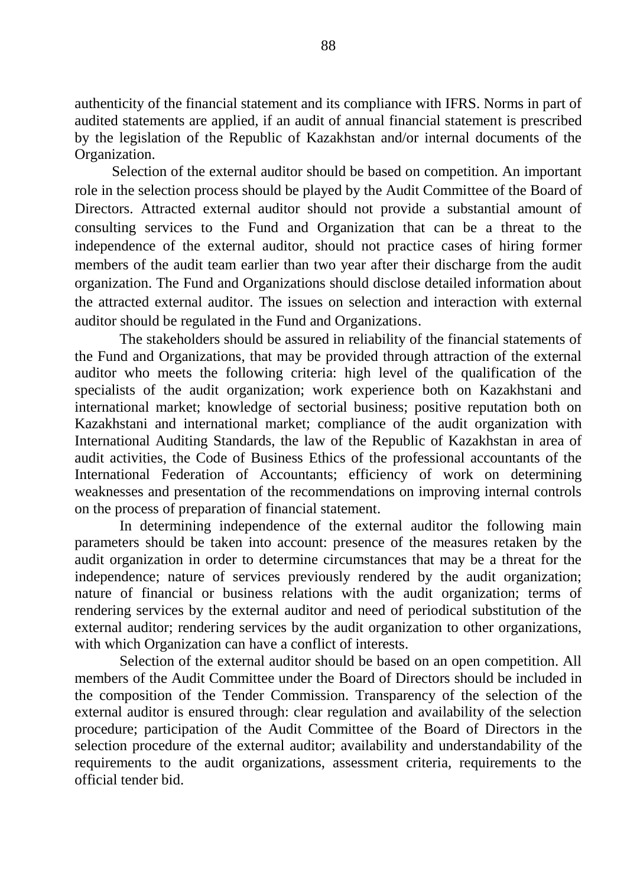authenticity of the financial statement and its compliance with IFRS. Norms in part of audited statements are applied, if an audit of annual financial statement is prescribed by the legislation of the Republic of Kazakhstan and/or internal documents of the Organization.

Selection of the external auditor should be based on competition. An important role in the selection process should be played by the Audit Committee of the Board of Directors. Attracted external auditor should not provide a substantial amount of consulting services to the Fund and Organization that can be a threat to the independence of the external auditor, should not practice cases of hiring former members of the audit team earlier than two year after their discharge from the audit organization. The Fund and Organizations should disclose detailed information about the attracted external auditor. The issues on selection and interaction with external auditor should be regulated in the Fund and Organizations.

The stakeholders should be assured in reliability of the financial statements of the Fund and Organizations, that may be provided through attraction of the external auditor who meets the following criteria: high level of the qualification of the specialists of the audit organization; work experience both on Kazakhstani and international market; knowledge of sectorial business; positive reputation both on Kazakhstani and international market; compliance of the audit organization with International Auditing Standards, the law of the Republic of Kazakhstan in area of audit activities, the Code of Business Ethics of the professional accountants of the International Federation of Accountants; efficiency of work on determining weaknesses and presentation of the recommendations on improving internal controls on the process of preparation of financial statement.

In determining independence of the external auditor the following main parameters should be taken into account: presence of the measures retaken by the audit organization in order to determine circumstances that may be a threat for the independence; nature of services previously rendered by the audit organization; nature of financial or business relations with the audit organization; terms of rendering services by the external auditor and need of periodical substitution of the external auditor; rendering services by the audit organization to other organizations, with which Organization can have a conflict of interests.

Selection of the external auditor should be based on an open competition. All members of the Audit Committee under the Board of Directors should be included in the composition of the Tender Commission. Transparency of the selection of the external auditor is ensured through: clear regulation and availability of the selection procedure; participation of the Audit Committee of the Board of Directors in the selection procedure of the external auditor; availability and understandability of the requirements to the audit organizations, assessment criteria, requirements to the official tender bid.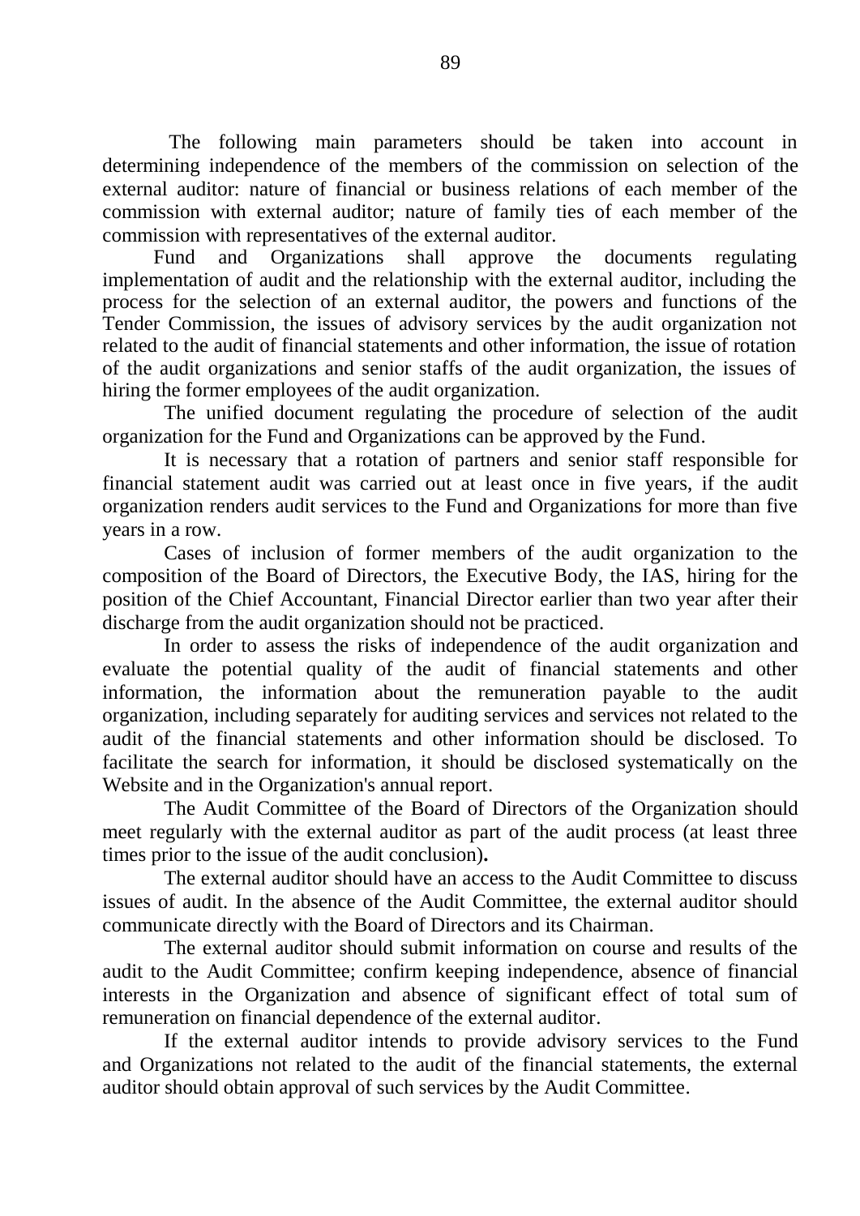The following main parameters should be taken into account in determining independence of the members of the commission on selection of the external auditor: nature of financial or business relations of each member of the commission with external auditor; nature of family ties of each member of the commission with representatives of the external auditor.

Fund and Organizations shall approve the documents regulating implementation of audit and the relationship with the external auditor, including the process for the selection of an external auditor, the powers and functions of the Tender Commission, the issues of advisory services by the audit organization not related to the audit of financial statements and other information, the issue of rotation of the audit organizations and senior staffs of the audit organization, the issues of hiring the former employees of the audit organization.

The unified document regulating the procedure of selection of the audit organization for the Fund and Organizations can be approved by the Fund.

It is necessary that a rotation of partners and senior staff responsible for financial statement audit was carried out at least once in five years, if the audit organization renders audit services to the Fund and Organizations for more than five years in a row.

Cases of inclusion of former members of the audit organization to the composition of the Board of Directors, the Executive Body, the IAS, hiring for the position of the Chief Accountant, Financial Director earlier than two year after their discharge from the audit organization should not be practiced.

In order to assess the risks of independence of the audit organization and evaluate the potential quality of the audit of financial statements and other information, the information about the remuneration payable to the audit organization, including separately for auditing services and services not related to the audit of the financial statements and other information should be disclosed. To facilitate the search for information, it should be disclosed systematically on the Website and in the Organization's annual report.

The Audit Committee of the Board of Directors of the Organization should meet regularly with the external auditor as part of the audit process (at least three times prior to the issue of the audit conclusion).

The external auditor should have an access to the Audit Committee to discuss issues of audit. In the absence of the Audit Committee, the external auditor should communicate directly with the Board of Directors and its Chairman.

The external auditor should submit information on course and results of the audit to the Audit Committee; confirm keeping independence, absence of financial interests in the Organization and absence of significant effect of total sum of remuneration on financial dependence of the external auditor.

If the external auditor intends to provide advisory services to the Fund and Organizations not related to the audit of the financial statements, the external auditor should obtain approval of such services by the Audit Committee.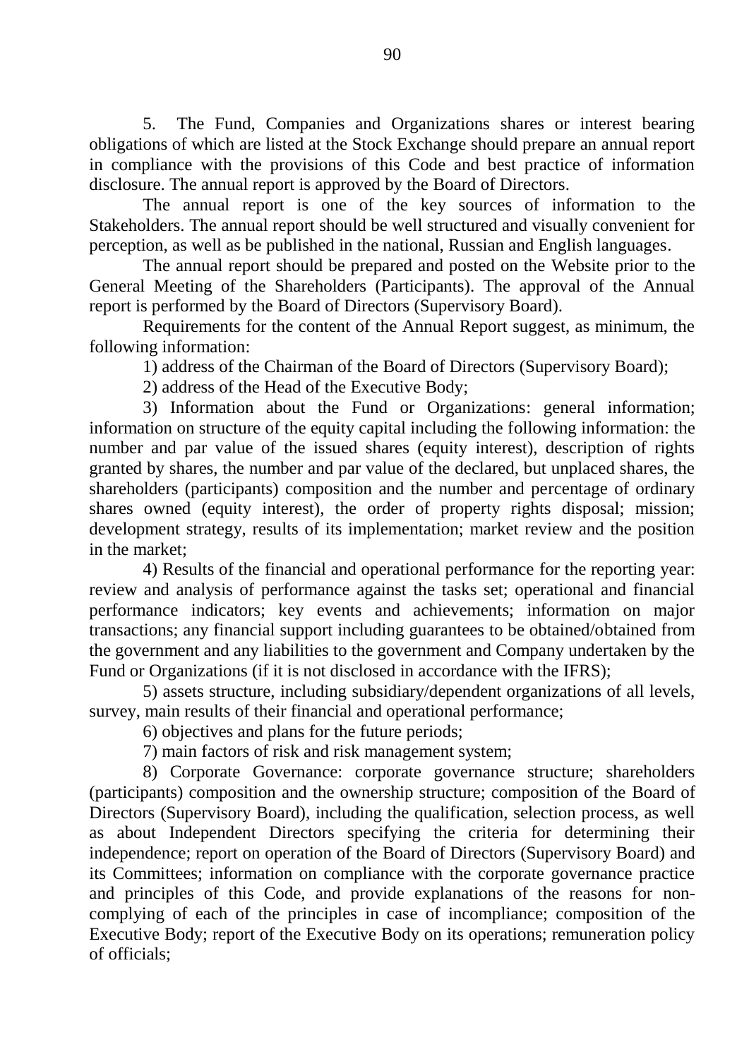5. The Fund, Companies and Organizations shares or interest bearing obligations of which are listed at the Stock Exchange should prepare an annual report in compliance with the provisions of this Code and best practice of information disclosure. The annual report is approved by the Board of Directors.

The annual report is one of the key sources of information to the Stakeholders. The annual report should be well structured and visually convenient for perception, as well as be published in the national, Russian and English languages.

The annual report should be prepared and posted on the Website prior to the General Meeting of the Shareholders (Participants). The approval of the Annual report is performed by the Board of Directors (Supervisory Board).

Requirements for the content of the Annual Report suggest, as minimum, the following information:

1) address of the Chairman of the Board of Directors (Supervisory Board);

2) address of the Head of the Executive Body;

3) Information about the Fund or Organizations: general information; information on structure of the equity capital including the following information: the number and par value of the issued shares (equity interest), description of rights granted by shares, the number and par value of the declared, but unplaced shares, the shareholders (participants) composition and the number and percentage of ordinary shares owned (equity interest), the order of property rights disposal; mission; development strategy, results of its implementation; market review and the position in the market;

4) Results of the financial and operational performance for the reporting year: review and analysis of performance against the tasks set; operational and financial performance indicators; key events and achievements; information on major transactions; any financial support including guarantees to be obtained/obtained from the government and any liabilities to the government and Company undertaken by the Fund or Organizations (if it is not disclosed in accordance with the IFRS);

5) assets structure, including subsidiary/dependent organizations of all levels, survey, main results of their financial and operational performance;

6) objectives and plans for the future periods;

7) main factors of risk and risk management system;

8) Corporate Governance: corporate governance structure; shareholders (participants) composition and the ownership structure; composition of the Board of Directors (Supervisory Board), including the qualification, selection process, as well as about Independent Directors specifying the criteria for determining their independence; report on operation of the Board of Directors (Supervisory Board) and its Committees; information on compliance with the corporate governance practice and principles of this Code, and provide explanations of the reasons for non-complying of each of the principles in case of incompliance; composition of the Executive Body; report of the Executive Body on its operations; remuneration policy of officials;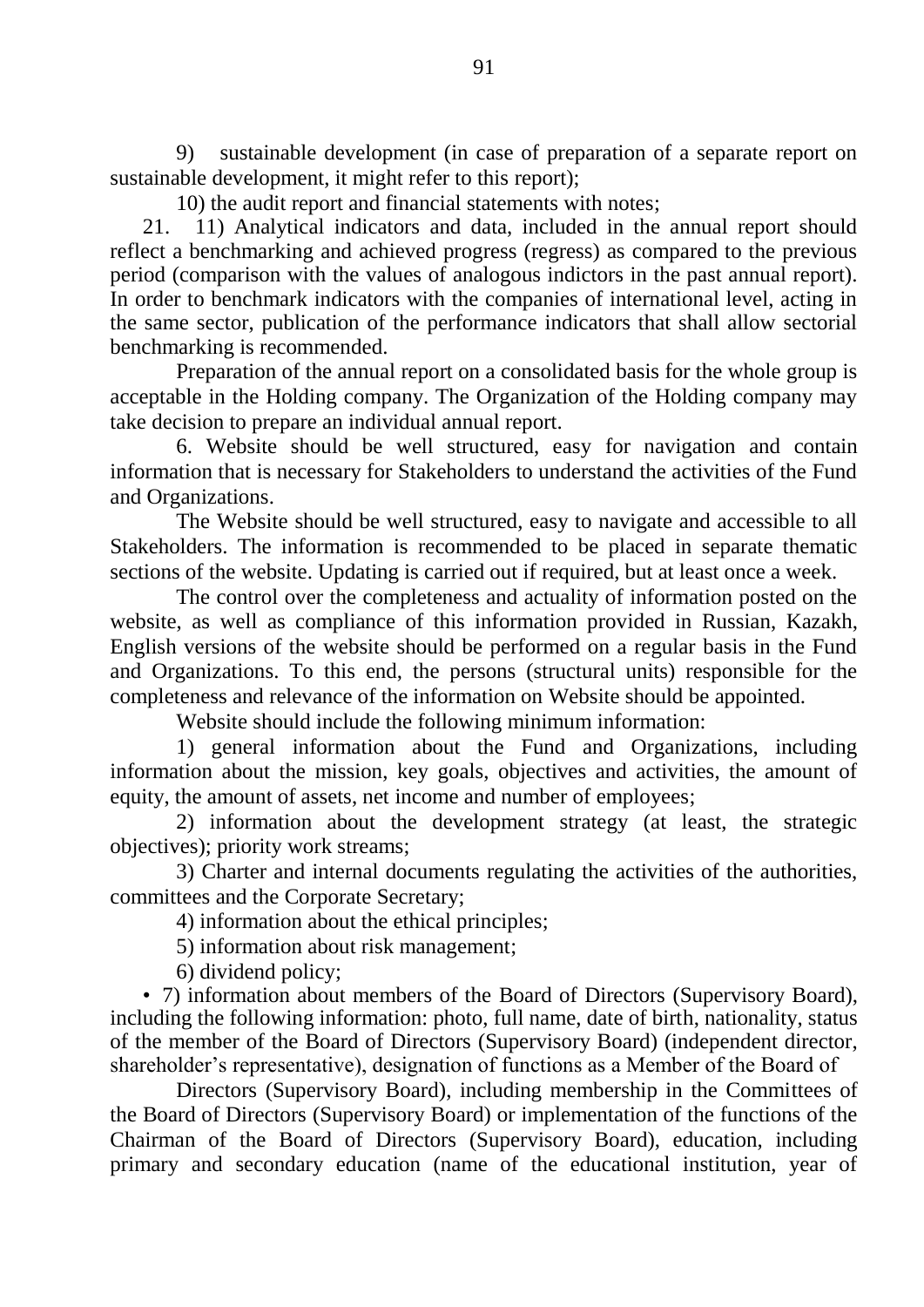9) sustainable development (in case of preparation of a separate report on sustainable development, it might refer to this report);

10) the audit report and financial statements with notes;

21. 11) Analytical indicators and data, included in the annual report should reflect a benchmarking and achieved progress (regress) as compared to the previous period (comparison with the values of analogous indictors in the past annual report). In order to benchmark indicators with the companies of international level, acting in the same sector, publication of the performance indicators that shall allow sectorial benchmarking is recommended.

Preparation of the annual report on a consolidated basis for the whole group is acceptable in the Holding company. The Organization of the Holding company may take decision to prepare an individual annual report.

6. Website should be well structured, easy for navigation and contain information that is necessary for Stakeholders to understand the activities of the Fund and Organizations.

The Website should be well structured, easy to navigate and accessible to all Stakeholders. The information is recommended to be placed in separate thematic sections of the website. Updating is carried out if required, but at least once a week.

The control over the completeness and actuality of information posted on the website, as well as compliance of this information provided in Russian, Kazakh, English versions of the website should be performed on a regular basis in the Fund and Organizations. To this end, the persons (structural units) responsible for the completeness and relevance of the information on Website should be appointed.

Website should include the following minimum information:

1) general information about the Fund and Organizations, including information about the mission, key goals, objectives and activities, the amount of equity, the amount of assets, net income and number of employees;

2) information about the development strategy (at least, the strategic objectives); priority work streams;

3) Charter and internal documents regulating the activities of the authorities, committees and the Corporate Secretary;

4) information about the ethical principles;

5) information about risk management;

6) dividend policy;

• 7) information about members of the Board of Directors (Supervisory Board), including the following information: photo, full name, date of birth, nationality, status of the member of the Board of Directors (Supervisory Board) (independent director, shareholder's representative), designation of functions as a Member of the Board of

Directors (Supervisory Board), including membership in the Committees of the Board of Directors (Supervisory Board) or implementation of the functions of the Chairman of the Board of Directors (Supervisory Board), education, including primary and secondary education (name of the educational institution, year of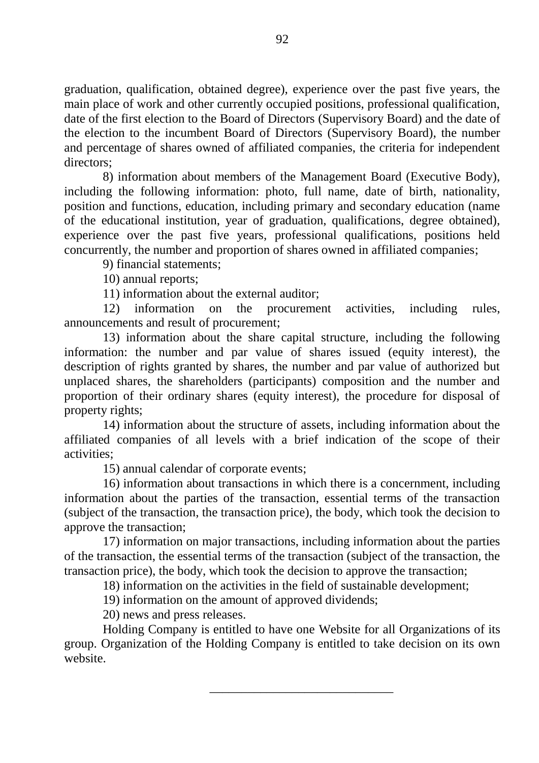graduation, qualification, obtained degree), experience over the past five years, the main place of work and other currently occupied positions, professional qualification, date of the first election to the Board of Directors (Supervisory Board) and the date of the election to the incumbent Board of Directors (Supervisory Board), the number and percentage of shares owned of affiliated companies, the criteria for independent directors;

8) information about members of the Management Board (Executive Body), including the following information: photo, full name, date of birth, nationality, position and functions, education, including primary and secondary education (name of the educational institution, year of graduation, qualifications, degree obtained), experience over the past five years, professional qualifications, positions held concurrently, the number and proportion of shares owned in affiliated companies;

9) financial statements;

10) annual reports;

11) information about the external auditor;

12) information on the procurement activities, including rules, announcements and result of procurement;

13) information about the share capital structure, including the following information: the number and par value of shares issued (equity interest), the description of rights granted by shares, the number and par value of authorized but unplaced shares, the shareholders (participants) composition and the number and proportion of their ordinary shares (equity interest), the procedure for disposal of property rights;

14) information about the structure of assets, including information about the affiliated companies of all levels with a brief indication of the scope of their activities;

15) annual calendar of corporate events;

16) information about transactions in which there is a concernment, including information about the parties of the transaction, essential terms of the transaction (subject of the transaction, the transaction price), the body, which took the decision to approve the transaction;

17) information on major transactions, including information about the parties of the transaction, the essential terms of the transaction (subject of the transaction, the transaction price), the body, which took the decision to approve the transaction;

18) information on the activities in the field of sustainable development;

19) information on the amount of approved dividends;

20) news and press releases.

Holding Company is entitled to have one Website for all Organizations of its group. Organization of the Holding Company is entitled to take decision on its own website.

\_\_\_\_\_\_\_\_\_\_\_\_\_\_\_\_\_\_\_\_\_\_\_\_\_\_\_\_\_\_